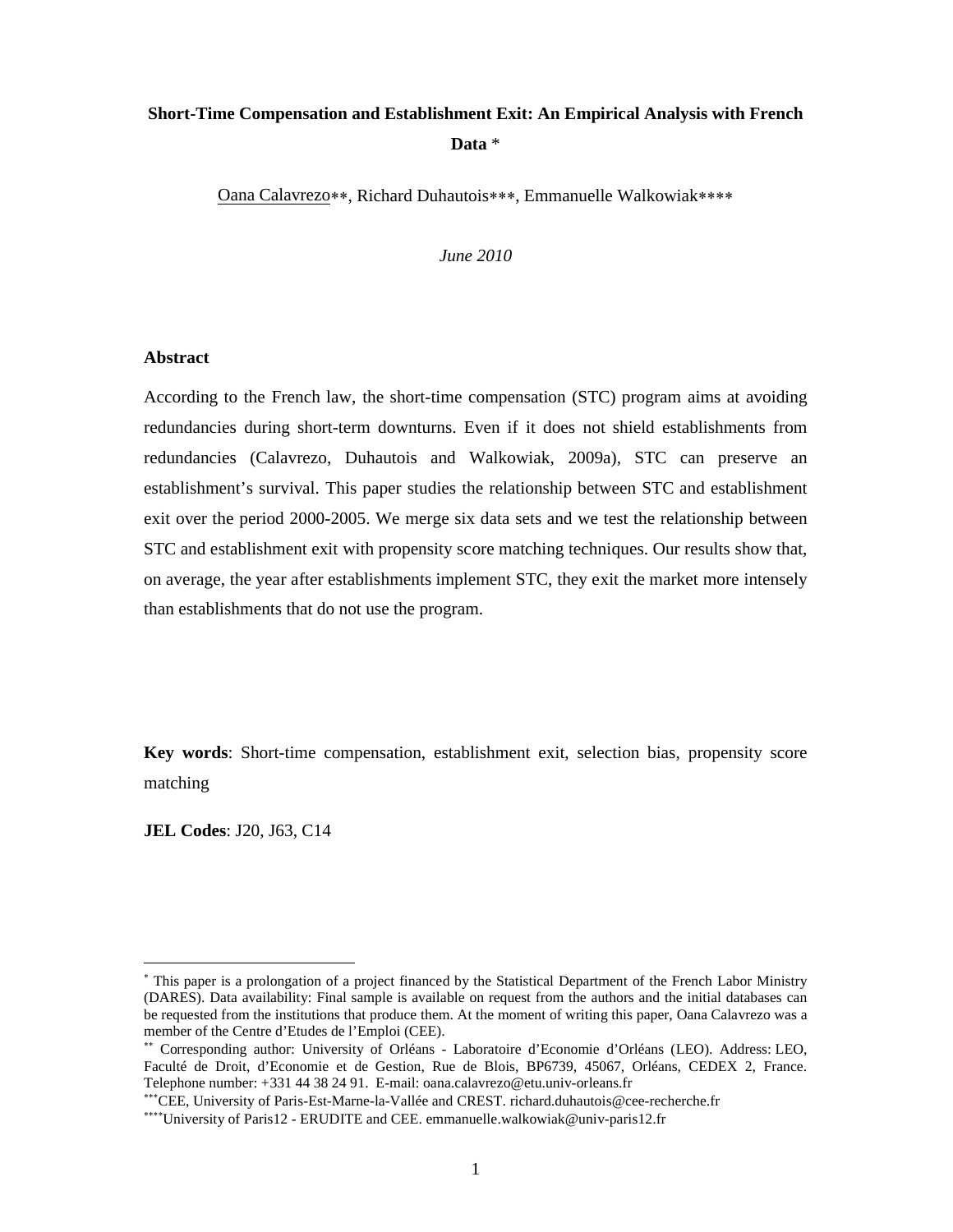# Short-Time Compensation and Establishment Exit: An Empirical Analysis with French Data *

Oana Calavrezo**, Richard Duhautois***, Emmanuelle Walkowiak****

*June 2010*

## Abstract

According to the French law, the short-time compensation (STC) program aims at avoiding redundancies during short-term downturns. Even if it does not shield establishments from redundancies (Calavrezo, Duhautois and Walkowiak, 2009a), STC can preserve an establishment's survival. This paper studies the relationship between STC and establishment exit over the period 2000-2005. We merge six data sets and we test the relationship between STC and establishment exit with propensity score matching techniques. Our results show that, on average, the year after establishments implement STC, they exit the market more intensely than establishments that do not use the program.

**Key words**: Short-time compensation, establishment exit, selection bias, propensity score matching

**JEL Codes**: J20, J63, C14

---

[*] This paper is a prolongation of a project financed by the Statistical Department of the French Labor Ministry (DARES). Data availability: Final sample is available on request from the authors and the initial databases can be requested from the institutions that produce them. At the moment of writing this paper, Oana Calavrezo was a member of the Centre d'Etudes de l'Emploi (CEE).

[**] Corresponding author: University of Orléans - Laboratoire d'Economie d'Orléans (LEO). Address: LEO, Faculté de Droit, d'Economie et de Gestion, Rue de Blois, BP6739, 45067, Orléans, CEDEX 2, France. Telephone number: +331 44 38 24 91. E-mail: oana.calavrezo@etu.univ-orleans.fr

[***] CEE, University of Paris-Est-Marne-la-Vallée and CREST. richard.duhautois@cee-recherche.fr

[****] University of Paris12 - ERUDITE and CEE. emmanuelle.walkowiak@univ-paris12.fr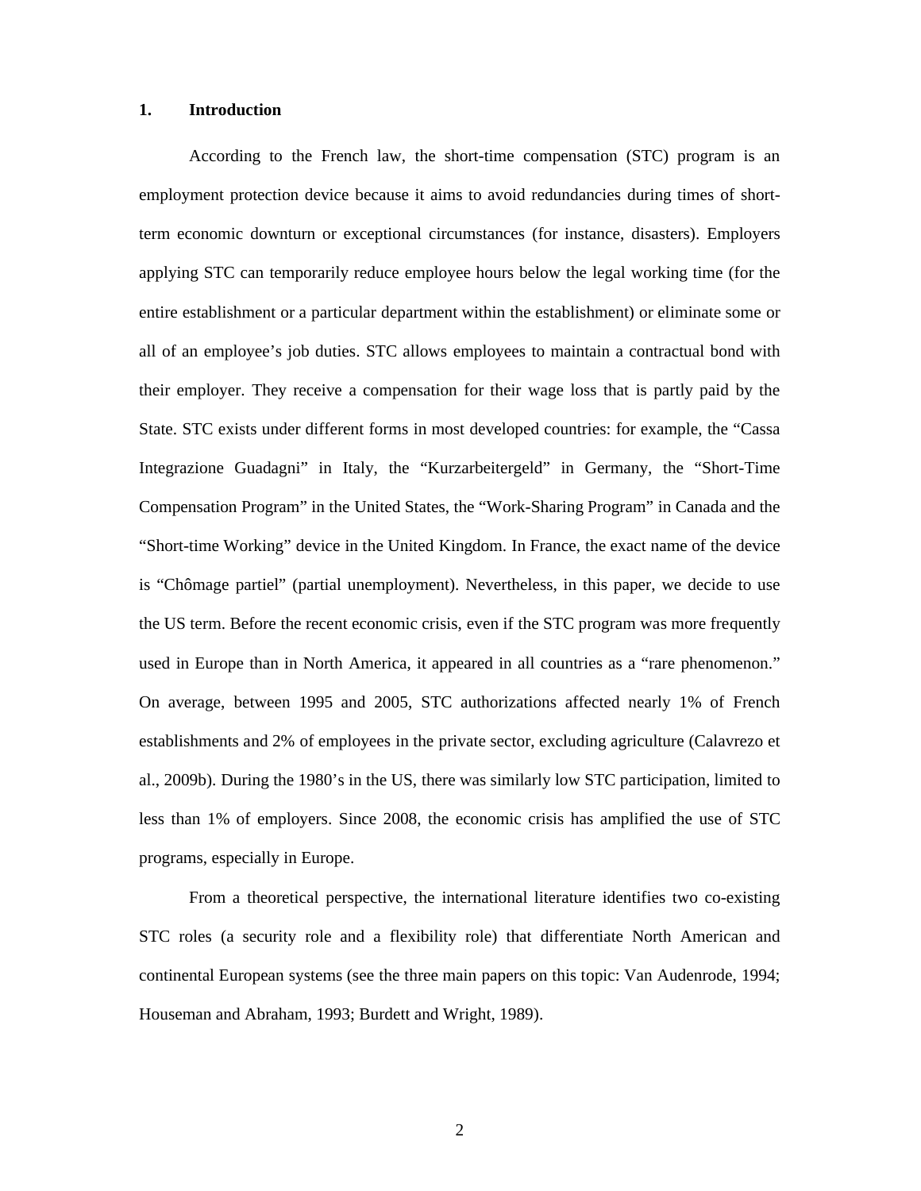## 1. Introduction

According to the French law, the short-time compensation (STC) program is an employment protection device because it aims to avoid redundancies during times of short-term economic downturn or exceptional circumstances (for instance, disasters). Employers applying STC can temporarily reduce employee hours below the legal working time (for the entire establishment or a particular department within the establishment) or eliminate some or all of an employee's job duties. STC allows employees to maintain a contractual bond with their employer. They receive a compensation for their wage loss that is partly paid by the State. STC exists under different forms in most developed countries: for example, the "Cassa Integrazione Guadagni" in Italy, the "Kurzarbeitergeld" in Germany, the "Short-Time Compensation Program" in the United States, the "Work-Sharing Program" in Canada and the "Short-time Working" device in the United Kingdom. In France, the exact name of the device is "Chômage partiel" (partial unemployment). Nevertheless, in this paper, we decide to use the US term. Before the recent economic crisis, even if the STC program was more frequently used in Europe than in North America, it appeared in all countries as a "rare phenomenon." On average, between 1995 and 2005, STC authorizations affected nearly 1% of French establishments and 2% of employees in the private sector, excluding agriculture (Calavrezo et al., 2009b). During the 1980's in the US, there was similarly low STC participation, limited to less than 1% of employers. Since 2008, the economic crisis has amplified the use of STC programs, especially in Europe.

From a theoretical perspective, the international literature identifies two co-existing STC roles (a security role and a flexibility role) that differentiate North American and continental European systems (see the three main papers on this topic: Van Audenrode, 1994; Houseman and Abraham, 1993; Burdett and Wright, 1989).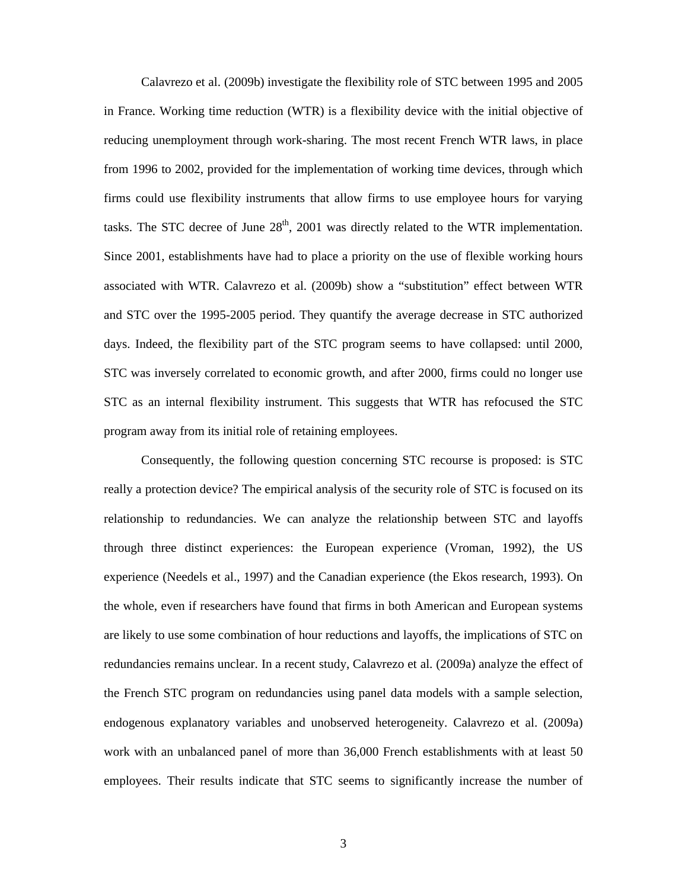Calavrezo et al. (2009b) investigate the flexibility role of STC between 1995 and 2005 in France. Working time reduction (WTR) is a flexibility device with the initial objective of reducing unemployment through work-sharing. The most recent French WTR laws, in place from 1996 to 2002, provided for the implementation of working time devices, through which firms could use flexibility instruments that allow firms to use employee hours for varying tasks. The STC decree of June 28th, 2001 was directly related to the WTR implementation. Since 2001, establishments have had to place a priority on the use of flexible working hours associated with WTR. Calavrezo et al. (2009b) show a "substitution" effect between WTR and STC over the 1995-2005 period. They quantify the average decrease in STC authorized days. Indeed, the flexibility part of the STC program seems to have collapsed: until 2000, STC was inversely correlated to economic growth, and after 2000, firms could no longer use STC as an internal flexibility instrument. This suggests that WTR has refocused the STC program away from its initial role of retaining employees.

Consequently, the following question concerning STC recourse is proposed: is STC really a protection device? The empirical analysis of the security role of STC is focused on its relationship to redundancies. We can analyze the relationship between STC and layoffs through three distinct experiences: the European experience (Vroman, 1992), the US experience (Needels et al., 1997) and the Canadian experience (the Ekos research, 1993). On the whole, even if researchers have found that firms in both American and European systems are likely to use some combination of hour reductions and layoffs, the implications of STC on redundancies remains unclear. In a recent study, Calavrezo et al. (2009a) analyze the effect of the French STC program on redundancies using panel data models with a sample selection, endogenous explanatory variables and unobserved heterogeneity. Calavrezo et al. (2009a) work with an unbalanced panel of more than 36,000 French establishments with at least 50 employees. Their results indicate that STC seems to significantly increase the number of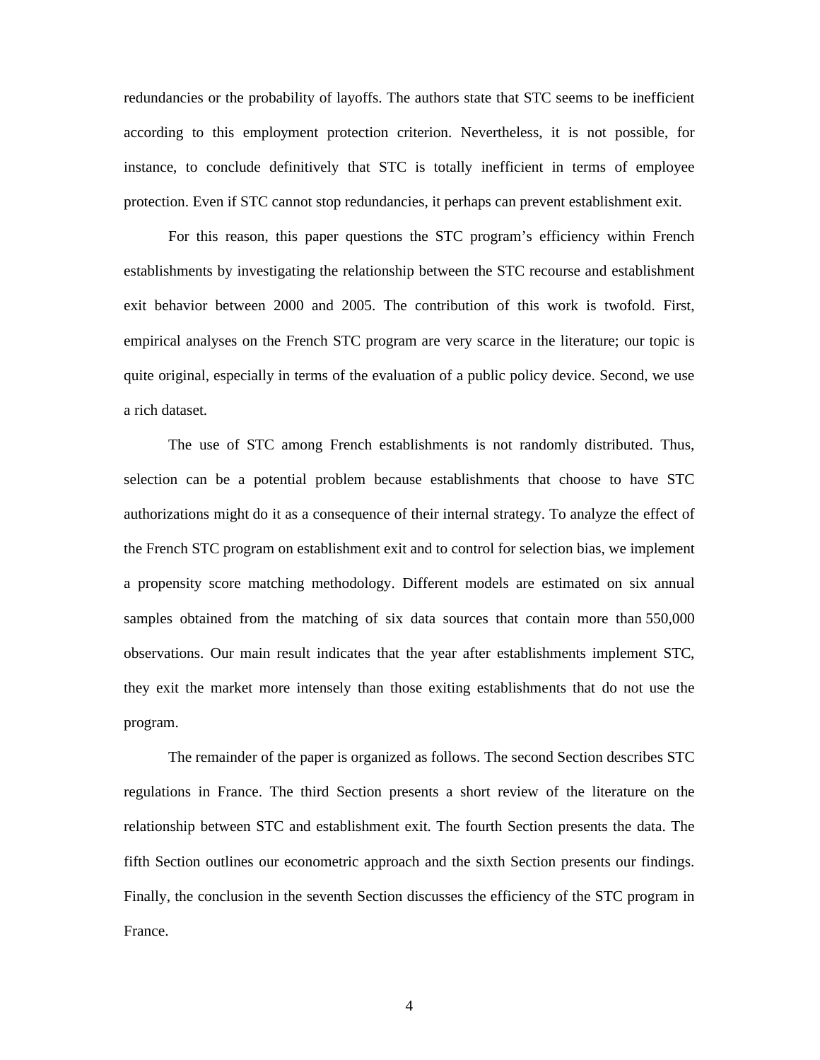redundancies or the probability of layoffs. The authors state that STC seems to be inefficient according to this employment protection criterion. Nevertheless, it is not possible, for instance, to conclude definitively that STC is totally inefficient in terms of employee protection. Even if STC cannot stop redundancies, it perhaps can prevent establishment exit.

For this reason, this paper questions the STC program's efficiency within French establishments by investigating the relationship between the STC recourse and establishment exit behavior between 2000 and 2005. The contribution of this work is twofold. First, empirical analyses on the French STC program are very scarce in the literature; our topic is quite original, especially in terms of the evaluation of a public policy device. Second, we use a rich dataset.

The use of STC among French establishments is not randomly distributed. Thus, selection can be a potential problem because establishments that choose to have STC authorizations might do it as a consequence of their internal strategy. To analyze the effect of the French STC program on establishment exit and to control for selection bias, we implement a propensity score matching methodology. Different models are estimated on six annual samples obtained from the matching of six data sources that contain more than 550,000 observations. Our main result indicates that the year after establishments implement STC, they exit the market more intensely than those exiting establishments that do not use the program.

The remainder of the paper is organized as follows. The second Section describes STC regulations in France. The third Section presents a short review of the literature on the relationship between STC and establishment exit. The fourth Section presents the data. The fifth Section outlines our econometric approach and the sixth Section presents our findings. Finally, the conclusion in the seventh Section discusses the efficiency of the STC program in France.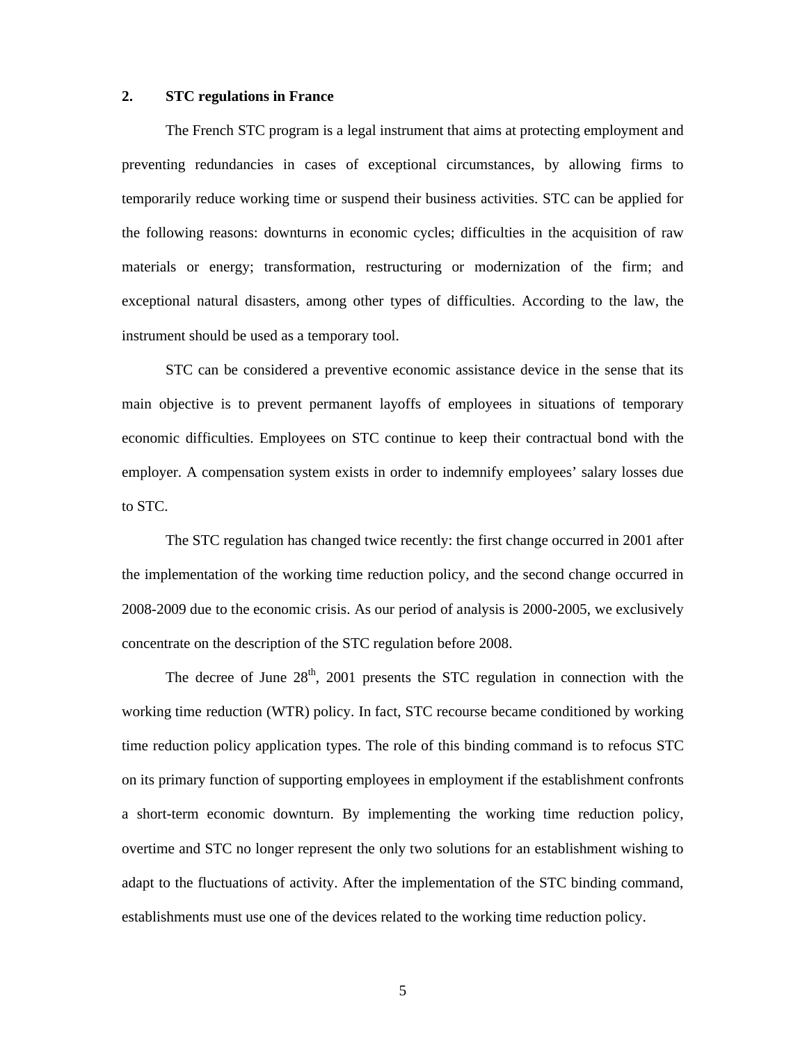## 2. STC regulations in France

The French STC program is a legal instrument that aims at protecting employment and preventing redundancies in cases of exceptional circumstances, by allowing firms to temporarily reduce working time or suspend their business activities. STC can be applied for the following reasons: downturns in economic cycles; difficulties in the acquisition of raw materials or energy; transformation, restructuring or modernization of the firm; and exceptional natural disasters, among other types of difficulties. According to the law, the instrument should be used as a temporary tool.

STC can be considered a preventive economic assistance device in the sense that its main objective is to prevent permanent layoffs of employees in situations of temporary economic difficulties. Employees on STC continue to keep their contractual bond with the employer. A compensation system exists in order to indemnify employees' salary losses due to STC.

The STC regulation has changed twice recently: the first change occurred in 2001 after the implementation of the working time reduction policy, and the second change occurred in 2008-2009 due to the economic crisis. As our period of analysis is 2000-2005, we exclusively concentrate on the description of the STC regulation before 2008.

The decree of June 28th, 2001 presents the STC regulation in connection with the working time reduction (WTR) policy. In fact, STC recourse became conditioned by working time reduction policy application types. The role of this binding command is to refocus STC on its primary function of supporting employees in employment if the establishment confronts a short-term economic downturn. By implementing the working time reduction policy, overtime and STC no longer represent the only two solutions for an establishment wishing to adapt to the fluctuations of activity. After the implementation of the STC binding command, establishments must use one of the devices related to the working time reduction policy.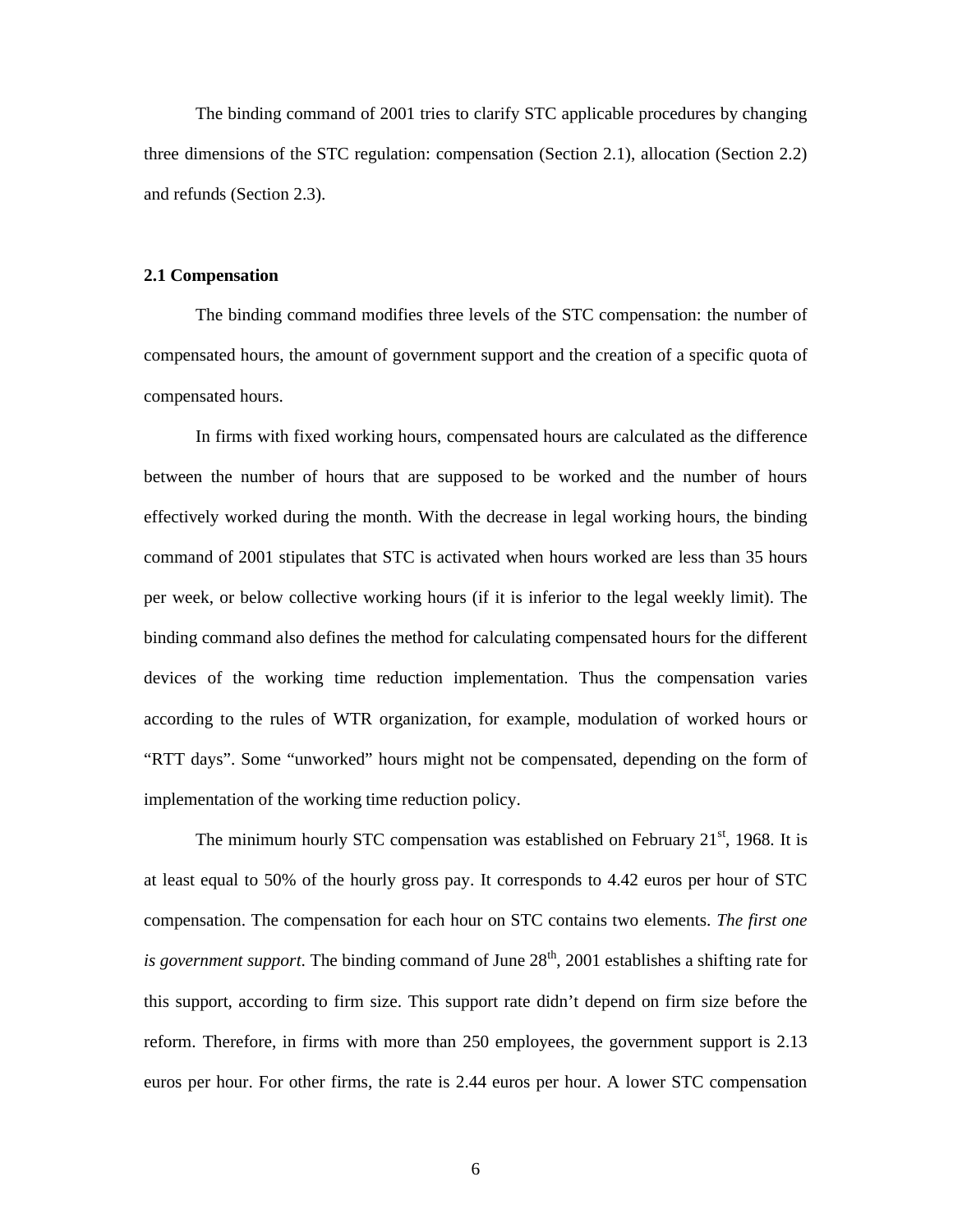The binding command of 2001 tries to clarify STC applicable procedures by changing three dimensions of the STC regulation: compensation (Section 2.1), allocation (Section 2.2) and refunds (Section 2.3).

### 2.1 Compensation

The binding command modifies three levels of the STC compensation: the number of compensated hours, the amount of government support and the creation of a specific quota of compensated hours.

In firms with fixed working hours, compensated hours are calculated as the difference between the number of hours that are supposed to be worked and the number of hours effectively worked during the month. With the decrease in legal working hours, the binding command of 2001 stipulates that STC is activated when hours worked are less than 35 hours per week, or below collective working hours (if it is inferior to the legal weekly limit). The binding command also defines the method for calculating compensated hours for the different devices of the working time reduction implementation. Thus the compensation varies according to the rules of WTR organization, for example, modulation of worked hours or "RTT days". Some "unworked" hours might not be compensated, depending on the form of implementation of the working time reduction policy.

The minimum hourly STC compensation was established on February 21st, 1968. It is at least equal to 50% of the hourly gross pay. It corresponds to 4.42 euros per hour of STC compensation. The compensation for each hour on STC contains two elements. *The first one is government support*. The binding command of June 28th, 2001 establishes a shifting rate for this support, according to firm size. This support rate didn't depend on firm size before the reform. Therefore, in firms with more than 250 employees, the government support is 2.13 euros per hour. For other firms, the rate is 2.44 euros per hour. A lower STC compensation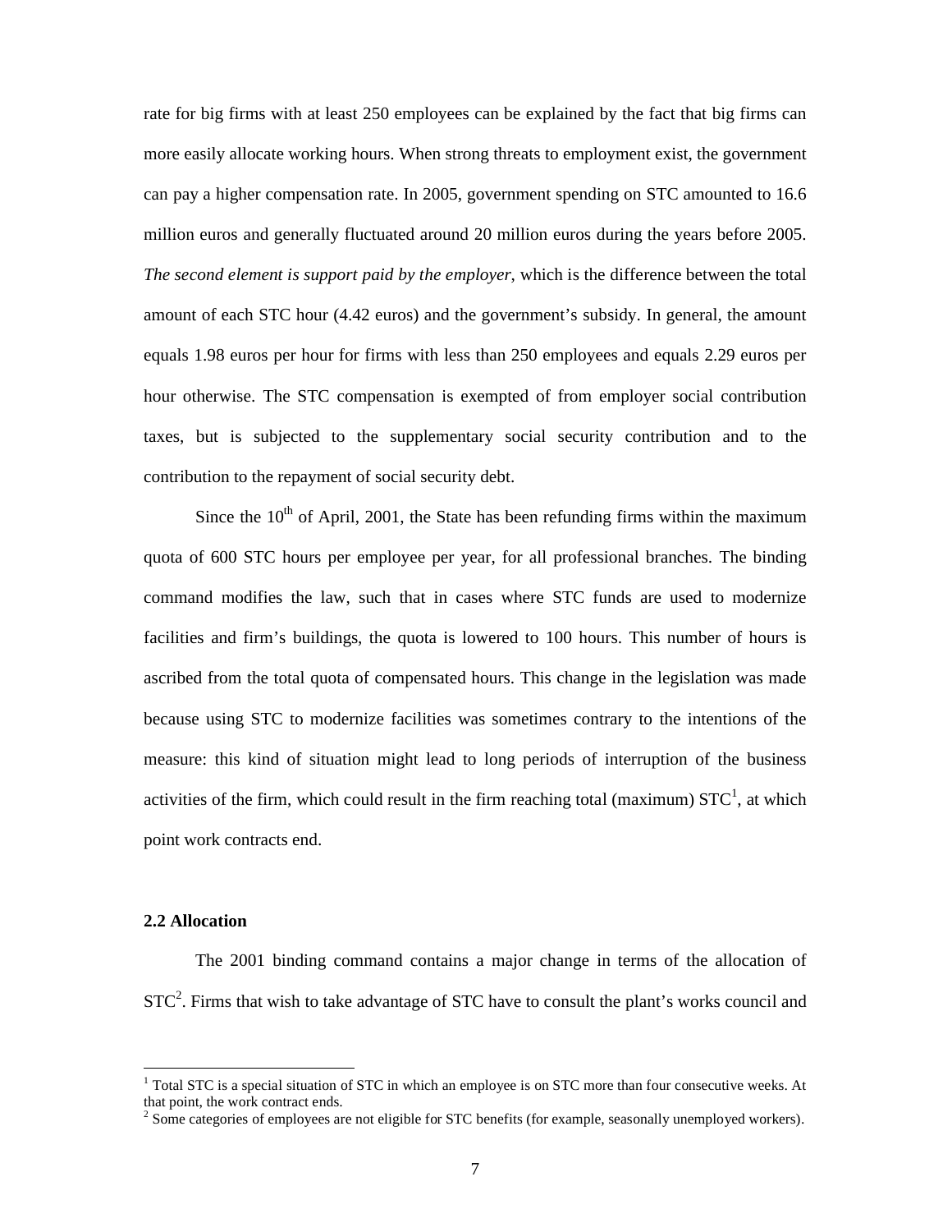rate for big firms with at least 250 employees can be explained by the fact that big firms can more easily allocate working hours. When strong threats to employment exist, the government can pay a higher compensation rate. In 2005, government spending on STC amounted to 16.6 million euros and generally fluctuated around 20 million euros during the years before 2005. *The second element is support paid by the employer*, which is the difference between the total amount of each STC hour (4.42 euros) and the government's subsidy. In general, the amount equals 1.98 euros per hour for firms with less than 250 employees and equals 2.29 euros per hour otherwise. The STC compensation is exempted of from employer social contribution taxes, but is subjected to the supplementary social security contribution and to the contribution to the repayment of social security debt.

Since the 10th of April, 2001, the State has been refunding firms within the maximum quota of 600 STC hours per employee per year, for all professional branches. The binding command modifies the law, such that in cases where STC funds are used to modernize facilities and firm's buildings, the quota is lowered to 100 hours. This number of hours is ascribed from the total quota of compensated hours. This change in the legislation was made because using STC to modernize facilities was sometimes contrary to the intentions of the measure: this kind of situation might lead to long periods of interruption of the business activities of the firm, which could result in the firm reaching total (maximum) STC[1], at which point work contracts end.

### 2.2 Allocation

The 2001 binding command contains a major change in terms of the allocation of STC[2]. Firms that wish to take advantage of STC have to consult the plant's works council and

---

[1] Total STC is a special situation of STC in which an employee is on STC more than four consecutive weeks. At that point, the work contract ends.

[2] Some categories of employees are not eligible for STC benefits (for example, seasonally unemployed workers).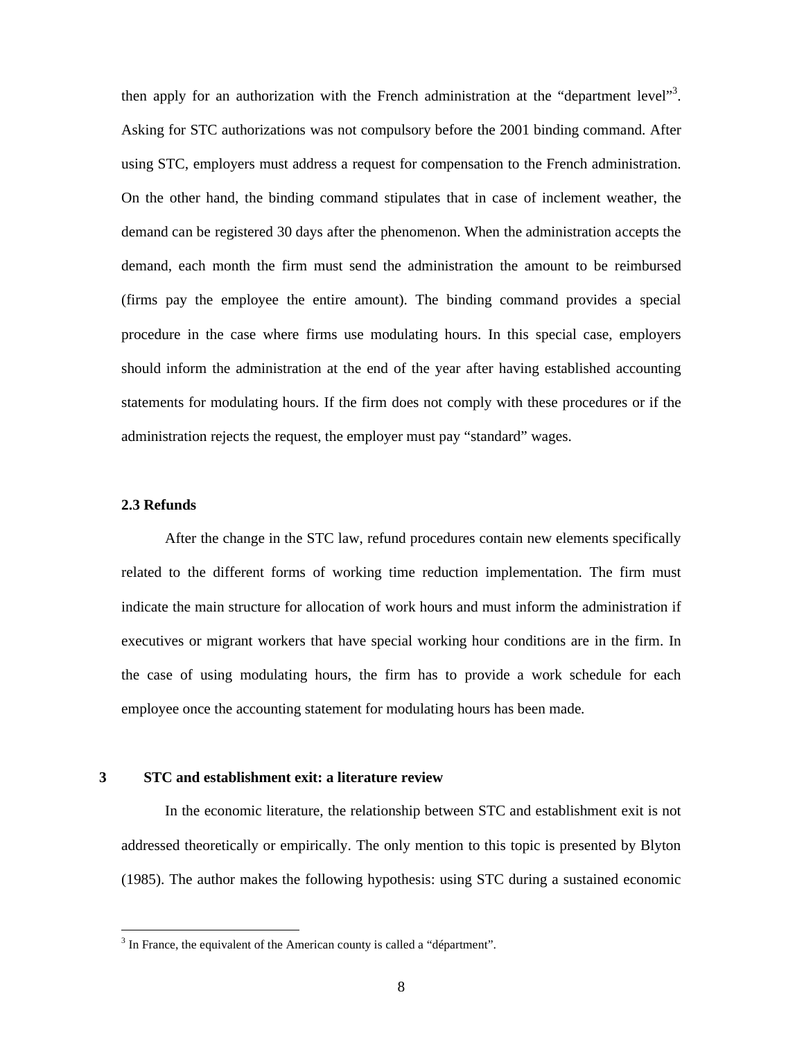then apply for an authorization with the French administration at the "department level"[3]. Asking for STC authorizations was not compulsory before the 2001 binding command. After using STC, employers must address a request for compensation to the French administration. On the other hand, the binding command stipulates that in case of inclement weather, the demand can be registered 30 days after the phenomenon. When the administration accepts the demand, each month the firm must send the administration the amount to be reimbursed (firms pay the employee the entire amount). The binding command provides a special procedure in the case where firms use modulating hours. In this special case, employers should inform the administration at the end of the year after having established accounting statements for modulating hours. If the firm does not comply with these procedures or if the administration rejects the request, the employer must pay "standard" wages.

### 2.3 Refunds

After the change in the STC law, refund procedures contain new elements specifically related to the different forms of working time reduction implementation. The firm must indicate the main structure for allocation of work hours and must inform the administration if executives or migrant workers that have special working hour conditions are in the firm. In the case of using modulating hours, the firm has to provide a work schedule for each employee once the accounting statement for modulating hours has been made.

## 3 STC and establishment exit: a literature review

In the economic literature, the relationship between STC and establishment exit is not addressed theoretically or empirically. The only mention to this topic is presented by Blyton (1985). The author makes the following hypothesis: using STC during a sustained economic

[3] In France, the equivalent of the American county is called a "départment".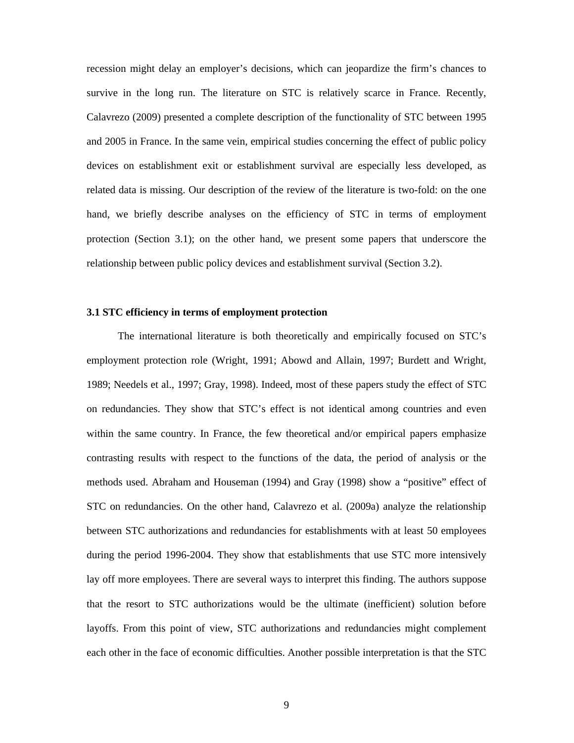recession might delay an employer's decisions, which can jeopardize the firm's chances to survive in the long run. The literature on STC is relatively scarce in France. Recently, Calavrezo (2009) presented a complete description of the functionality of STC between 1995 and 2005 in France. In the same vein, empirical studies concerning the effect of public policy devices on establishment exit or establishment survival are especially less developed, as related data is missing. Our description of the review of the literature is two-fold: on the one hand, we briefly describe analyses on the efficiency of STC in terms of employment protection (Section 3.1); on the other hand, we present some papers that underscore the relationship between public policy devices and establishment survival (Section 3.2).

### 3.1 STC efficiency in terms of employment protection

The international literature is both theoretically and empirically focused on STC's employment protection role (Wright, 1991; Abowd and Allain, 1997; Burdett and Wright, 1989; Needels et al., 1997; Gray, 1998). Indeed, most of these papers study the effect of STC on redundancies. They show that STC's effect is not identical among countries and even within the same country. In France, the few theoretical and/or empirical papers emphasize contrasting results with respect to the functions of the data, the period of analysis or the methods used. Abraham and Houseman (1994) and Gray (1998) show a "positive" effect of STC on redundancies. On the other hand, Calavrezo et al. (2009a) analyze the relationship between STC authorizations and redundancies for establishments with at least 50 employees during the period 1996-2004. They show that establishments that use STC more intensively lay off more employees. There are several ways to interpret this finding. The authors suppose that the resort to STC authorizations would be the ultimate (inefficient) solution before layoffs. From this point of view, STC authorizations and redundancies might complement each other in the face of economic difficulties. Another possible interpretation is that the STC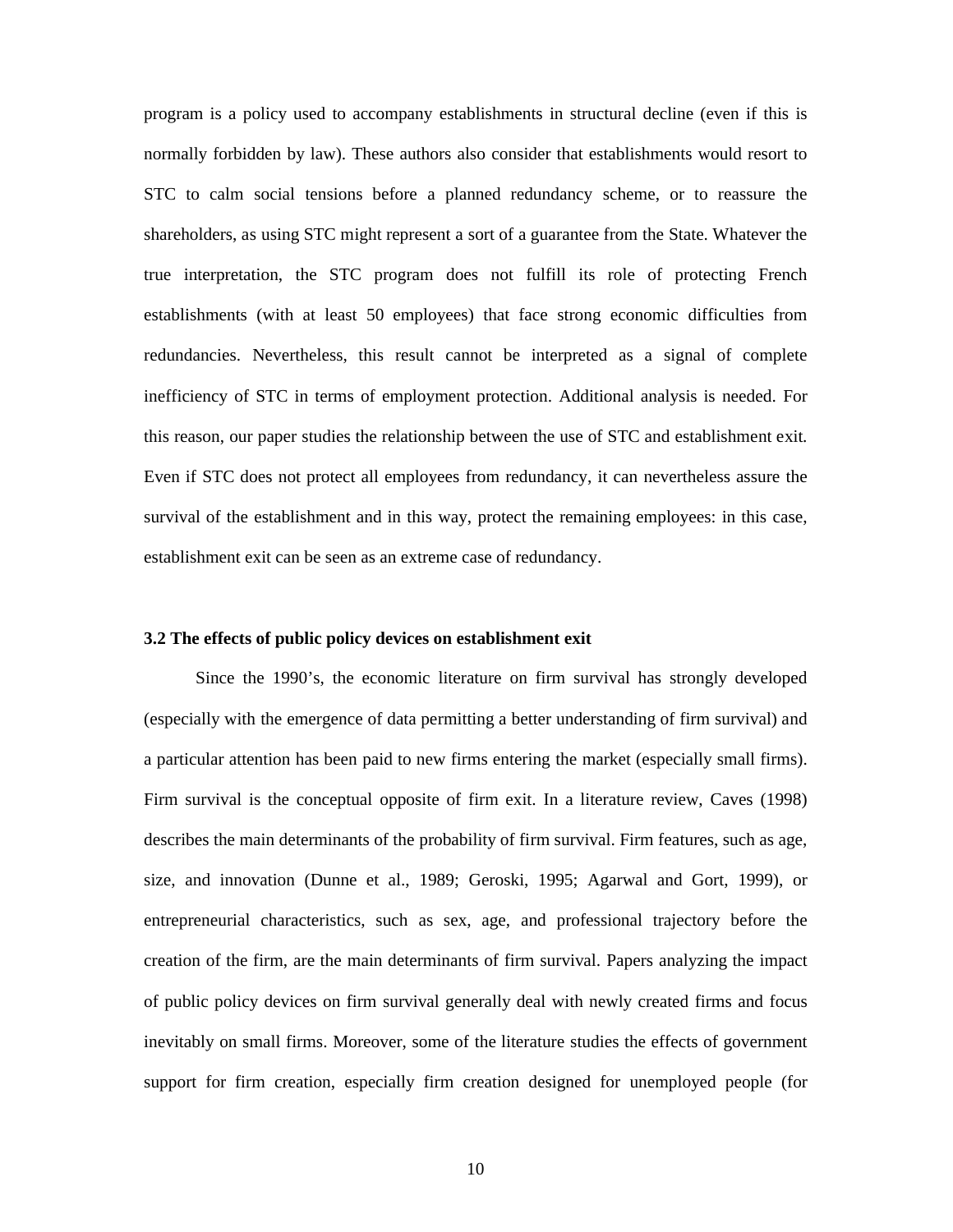program is a policy used to accompany establishments in structural decline (even if this is normally forbidden by law). These authors also consider that establishments would resort to STC to calm social tensions before a planned redundancy scheme, or to reassure the shareholders, as using STC might represent a sort of a guarantee from the State. Whatever the true interpretation, the STC program does not fulfill its role of protecting French establishments (with at least 50 employees) that face strong economic difficulties from redundancies. Nevertheless, this result cannot be interpreted as a signal of complete inefficiency of STC in terms of employment protection. Additional analysis is needed. For this reason, our paper studies the relationship between the use of STC and establishment exit. Even if STC does not protect all employees from redundancy, it can nevertheless assure the survival of the establishment and in this way, protect the remaining employees: in this case, establishment exit can be seen as an extreme case of redundancy.

### 3.2 The effects of public policy devices on establishment exit

Since the 1990's, the economic literature on firm survival has strongly developed (especially with the emergence of data permitting a better understanding of firm survival) and a particular attention has been paid to new firms entering the market (especially small firms). Firm survival is the conceptual opposite of firm exit. In a literature review, Caves (1998) describes the main determinants of the probability of firm survival. Firm features, such as age, size, and innovation (Dunne et al., 1989; Geroski, 1995; Agarwal and Gort, 1999), or entrepreneurial characteristics, such as sex, age, and professional trajectory before the creation of the firm, are the main determinants of firm survival. Papers analyzing the impact of public policy devices on firm survival generally deal with newly created firms and focus inevitably on small firms. Moreover, some of the literature studies the effects of government support for firm creation, especially firm creation designed for unemployed people (for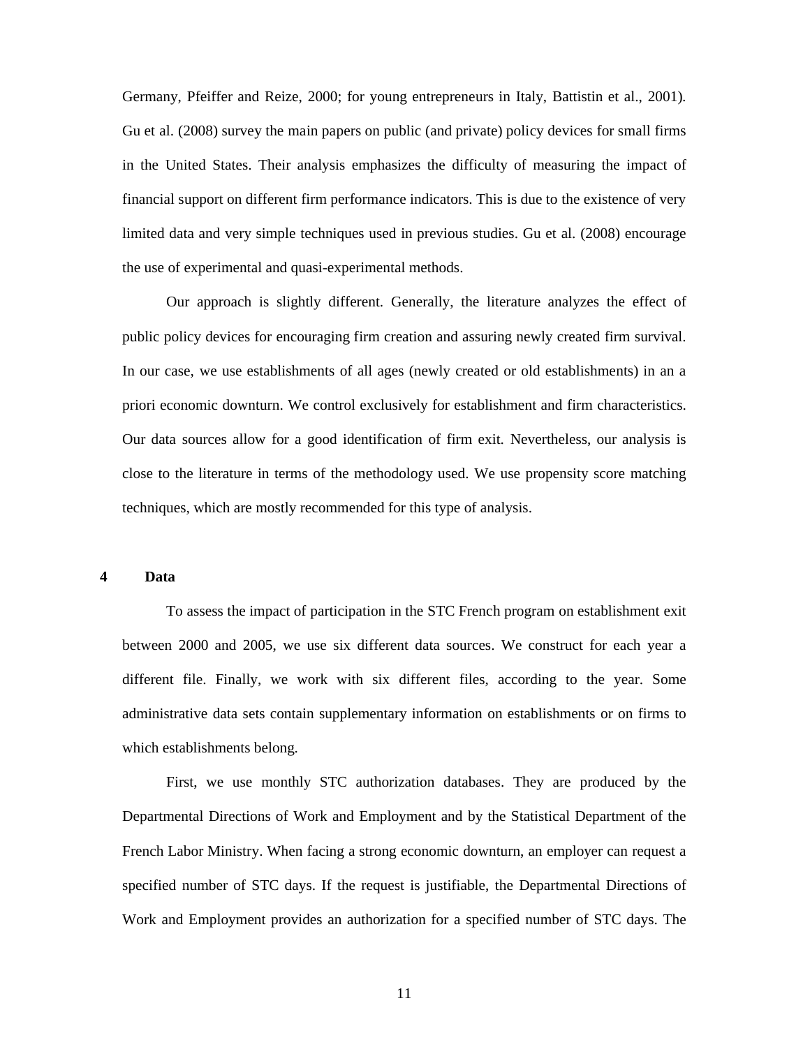Germany, Pfeiffer and Reize, 2000; for young entrepreneurs in Italy, Battistin et al., 2001). Gu et al. (2008) survey the main papers on public (and private) policy devices for small firms in the United States. Their analysis emphasizes the difficulty of measuring the impact of financial support on different firm performance indicators. This is due to the existence of very limited data and very simple techniques used in previous studies. Gu et al. (2008) encourage the use of experimental and quasi-experimental methods.

Our approach is slightly different. Generally, the literature analyzes the effect of public policy devices for encouraging firm creation and assuring newly created firm survival. In our case, we use establishments of all ages (newly created or old establishments) in an a priori economic downturn. We control exclusively for establishment and firm characteristics. Our data sources allow for a good identification of firm exit. Nevertheless, our analysis is close to the literature in terms of the methodology used. We use propensity score matching techniques, which are mostly recommended for this type of analysis.

## 4 Data

To assess the impact of participation in the STC French program on establishment exit between 2000 and 2005, we use six different data sources. We construct for each year a different file. Finally, we work with six different files, according to the year. Some administrative data sets contain supplementary information on establishments or on firms to which establishments belong.

First, we use monthly STC authorization databases. They are produced by the Departmental Directions of Work and Employment and by the Statistical Department of the French Labor Ministry. When facing a strong economic downturn, an employer can request a specified number of STC days. If the request is justifiable, the Departmental Directions of Work and Employment provides an authorization for a specified number of STC days. The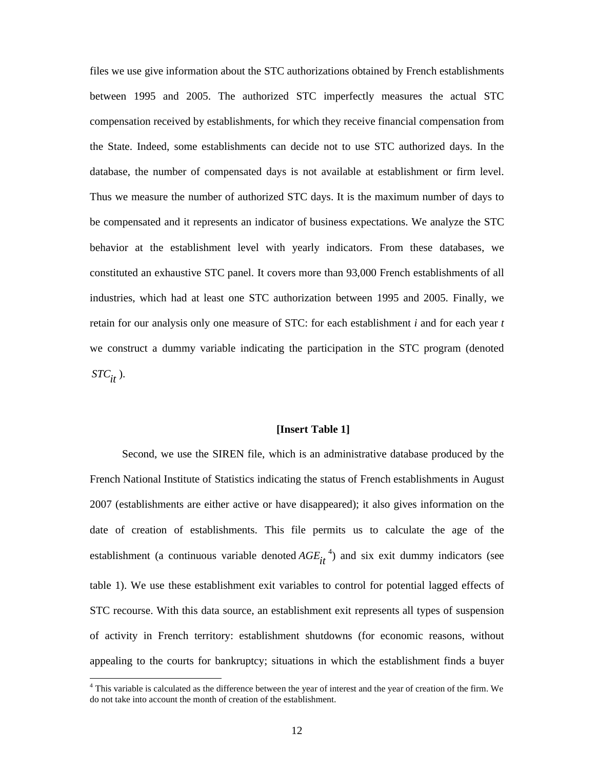files we use give information about the STC authorizations obtained by French establishments between 1995 and 2005. The authorized STC imperfectly measures the actual STC compensation received by establishments, for which they receive financial compensation from the State. Indeed, some establishments can decide not to use STC authorized days. In the database, the number of compensated days is not available at establishment or firm level. Thus we measure the number of authorized STC days. It is the maximum number of days to be compensated and it represents an indicator of business expectations. We analyze the STC behavior at the establishment level with yearly indicators. From these databases, we constituted an exhaustive STC panel. It covers more than 93,000 French establishments of all industries, which had at least one STC authorization between 1995 and 2005. Finally, we retain for our analysis only one measure of STC: for each establishment *i* and for each year *t* we construct a dummy variable indicating the participation in the STC program (denoted $STC_{it}$ ).

**[Insert Table 1]**

Second, we use the SIREN file, which is an administrative database produced by the French National Institute of Statistics indicating the status of French establishments in August 2007 (establishments are either active or have disappeared); it also gives information on the date of creation of establishments. This file permits us to calculate the age of the establishment (a continuous variable denoted $AGE_{it}$ [4]) and six exit dummy indicators (see table 1). We use these establishment exit variables to control for potential lagged effects of STC recourse. With this data source, an establishment exit represents all types of suspension of activity in French territory: establishment shutdowns (for economic reasons, without appealing to the courts for bankruptcy; situations in which the establishment finds a buyer

[4] This variable is calculated as the difference between the year of interest and the year of creation of the firm. We do not take into account the month of creation of the establishment.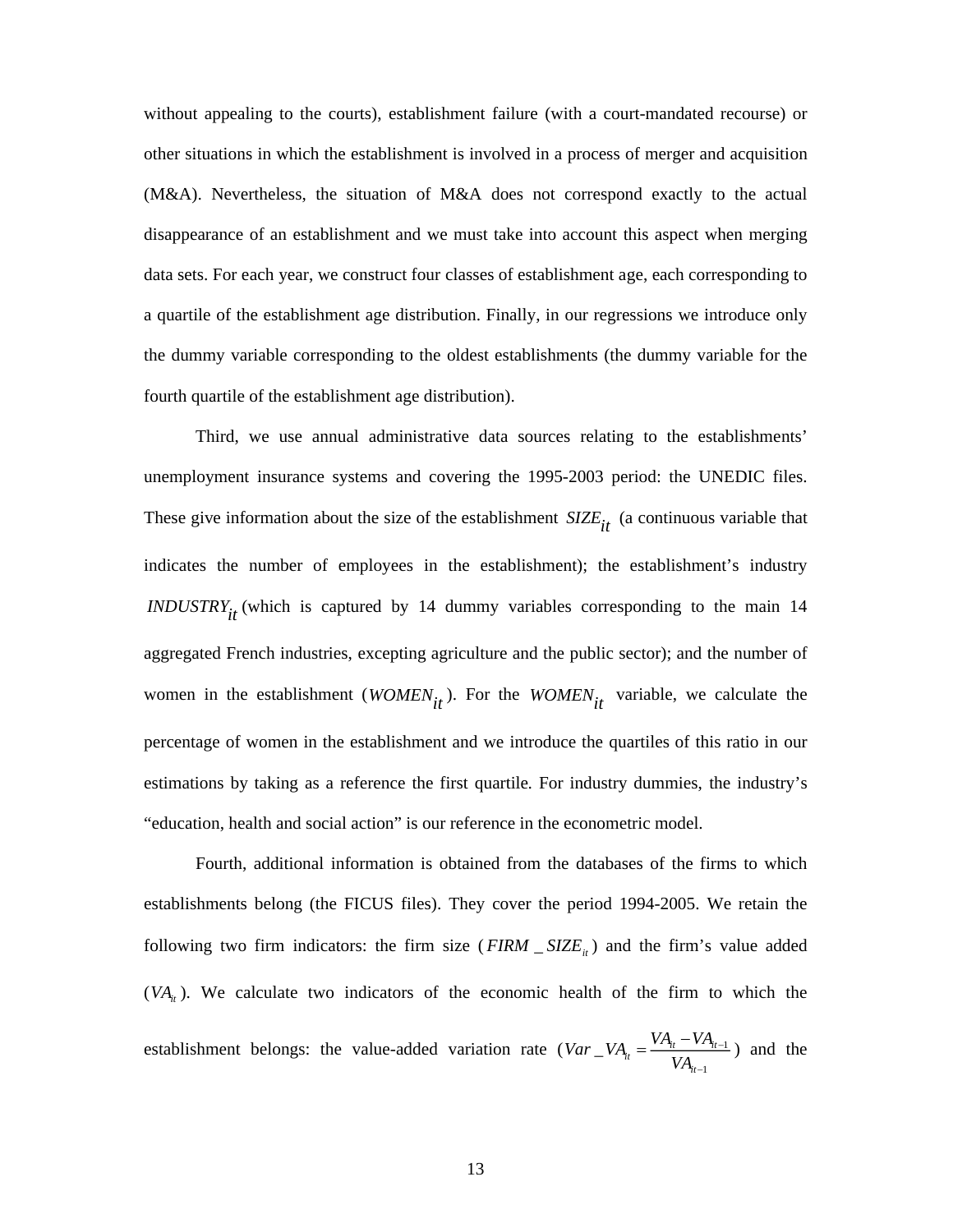without appealing to the courts), establishment failure (with a court-mandated recourse) or other situations in which the establishment is involved in a process of merger and acquisition (M&A). Nevertheless, the situation of M&A does not correspond exactly to the actual disappearance of an establishment and we must take into account this aspect when merging data sets. For each year, we construct four classes of establishment age, each corresponding to a quartile of the establishment age distribution. Finally, in our regressions we introduce only the dummy variable corresponding to the oldest establishments (the dummy variable for the fourth quartile of the establishment age distribution).

Third, we use annual administrative data sources relating to the establishments' unemployment insurance systems and covering the 1995-2003 period: the UNEDIC files. These give information about the size of the establishment $SIZE_{it}$ (a continuous variable that indicates the number of employees in the establishment); the establishment's industry $INDUSTRY_{it}$ (which is captured by 14 dummy variables corresponding to the main 14 aggregated French industries, excepting agriculture and the public sector); and the number of women in the establishment ($WOMEN_{it}$). For the $WOMEN_{it}$ variable, we calculate the percentage of women in the establishment and we introduce the quartiles of this ratio in our estimations by taking as a reference the first quartile. For industry dummies, the industry's "education, health and social action" is our reference in the econometric model.

Fourth, additional information is obtained from the databases of the firms to which establishments belong (the FICUS files). They cover the period 1994-2005. We retain the following two firm indicators: the firm size ($FIRM\_SIZE_{it}$) and the firm's value added ($VA_{it}$). We calculate two indicators of the economic health of the firm to which the establishment belongs: the value-added variation rate ($Var\_VA_{it} = \frac{VA_{it} - VA_{it-1}}{VA_{it-1}}$) and the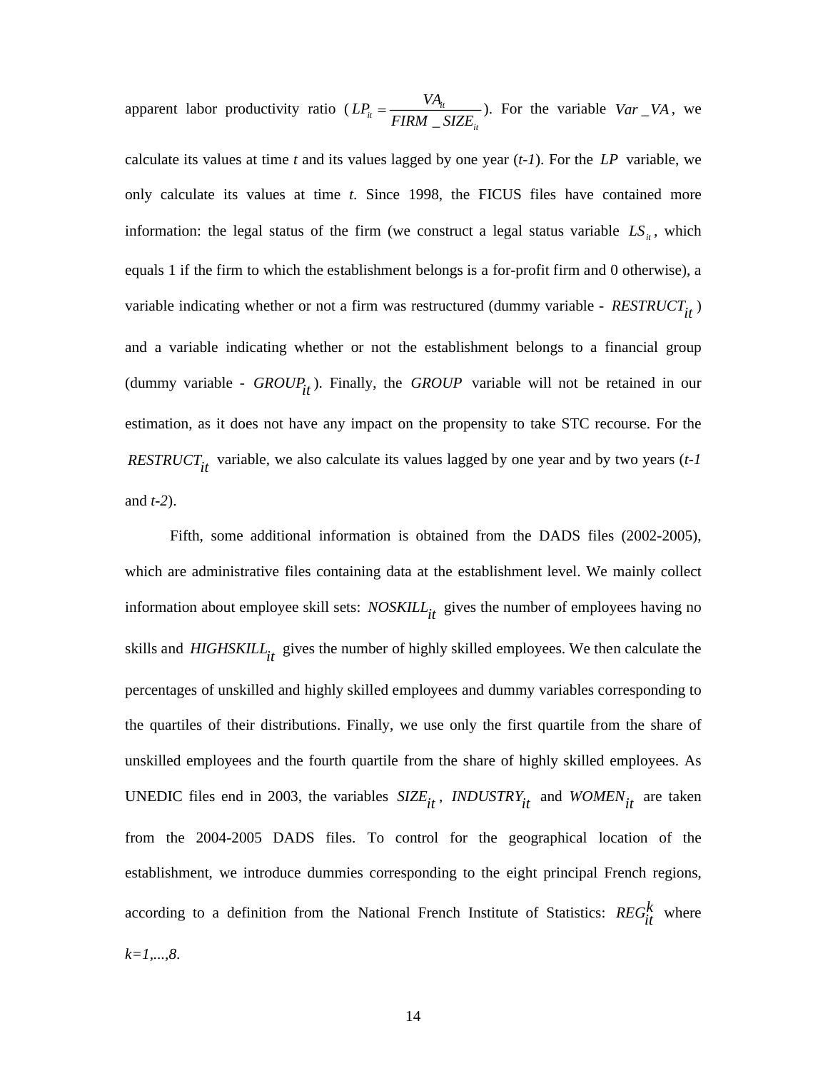apparent labor productivity ratio ($LP_{it} = \frac{VA_{it}}{FIRM\_SIZE_{it}}$). For the variable $Var\_VA$, we calculate its values at time *t* and its values lagged by one year (*t-1*). For the $LP$ variable, we only calculate its values at time *t*. Since 1998, the FICUS files have contained more information: the legal status of the firm (we construct a legal status variable $LS_{it}$, which equals 1 if the firm to which the establishment belongs is a for-profit firm and 0 otherwise), a variable indicating whether or not a firm was restructured (dummy variable - $RESTRUCT_{it}$) and a variable indicating whether or not the establishment belongs to a financial group (dummy variable - $GROUP_{it}$). Finally, the $GROUP$ variable will not be retained in our estimation, as it does not have any impact on the propensity to take STC recourse. For the $RESTRUCT_{it}$ variable, we also calculate its values lagged by one year and by two years (*t-1* and *t-2*).

Fifth, some additional information is obtained from the DADS files (2002-2005), which are administrative files containing data at the establishment level. We mainly collect information about employee skill sets: $NOSKILL_{it}$ gives the number of employees having no skills and $HIGHSKILL_{it}$ gives the number of highly skilled employees. We then calculate the percentages of unskilled and highly skilled employees and dummy variables corresponding to the quartiles of their distributions. Finally, we use only the first quartile from the share of unskilled employees and the fourth quartile from the share of highly skilled employees. As UNEDIC files end in 2003, the variables $SIZE_{it}$, $INDUSTRY_{it}$ and $WOMEN_{it}$ are taken from the 2004-2005 DADS files. To control for the geographical location of the establishment, we introduce dummies corresponding to the eight principal French regions, according to a definition from the National French Institute of Statistics: $REG_{it}^{k}$ where *k=1,...,8*.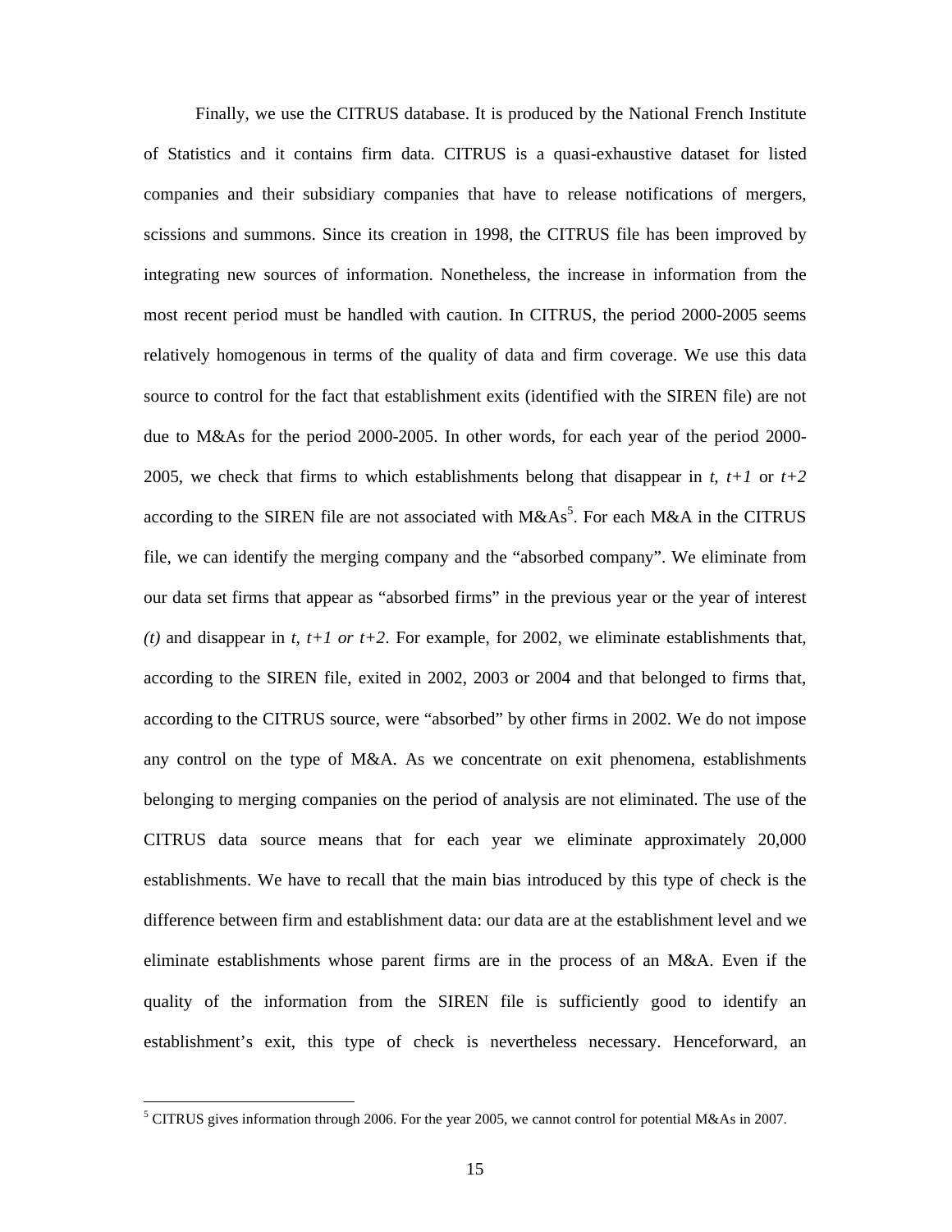Finally, we use the CITRUS database. It is produced by the National French Institute of Statistics and it contains firm data. CITRUS is a quasi-exhaustive dataset for listed companies and their subsidiary companies that have to release notifications of mergers, scissions and summons. Since its creation in 1998, the CITRUS file has been improved by integrating new sources of information. Nonetheless, the increase in information from the most recent period must be handled with caution. In CITRUS, the period 2000-2005 seems relatively homogenous in terms of the quality of data and firm coverage. We use this data source to control for the fact that establishment exits (identified with the SIREN file) are not due to M&As for the period 2000-2005. In other words, for each year of the period 2000-2005, we check that firms to which establishments belong that disappear in *t*, *t+1* or *t+2* according to the SIREN file are not associated with M&As[5]. For each M&A in the CITRUS file, we can identify the merging company and the "absorbed company". We eliminate from our data set firms that appear as "absorbed firms" in the previous year or the year of interest *(t)* and disappear in *t, t+1 or t+2*. For example, for 2002, we eliminate establishments that, according to the SIREN file, exited in 2002, 2003 or 2004 and that belonged to firms that, according to the CITRUS source, were "absorbed" by other firms in 2002. We do not impose any control on the type of M&A. As we concentrate on exit phenomena, establishments belonging to merging companies on the period of analysis are not eliminated. The use of the CITRUS data source means that for each year we eliminate approximately 20,000 establishments. We have to recall that the main bias introduced by this type of check is the difference between firm and establishment data: our data are at the establishment level and we eliminate establishments whose parent firms are in the process of an M&A. Even if the quality of the information from the SIREN file is sufficiently good to identify an establishment's exit, this type of check is nevertheless necessary. Henceforward, an

[5] CITRUS gives information through 2006. For the year 2005, we cannot control for potential M&As in 2007.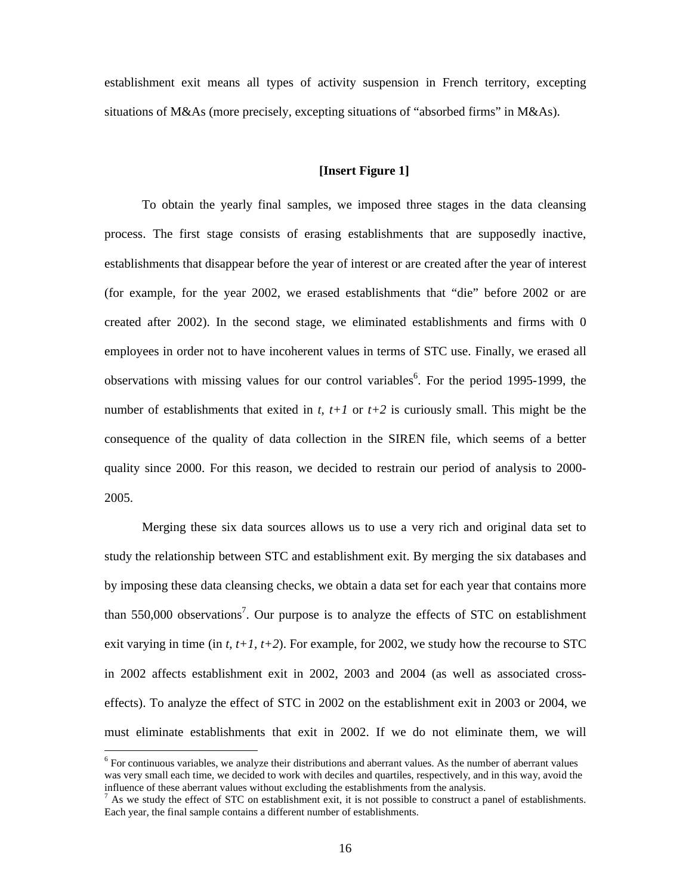establishment exit means all types of activity suspension in French territory, excepting situations of M&As (more precisely, excepting situations of "absorbed firms" in M&As).

**[Insert Figure 1]**

To obtain the yearly final samples, we imposed three stages in the data cleansing process. The first stage consists of erasing establishments that are supposedly inactive, establishments that disappear before the year of interest or are created after the year of interest (for example, for the year 2002, we erased establishments that "die" before 2002 or are created after 2002). In the second stage, we eliminated establishments and firms with 0 employees in order not to have incoherent values in terms of STC use. Finally, we erased all observations with missing values for our control variables[6]. For the period 1995-1999, the number of establishments that exited in *t*, *t+1* or *t+2* is curiously small. This might be the consequence of the quality of data collection in the SIREN file, which seems of a better quality since 2000. For this reason, we decided to restrain our period of analysis to 2000-2005.

Merging these six data sources allows us to use a very rich and original data set to study the relationship between STC and establishment exit. By merging the six databases and by imposing these data cleansing checks, we obtain a data set for each year that contains more than 550,000 observations[7]. Our purpose is to analyze the effects of STC on establishment exit varying in time (in *t, t+1, t+2*). For example, for 2002, we study how the recourse to STC in 2002 affects establishment exit in 2002, 2003 and 2004 (as well as associated cross-effects). To analyze the effect of STC in 2002 on the establishment exit in 2003 or 2004, we must eliminate establishments that exit in 2002. If we do not eliminate them, we will

[6] For continuous variables, we analyze their distributions and aberrant values. As the number of aberrant values was very small each time, we decided to work with deciles and quartiles, respectively, and in this way, avoid the influence of these aberrant values without excluding the establishments from the analysis.

[7] As we study the effect of STC on establishment exit, it is not possible to construct a panel of establishments. Each year, the final sample contains a different number of establishments.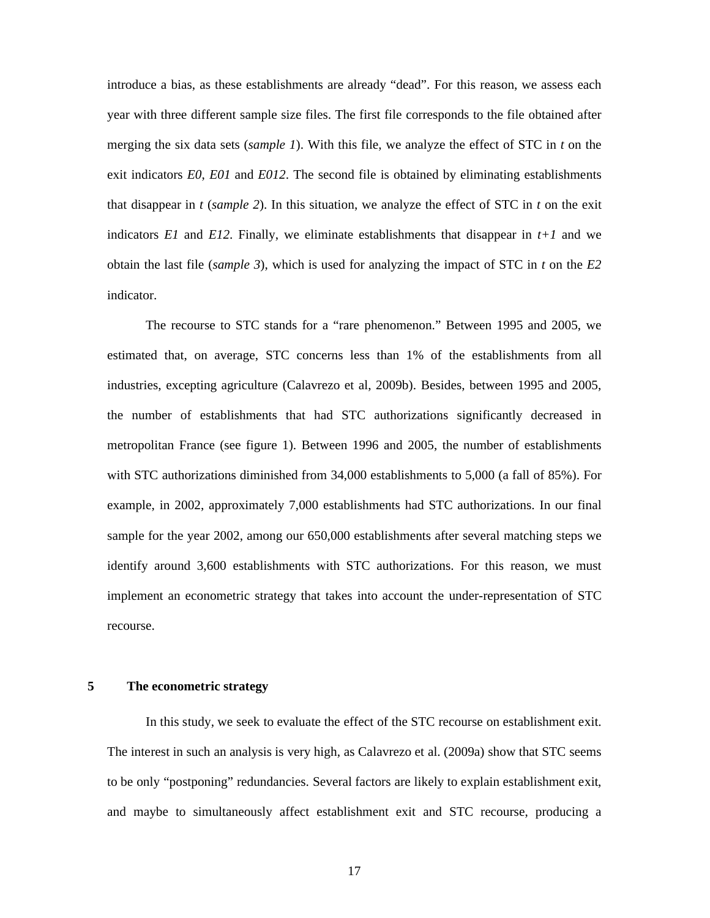introduce a bias, as these establishments are already "dead". For this reason, we assess each year with three different sample size files. The first file corresponds to the file obtained after merging the six data sets (*sample 1*). With this file, we analyze the effect of STC in *t* on the exit indicators *E0*, *E01* and *E012*. The second file is obtained by eliminating establishments that disappear in *t* (*sample 2*). In this situation, we analyze the effect of STC in *t* on the exit indicators *E1* and *E12*. Finally, we eliminate establishments that disappear in *t+1* and we obtain the last file (*sample 3*), which is used for analyzing the impact of STC in *t* on the *E2* indicator.

The recourse to STC stands for a "rare phenomenon." Between 1995 and 2005, we estimated that, on average, STC concerns less than 1% of the establishments from all industries, excepting agriculture (Calavrezo et al, 2009b). Besides, between 1995 and 2005, the number of establishments that had STC authorizations significantly decreased in metropolitan France (see figure 1). Between 1996 and 2005, the number of establishments with STC authorizations diminished from 34,000 establishments to 5,000 (a fall of 85%). For example, in 2002, approximately 7,000 establishments had STC authorizations. In our final sample for the year 2002, among our 650,000 establishments after several matching steps we identify around 3,600 establishments with STC authorizations. For this reason, we must implement an econometric strategy that takes into account the under-representation of STC recourse.

## 5 The econometric strategy

In this study, we seek to evaluate the effect of the STC recourse on establishment exit. The interest in such an analysis is very high, as Calavrezo et al. (2009a) show that STC seems to be only "postponing" redundancies. Several factors are likely to explain establishment exit, and maybe to simultaneously affect establishment exit and STC recourse, producing a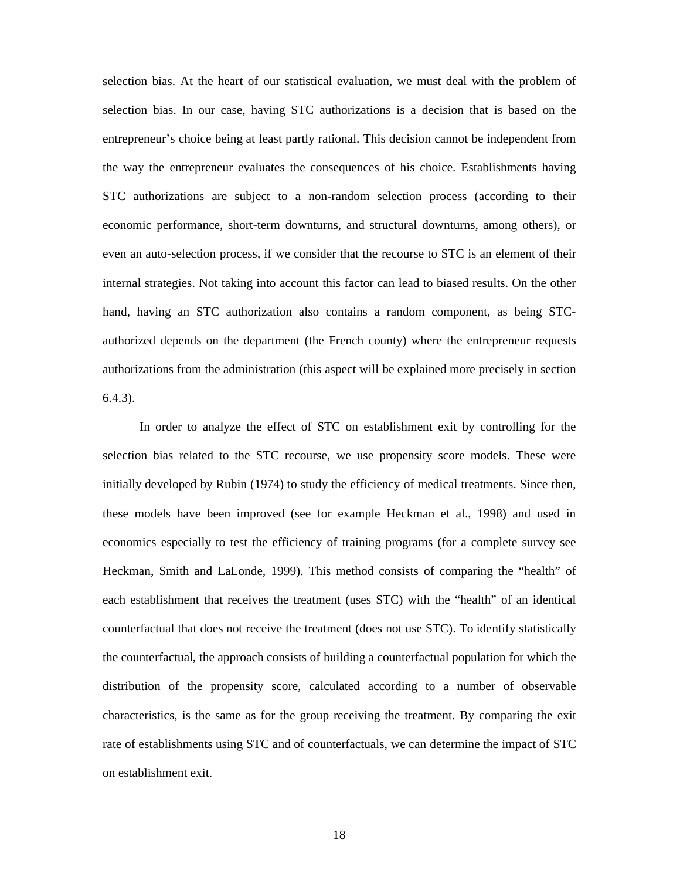selection bias. At the heart of our statistical evaluation, we must deal with the problem of selection bias. In our case, having STC authorizations is a decision that is based on the entrepreneur's choice being at least partly rational. This decision cannot be independent from the way the entrepreneur evaluates the consequences of his choice. Establishments having STC authorizations are subject to a non-random selection process (according to their economic performance, short-term downturns, and structural downturns, among others), or even an auto-selection process, if we consider that the recourse to STC is an element of their internal strategies. Not taking into account this factor can lead to biased results. On the other hand, having an STC authorization also contains a random component, as being STC-authorized depends on the department (the French county) where the entrepreneur requests authorizations from the administration (this aspect will be explained more precisely in section 6.4.3).

In order to analyze the effect of STC on establishment exit by controlling for the selection bias related to the STC recourse, we use propensity score models. These were initially developed by Rubin (1974) to study the efficiency of medical treatments. Since then, these models have been improved (see for example Heckman et al., 1998) and used in economics especially to test the efficiency of training programs (for a complete survey see Heckman, Smith and LaLonde, 1999). This method consists of comparing the "health" of each establishment that receives the treatment (uses STC) with the "health" of an identical counterfactual that does not receive the treatment (does not use STC). To identify statistically the counterfactual, the approach consists of building a counterfactual population for which the distribution of the propensity score, calculated according to a number of observable characteristics, is the same as for the group receiving the treatment. By comparing the exit rate of establishments using STC and of counterfactuals, we can determine the impact of STC on establishment exit.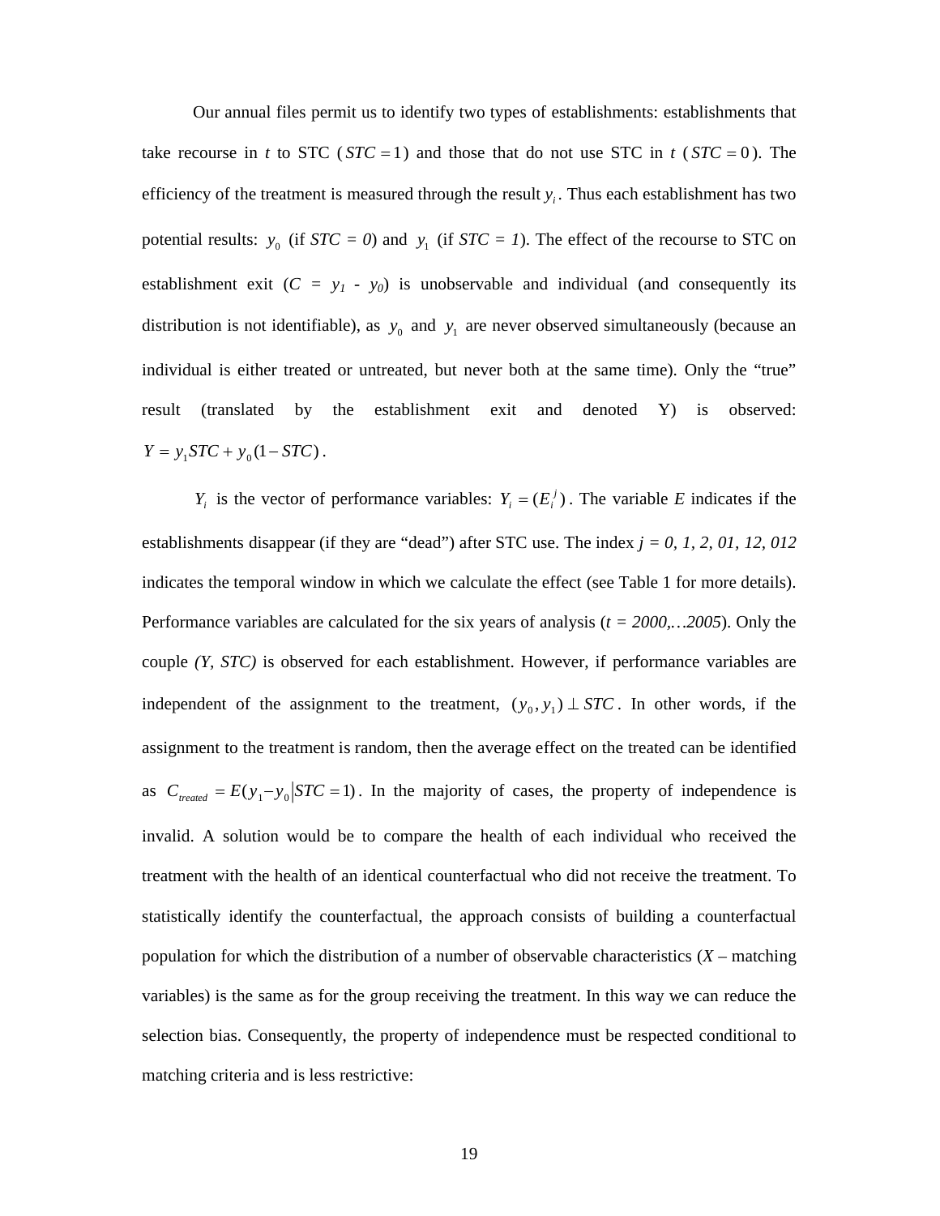Our annual files permit us to identify two types of establishments: establishments that take recourse in $t$ to STC ($STC = 1$) and those that do not use STC in $t$ ($STC = 0$). The efficiency of the treatment is measured through the result $y_i$. Thus each establishment has two potential results: $y_0$ (if *STC = 0*) and $y_1$ (if *STC = 1*). The effect of the recourse to STC on establishment exit ($C = y_1 - y_0$) is unobservable and individual (and consequently its distribution is not identifiable), as $y_0$ and $y_1$ are never observed simultaneously (because an individual is either treated or untreated, but never both at the same time). Only the "true" result (translated by the establishment exit and denoted Y) is observed: $Y = y_1 STC + y_0(1 - STC)$.

$Y_i$ is the vector of performance variables: $Y_i = (E_i^j)$. The variable $E$ indicates if the establishments disappear (if they are "dead") after STC use. The index *j = 0, 1, 2, 01, 12, 012* indicates the temporal window in which we calculate the effect (see Table 1 for more details). Performance variables are calculated for the six years of analysis (*t = 2000,…2005*). Only the couple *(Y, STC)* is observed for each establishment. However, if performance variables are independent of the assignment to the treatment, $(y_0, y_1) \perp STC$. In other words, if the assignment to the treatment is random, then the average effect on the treated can be identified as $C_{treated} = E(y_1 - y_0 | STC = 1)$. In the majority of cases, the property of independence is invalid. A solution would be to compare the health of each individual who received the treatment with the health of an identical counterfactual who did not receive the treatment. To statistically identify the counterfactual, the approach consists of building a counterfactual population for which the distribution of a number of observable characteristics ($X$ – matching variables) is the same as for the group receiving the treatment. In this way we can reduce the selection bias. Consequently, the property of independence must be respected conditional to matching criteria and is less restrictive: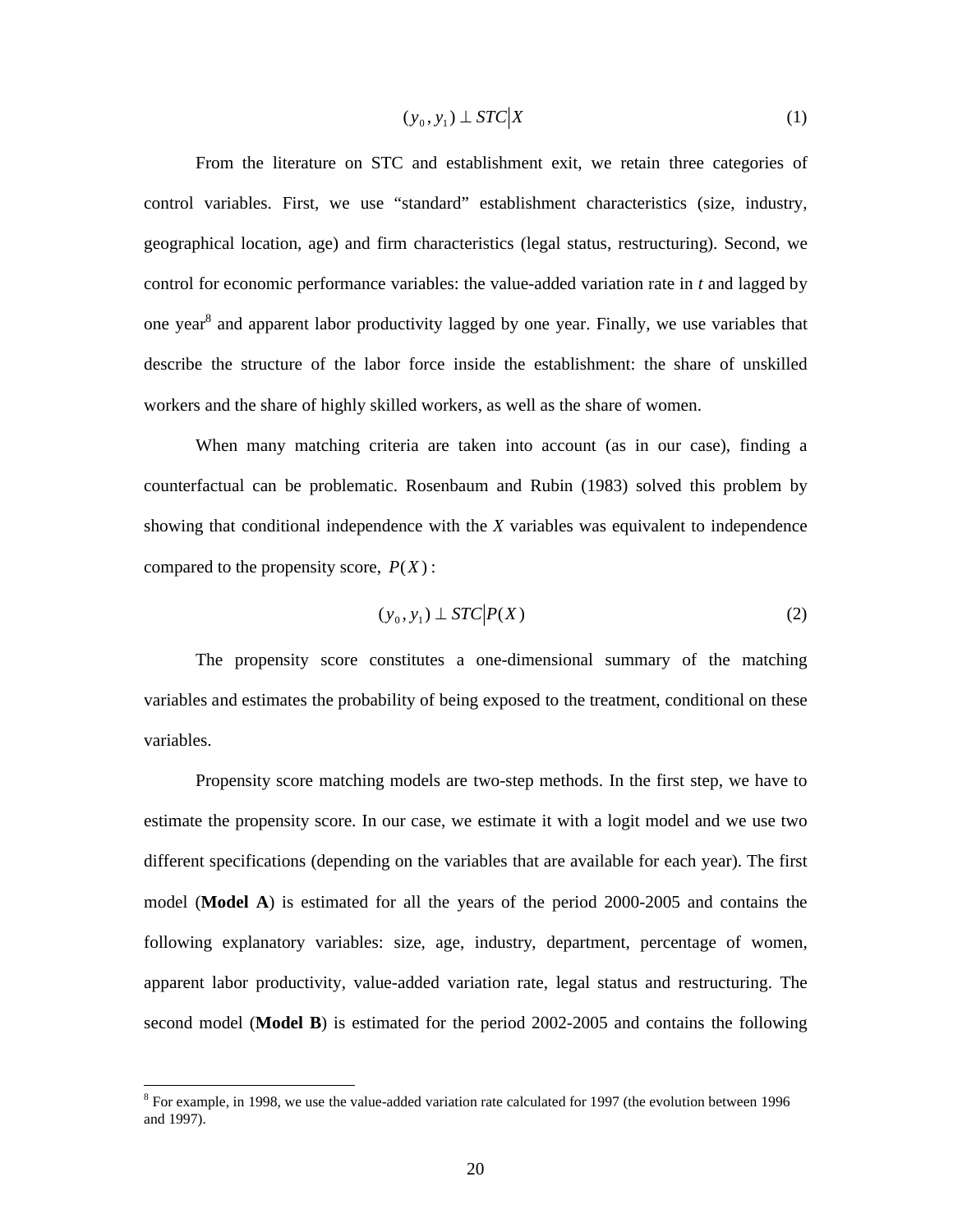$$(y_0, y_1) \perp STC \big| X \tag{1}$$

From the literature on STC and establishment exit, we retain three categories of control variables. First, we use “standard” establishment characteristics (size, industry, geographical location, age) and firm characteristics (legal status, restructuring). Second, we control for economic performance variables: the value-added variation rate in *t* and lagged by one year[8] and apparent labor productivity lagged by one year. Finally, we use variables that describe the structure of the labor force inside the establishment: the share of unskilled workers and the share of highly skilled workers, as well as the share of women.

When many matching criteria are taken into account (as in our case), finding a counterfactual can be problematic. Rosenbaum and Rubin (1983) solved this problem by showing that conditional independence with the *X* variables was equivalent to independence compared to the propensity score, $P(X)$:

$$(y_0, y_1) \perp STC \big| P(X) \tag{2}$$

The propensity score constitutes a one-dimensional summary of the matching variables and estimates the probability of being exposed to the treatment, conditional on these variables.

Propensity score matching models are two-step methods. In the first step, we have to estimate the propensity score. In our case, we estimate it with a logit model and we use two different specifications (depending on the variables that are available for each year). The first model (**Model A**) is estimated for all the years of the period 2000-2005 and contains the following explanatory variables: size, age, industry, department, percentage of women, apparent labor productivity, value-added variation rate, legal status and restructuring. The second model (**Model B**) is estimated for the period 2002-2005 and contains the following

[8] For example, in 1998, we use the value-added variation rate calculated for 1997 (the evolution between 1996 and 1997).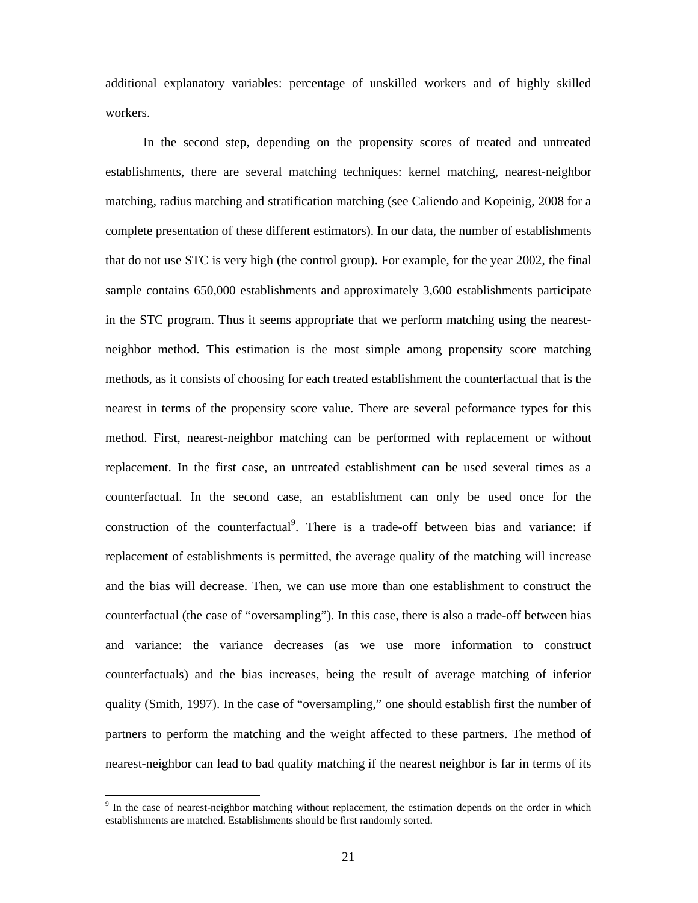additional explanatory variables: percentage of unskilled workers and of highly skilled workers.

In the second step, depending on the propensity scores of treated and untreated establishments, there are several matching techniques: kernel matching, nearest-neighbor matching, radius matching and stratification matching (see Caliendo and Kopeinig, 2008 for a complete presentation of these different estimators). In our data, the number of establishments that do not use STC is very high (the control group). For example, for the year 2002, the final sample contains 650,000 establishments and approximately 3,600 establishments participate in the STC program. Thus it seems appropriate that we perform matching using the nearest-neighbor method. This estimation is the most simple among propensity score matching methods, as it consists of choosing for each treated establishment the counterfactual that is the nearest in terms of the propensity score value. There are several peformance types for this method. First, nearest-neighbor matching can be performed with replacement or without replacement. In the first case, an untreated establishment can be used several times as a counterfactual. In the second case, an establishment can only be used once for the construction of the counterfactual[9]. There is a trade-off between bias and variance: if replacement of establishments is permitted, the average quality of the matching will increase and the bias will decrease. Then, we can use more than one establishment to construct the counterfactual (the case of "oversampling"). In this case, there is also a trade-off between bias and variance: the variance decreases (as we use more information to construct counterfactuals) and the bias increases, being the result of average matching of inferior quality (Smith, 1997). In the case of "oversampling," one should establish first the number of partners to perform the matching and the weight affected to these partners. The method of nearest-neighbor can lead to bad quality matching if the nearest neighbor is far in terms of its

[9] In the case of nearest-neighbor matching without replacement, the estimation depends on the order in which establishments are matched. Establishments should be first randomly sorted.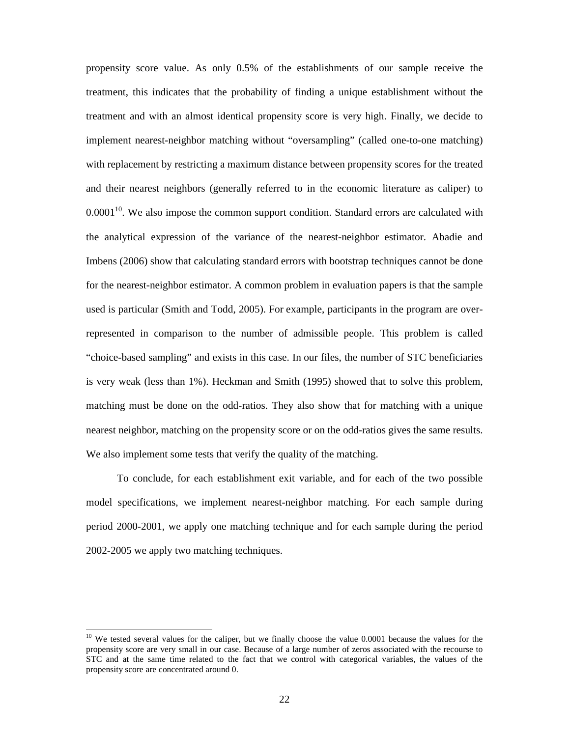propensity score value. As only 0.5% of the establishments of our sample receive the treatment, this indicates that the probability of finding a unique establishment without the treatment and with an almost identical propensity score is very high. Finally, we decide to implement nearest-neighbor matching without "oversampling" (called one-to-one matching) with replacement by restricting a maximum distance between propensity scores for the treated and their nearest neighbors (generally referred to in the economic literature as caliper) to 0.0001[10]. We also impose the common support condition. Standard errors are calculated with the analytical expression of the variance of the nearest-neighbor estimator. Abadie and Imbens (2006) show that calculating standard errors with bootstrap techniques cannot be done for the nearest-neighbor estimator. A common problem in evaluation papers is that the sample used is particular (Smith and Todd, 2005). For example, participants in the program are over-represented in comparison to the number of admissible people. This problem is called "choice-based sampling" and exists in this case. In our files, the number of STC beneficiaries is very weak (less than 1%). Heckman and Smith (1995) showed that to solve this problem, matching must be done on the odd-ratios. They also show that for matching with a unique nearest neighbor, matching on the propensity score or on the odd-ratios gives the same results. We also implement some tests that verify the quality of the matching.

To conclude, for each establishment exit variable, and for each of the two possible model specifications, we implement nearest-neighbor matching. For each sample during period 2000-2001, we apply one matching technique and for each sample during the period 2002-2005 we apply two matching techniques.

[10] We tested several values for the caliper, but we finally choose the value 0.0001 because the values for the propensity score are very small in our case. Because of a large number of zeros associated with the recourse to STC and at the same time related to the fact that we control with categorical variables, the values of the propensity score are concentrated around 0.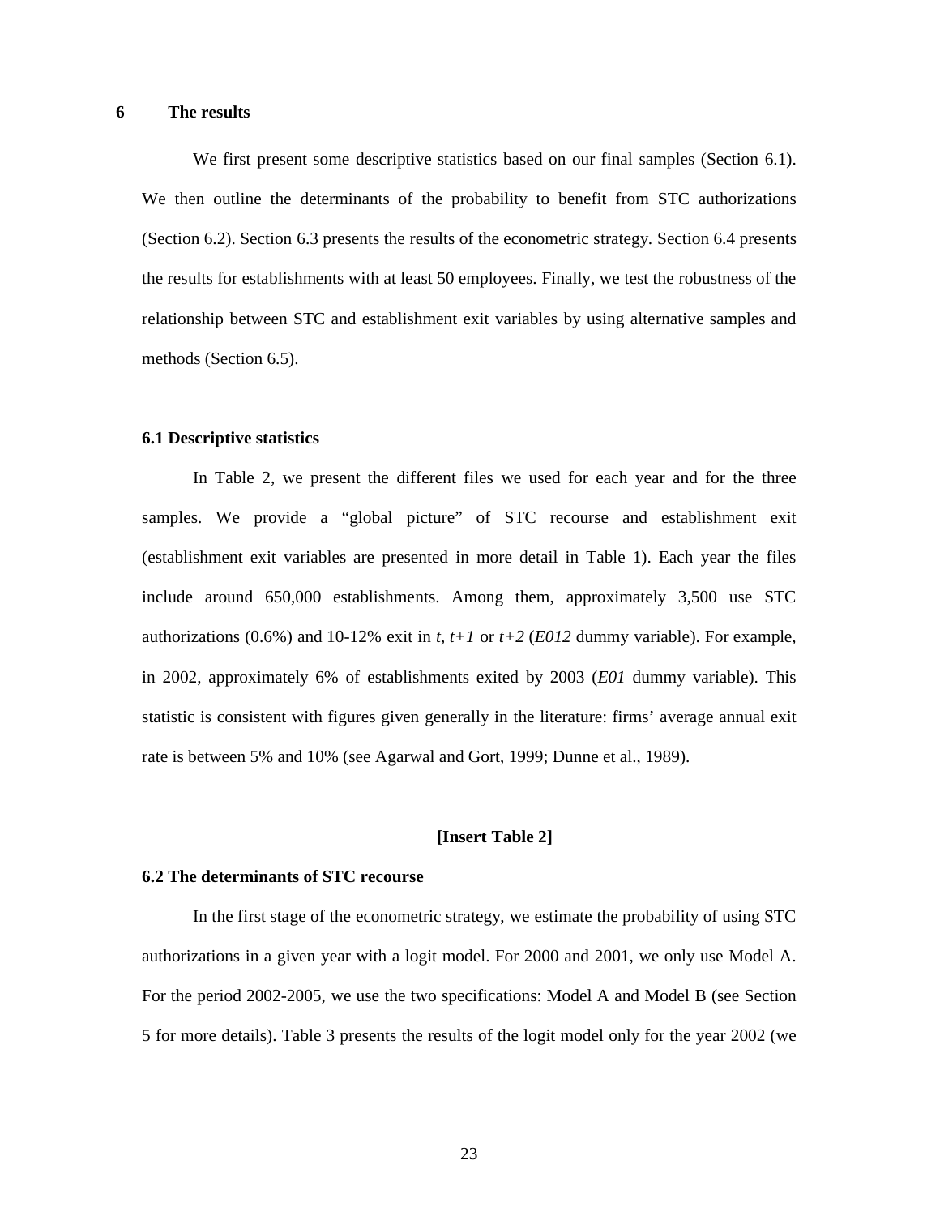# 6 The results

We first present some descriptive statistics based on our final samples (Section 6.1). We then outline the determinants of the probability to benefit from STC authorizations (Section 6.2). Section 6.3 presents the results of the econometric strategy. Section 6.4 presents the results for establishments with at least 50 employees. Finally, we test the robustness of the relationship between STC and establishment exit variables by using alternative samples and methods (Section 6.5).

## 6.1 Descriptive statistics

In Table 2, we present the different files we used for each year and for the three samples. We provide a "global picture" of STC recourse and establishment exit (establishment exit variables are presented in more detail in Table 1). Each year the files include around 650,000 establishments. Among them, approximately 3,500 use STC authorizations (0.6%) and 10-12% exit in *t, t+1* or *t+2* (*E012* dummy variable). For example, in 2002, approximately 6% of establishments exited by 2003 (*E01* dummy variable). This statistic is consistent with figures given generally in the literature: firms' average annual exit rate is between 5% and 10% (see Agarwal and Gort, 1999; Dunne et al., 1989).

**[Insert Table 2]**

## 6.2 The determinants of STC recourse

In the first stage of the econometric strategy, we estimate the probability of using STC authorizations in a given year with a logit model. For 2000 and 2001, we only use Model A. For the period 2002-2005, we use the two specifications: Model A and Model B (see Section 5 for more details). Table 3 presents the results of the logit model only for the year 2002 (we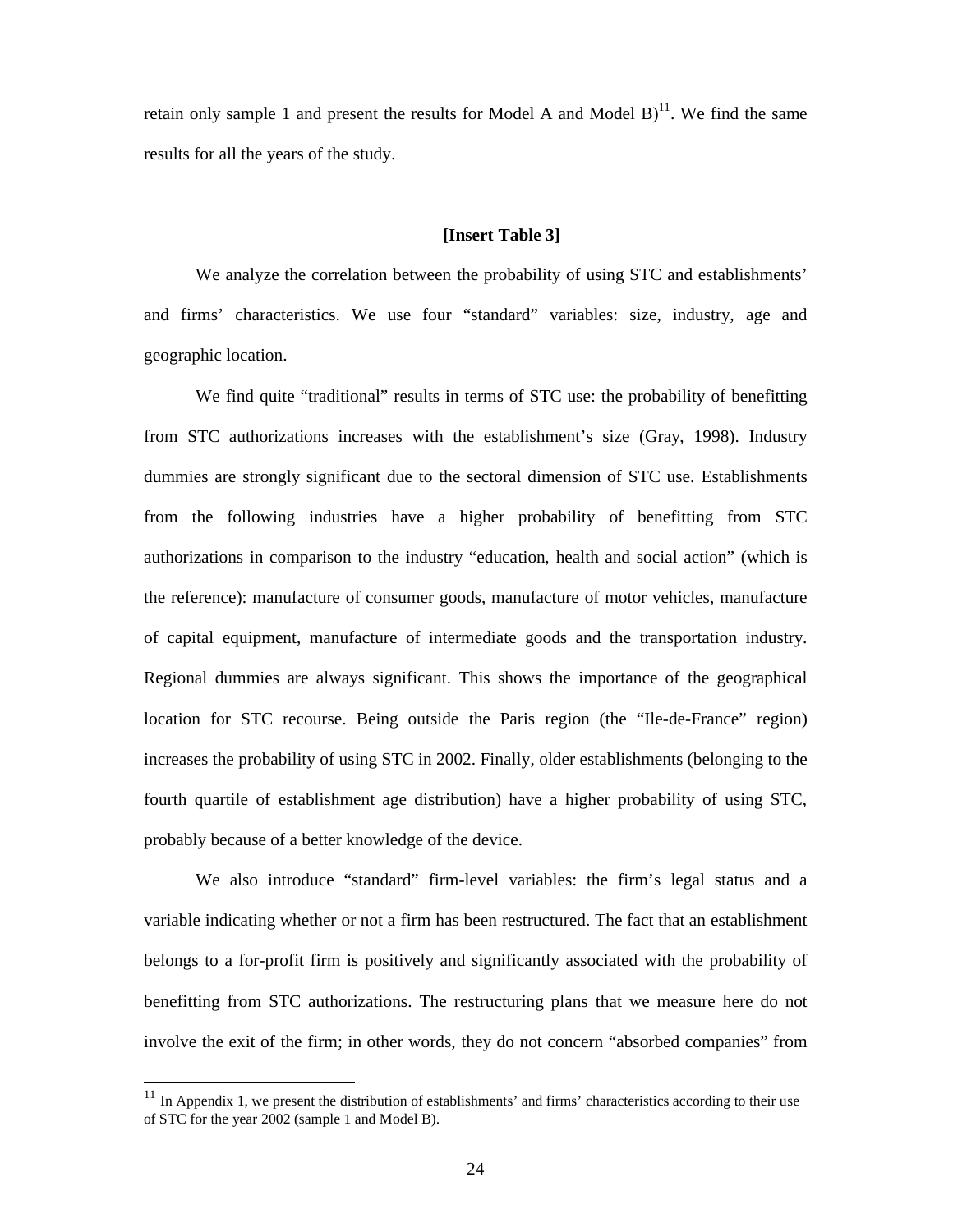retain only sample 1 and present the results for Model A and Model B)[11]. We find the same results for all the years of the study.

**[Insert Table 3]**

We analyze the correlation between the probability of using STC and establishments' and firms' characteristics. We use four "standard" variables: size, industry, age and geographic location.

We find quite "traditional" results in terms of STC use: the probability of benefitting from STC authorizations increases with the establishment's size (Gray, 1998). Industry dummies are strongly significant due to the sectoral dimension of STC use. Establishments from the following industries have a higher probability of benefitting from STC authorizations in comparison to the industry "education, health and social action" (which is the reference): manufacture of consumer goods, manufacture of motor vehicles, manufacture of capital equipment, manufacture of intermediate goods and the transportation industry. Regional dummies are always significant. This shows the importance of the geographical location for STC recourse. Being outside the Paris region (the "Ile-de-France" region) increases the probability of using STC in 2002. Finally, older establishments (belonging to the fourth quartile of establishment age distribution) have a higher probability of using STC, probably because of a better knowledge of the device.

We also introduce "standard" firm-level variables: the firm's legal status and a variable indicating whether or not a firm has been restructured. The fact that an establishment belongs to a for-profit firm is positively and significantly associated with the probability of benefitting from STC authorizations. The restructuring plans that we measure here do not involve the exit of the firm; in other words, they do not concern "absorbed companies" from

[11] In Appendix 1, we present the distribution of establishments' and firms' characteristics according to their use of STC for the year 2002 (sample 1 and Model B).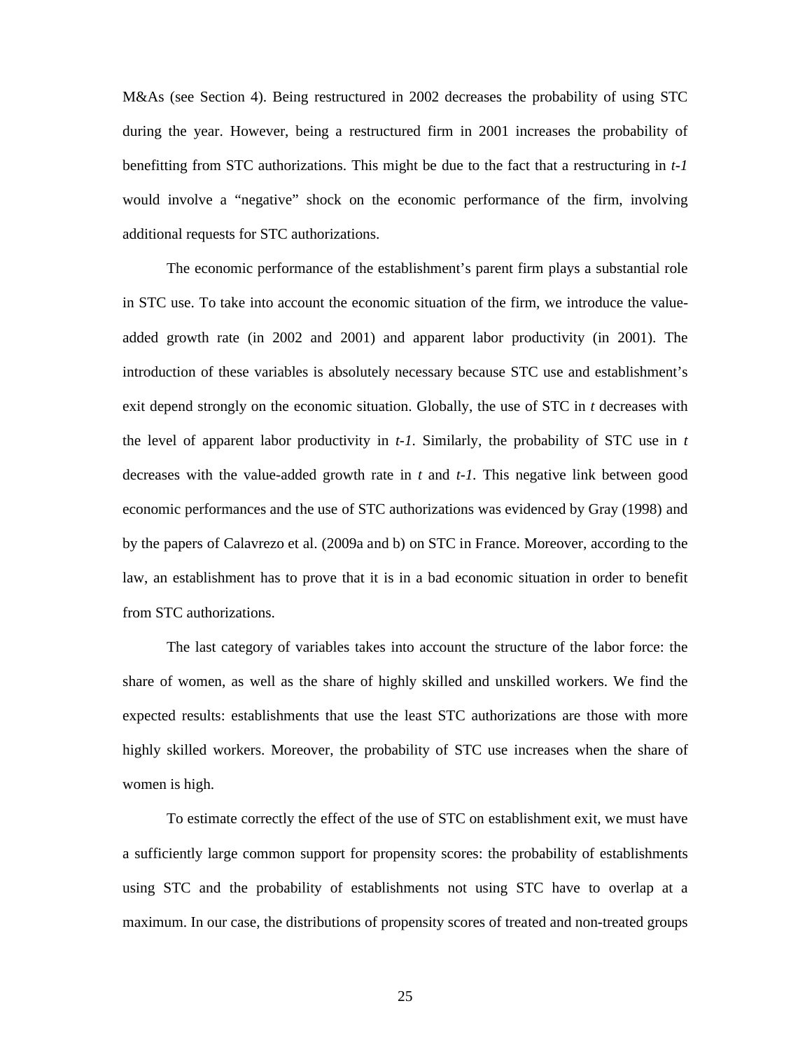M&As (see Section 4). Being restructured in 2002 decreases the probability of using STC during the year. However, being a restructured firm in 2001 increases the probability of benefitting from STC authorizations. This might be due to the fact that a restructuring in *t-1* would involve a "negative" shock on the economic performance of the firm, involving additional requests for STC authorizations.

The economic performance of the establishment's parent firm plays a substantial role in STC use. To take into account the economic situation of the firm, we introduce the value-added growth rate (in 2002 and 2001) and apparent labor productivity (in 2001). The introduction of these variables is absolutely necessary because STC use and establishment's exit depend strongly on the economic situation. Globally, the use of STC in *t* decreases with the level of apparent labor productivity in *t-1*. Similarly, the probability of STC use in *t* decreases with the value-added growth rate in *t* and *t-1*. This negative link between good economic performances and the use of STC authorizations was evidenced by Gray (1998) and by the papers of Calavrezo et al. (2009a and b) on STC in France. Moreover, according to the law, an establishment has to prove that it is in a bad economic situation in order to benefit from STC authorizations.

The last category of variables takes into account the structure of the labor force: the share of women, as well as the share of highly skilled and unskilled workers. We find the expected results: establishments that use the least STC authorizations are those with more highly skilled workers. Moreover, the probability of STC use increases when the share of women is high.

To estimate correctly the effect of the use of STC on establishment exit, we must have a sufficiently large common support for propensity scores: the probability of establishments using STC and the probability of establishments not using STC have to overlap at a maximum. In our case, the distributions of propensity scores of treated and non-treated groups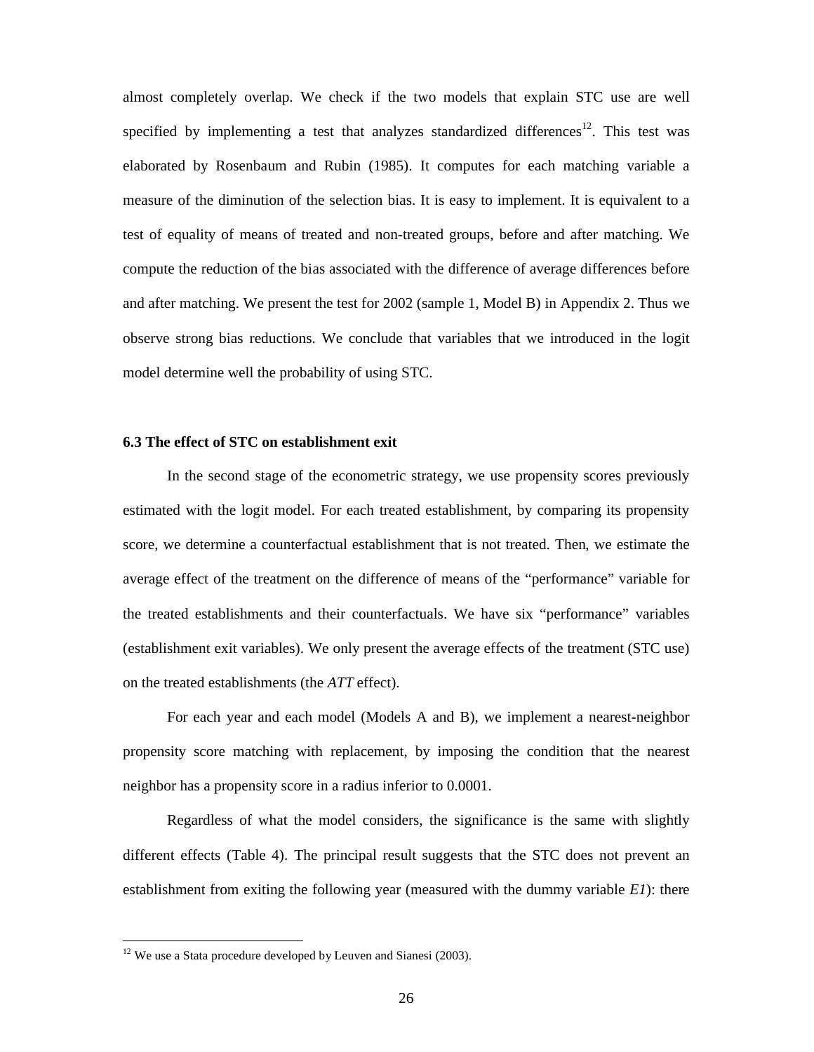almost completely overlap. We check if the two models that explain STC use are well specified by implementing a test that analyzes standardized differences[12]. This test was elaborated by Rosenbaum and Rubin (1985). It computes for each matching variable a measure of the diminution of the selection bias. It is easy to implement. It is equivalent to a test of equality of means of treated and non-treated groups, before and after matching. We compute the reduction of the bias associated with the difference of average differences before and after matching. We present the test for 2002 (sample 1, Model B) in Appendix 2. Thus we observe strong bias reductions. We conclude that variables that we introduced in the logit model determine well the probability of using STC.

### 6.3 The effect of STC on establishment exit

In the second stage of the econometric strategy, we use propensity scores previously estimated with the logit model. For each treated establishment, by comparing its propensity score, we determine a counterfactual establishment that is not treated. Then, we estimate the average effect of the treatment on the difference of means of the "performance" variable for the treated establishments and their counterfactuals. We have six "performance" variables (establishment exit variables). We only present the average effects of the treatment (STC use) on the treated establishments (the *ATT* effect).

For each year and each model (Models A and B), we implement a nearest-neighbor propensity score matching with replacement, by imposing the condition that the nearest neighbor has a propensity score in a radius inferior to 0.0001.

Regardless of what the model considers, the significance is the same with slightly different effects (Table 4). The principal result suggests that the STC does not prevent an establishment from exiting the following year (measured with the dummy variable *E1*): there

[12] We use a Stata procedure developed by Leuven and Sianesi (2003).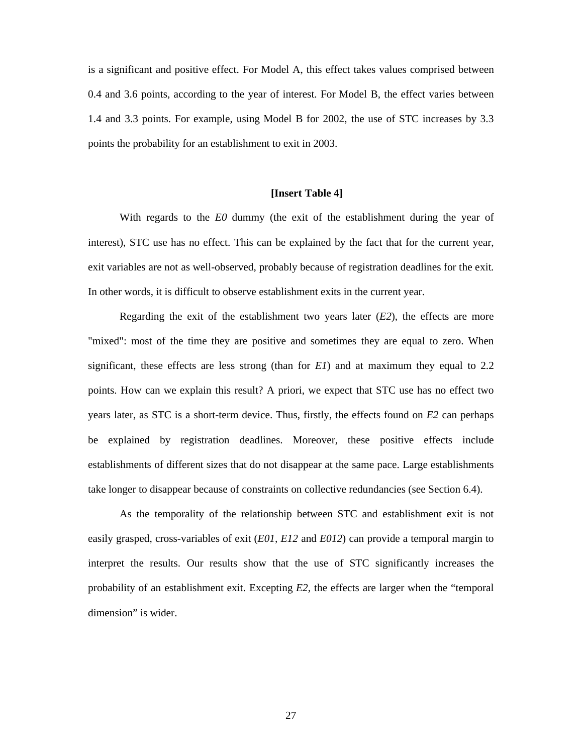is a significant and positive effect. For Model A, this effect takes values comprised between 0.4 and 3.6 points, according to the year of interest. For Model B, the effect varies between 1.4 and 3.3 points. For example, using Model B for 2002, the use of STC increases by 3.3 points the probability for an establishment to exit in 2003.

**[Insert Table 4]**

With regards to the *E0* dummy (the exit of the establishment during the year of interest), STC use has no effect. This can be explained by the fact that for the current year, exit variables are not as well-observed, probably because of registration deadlines for the exit. In other words, it is difficult to observe establishment exits in the current year.

Regarding the exit of the establishment two years later (*E2*), the effects are more "mixed": most of the time they are positive and sometimes they are equal to zero. When significant, these effects are less strong (than for *E1*) and at maximum they equal to 2.2 points. How can we explain this result? A priori, we expect that STC use has no effect two years later, as STC is a short-term device. Thus, firstly, the effects found on *E2* can perhaps be explained by registration deadlines. Moreover, these positive effects include establishments of different sizes that do not disappear at the same pace. Large establishments take longer to disappear because of constraints on collective redundancies (see Section 6.4).

As the temporality of the relationship between STC and establishment exit is not easily grasped, cross-variables of exit (*E01, E12* and *E012*) can provide a temporal margin to interpret the results. Our results show that the use of STC significantly increases the probability of an establishment exit. Excepting *E2,* the effects are larger when the "temporal dimension" is wider.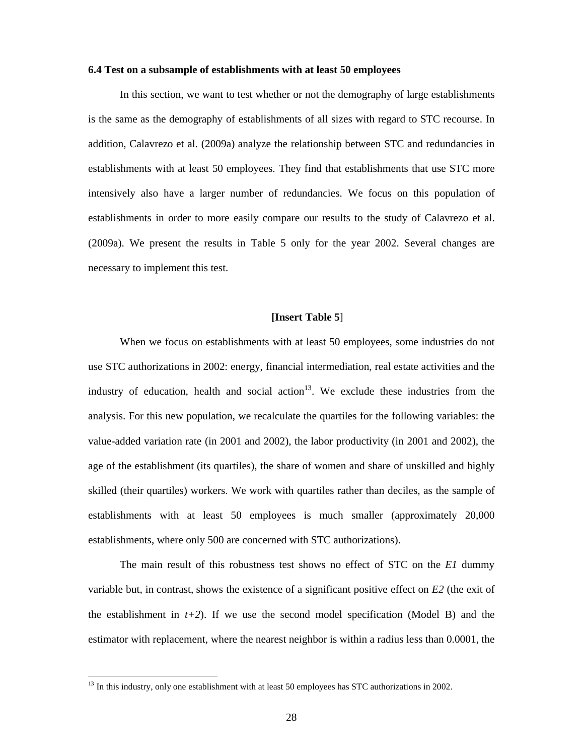### 6.4 Test on a subsample of establishments with at least 50 employees

In this section, we want to test whether or not the demography of large establishments is the same as the demography of establishments of all sizes with regard to STC recourse. In addition, Calavrezo et al. (2009a) analyze the relationship between STC and redundancies in establishments with at least 50 employees. They find that establishments that use STC more intensively also have a larger number of redundancies. We focus on this population of establishments in order to more easily compare our results to the study of Calavrezo et al. (2009a). We present the results in Table 5 only for the year 2002. Several changes are necessary to implement this test.

**[Insert Table 5**]

When we focus on establishments with at least 50 employees, some industries do not use STC authorizations in 2002: energy, financial intermediation, real estate activities and the industry of education, health and social action[13]. We exclude these industries from the analysis. For this new population, we recalculate the quartiles for the following variables: the value-added variation rate (in 2001 and 2002), the labor productivity (in 2001 and 2002), the age of the establishment (its quartiles), the share of women and share of unskilled and highly skilled (their quartiles) workers. We work with quartiles rather than deciles, as the sample of establishments with at least 50 employees is much smaller (approximately 20,000 establishments, where only 500 are concerned with STC authorizations).

The main result of this robustness test shows no effect of STC on the *E1* dummy variable but, in contrast, shows the existence of a significant positive effect on *E2* (the exit of the establishment in *t+2*). If we use the second model specification (Model B) and the estimator with replacement, where the nearest neighbor is within a radius less than 0.0001, the

[13] In this industry, only one establishment with at least 50 employees has STC authorizations in 2002.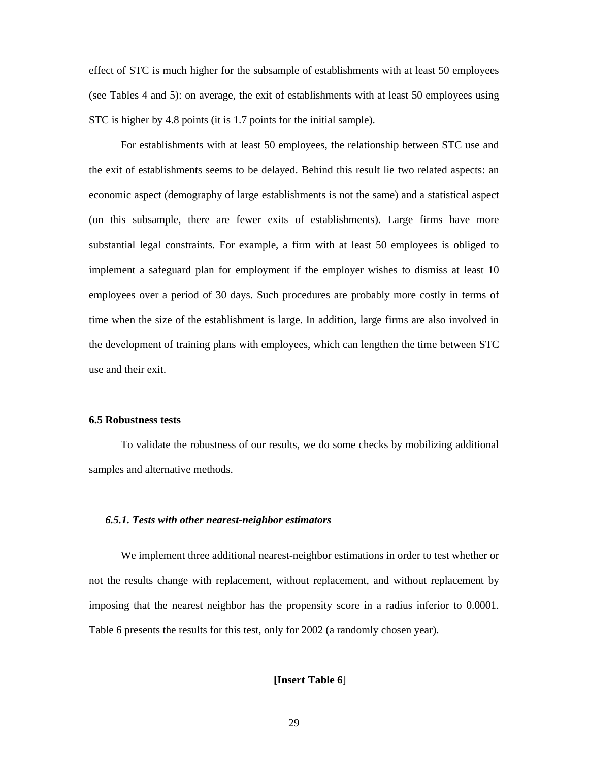effect of STC is much higher for the subsample of establishments with at least 50 employees (see Tables 4 and 5): on average, the exit of establishments with at least 50 employees using STC is higher by 4.8 points (it is 1.7 points for the initial sample).

For establishments with at least 50 employees, the relationship between STC use and the exit of establishments seems to be delayed. Behind this result lie two related aspects: an economic aspect (demography of large establishments is not the same) and a statistical aspect (on this subsample, there are fewer exits of establishments). Large firms have more substantial legal constraints. For example, a firm with at least 50 employees is obliged to implement a safeguard plan for employment if the employer wishes to dismiss at least 10 employees over a period of 30 days. Such procedures are probably more costly in terms of time when the size of the establishment is large. In addition, large firms are also involved in the development of training plans with employees, which can lengthen the time between STC use and their exit.

### 6.5 Robustness tests

To validate the robustness of our results, we do some checks by mobilizing additional samples and alternative methods.

#### *6.5.1. Tests with other nearest-neighbor estimators*

We implement three additional nearest-neighbor estimations in order to test whether or not the results change with replacement, without replacement, and without replacement by imposing that the nearest neighbor has the propensity score in a radius inferior to 0.0001. Table 6 presents the results for this test, only for 2002 (a randomly chosen year).

**[Insert Table 6**]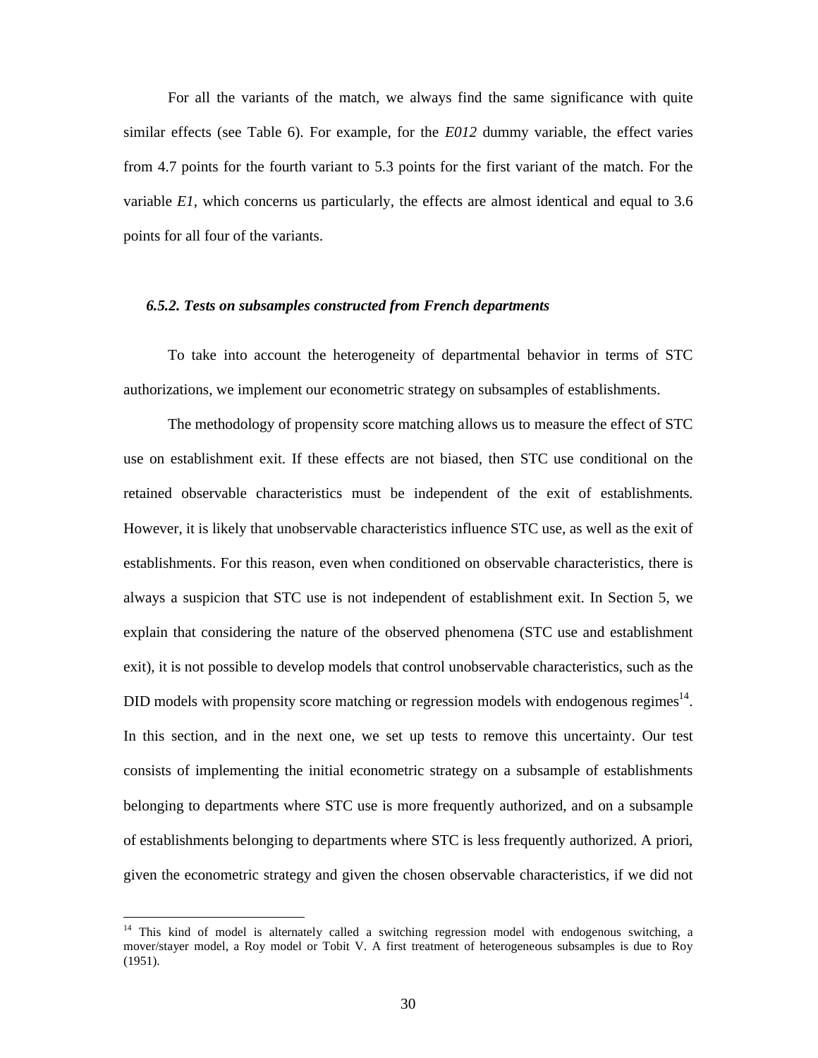For all the variants of the match, we always find the same significance with quite similar effects (see Table 6). For example, for the *E012* dummy variable, the effect varies from 4.7 points for the fourth variant to 5.3 points for the first variant of the match. For the variable *E1*, which concerns us particularly, the effects are almost identical and equal to 3.6 points for all four of the variants.

#### *6.5.2. Tests on subsamples constructed from French departments*

To take into account the heterogeneity of departmental behavior in terms of STC authorizations, we implement our econometric strategy on subsamples of establishments.

The methodology of propensity score matching allows us to measure the effect of STC use on establishment exit. If these effects are not biased, then STC use conditional on the retained observable characteristics must be independent of the exit of establishments. However, it is likely that unobservable characteristics influence STC use, as well as the exit of establishments. For this reason, even when conditioned on observable characteristics, there is always a suspicion that STC use is not independent of establishment exit. In Section 5, we explain that considering the nature of the observed phenomena (STC use and establishment exit), it is not possible to develop models that control unobservable characteristics, such as the DID models with propensity score matching or regression models with endogenous regimes[14]. In this section, and in the next one, we set up tests to remove this uncertainty. Our test consists of implementing the initial econometric strategy on a subsample of establishments belonging to departments where STC use is more frequently authorized, and on a subsample of establishments belonging to departments where STC is less frequently authorized. A priori, given the econometric strategy and given the chosen observable characteristics, if we did not

[14] This kind of model is alternately called a switching regression model with endogenous switching, a mover/stayer model, a Roy model or Tobit V. A first treatment of heterogeneous subsamples is due to Roy (1951).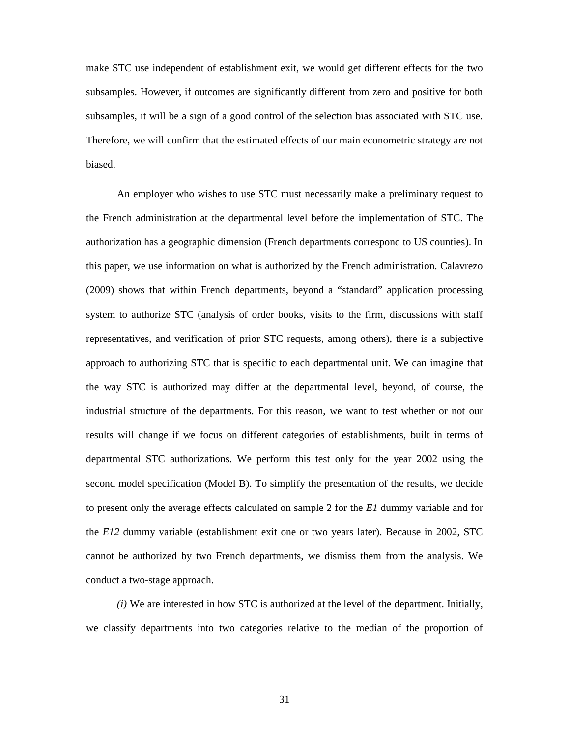make STC use independent of establishment exit, we would get different effects for the two subsamples. However, if outcomes are significantly different from zero and positive for both subsamples, it will be a sign of a good control of the selection bias associated with STC use. Therefore, we will confirm that the estimated effects of our main econometric strategy are not biased.

An employer who wishes to use STC must necessarily make a preliminary request to the French administration at the departmental level before the implementation of STC. The authorization has a geographic dimension (French departments correspond to US counties). In this paper, we use information on what is authorized by the French administration. Calavrezo (2009) shows that within French departments, beyond a "standard" application processing system to authorize STC (analysis of order books, visits to the firm, discussions with staff representatives, and verification of prior STC requests, among others), there is a subjective approach to authorizing STC that is specific to each departmental unit. We can imagine that the way STC is authorized may differ at the departmental level, beyond, of course, the industrial structure of the departments. For this reason, we want to test whether or not our results will change if we focus on different categories of establishments, built in terms of departmental STC authorizations. We perform this test only for the year 2002 using the second model specification (Model B). To simplify the presentation of the results, we decide to present only the average effects calculated on sample 2 for the *E1* dummy variable and for the *E12* dummy variable (establishment exit one or two years later). Because in 2002, STC cannot be authorized by two French departments, we dismiss them from the analysis. We conduct a two-stage approach.

*(i)* We are interested in how STC is authorized at the level of the department. Initially, we classify departments into two categories relative to the median of the proportion of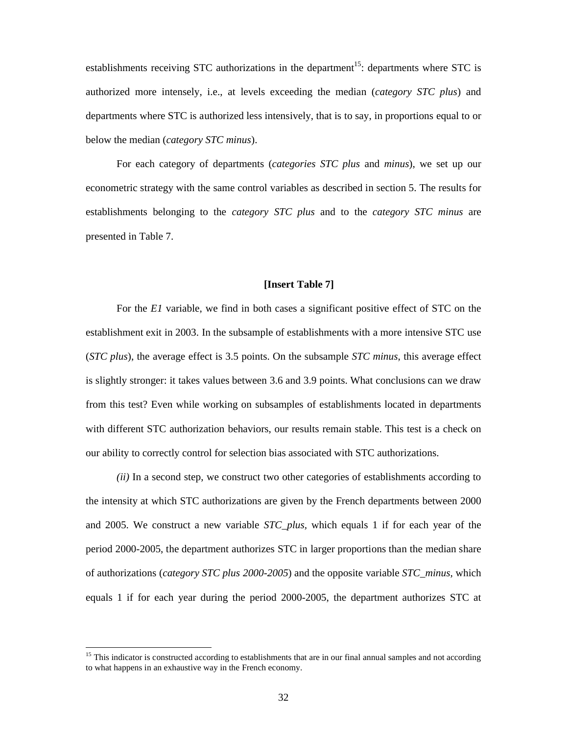establishments receiving STC authorizations in the department[15]: departments where STC is authorized more intensely, i.e., at levels exceeding the median (*category STC plus*) and departments where STC is authorized less intensively, that is to say, in proportions equal to or below the median (*category STC minus*).

For each category of departments (*categories STC plus* and *minus*), we set up our econometric strategy with the same control variables as described in section 5. The results for establishments belonging to the *category STC plus* and to the *category STC minus* are presented in Table 7.

**[Insert Table 7]**

For the *E1* variable, we find in both cases a significant positive effect of STC on the establishment exit in 2003. In the subsample of establishments with a more intensive STC use (*STC plus*), the average effect is 3.5 points. On the subsample *STC minus*, this average effect is slightly stronger: it takes values between 3.6 and 3.9 points. What conclusions can we draw from this test? Even while working on subsamples of establishments located in departments with different STC authorization behaviors, our results remain stable. This test is a check on our ability to correctly control for selection bias associated with STC authorizations.

*(ii)* In a second step, we construct two other categories of establishments according to the intensity at which STC authorizations are given by the French departments between 2000 and 2005. We construct a new variable *STC_plus*, which equals 1 if for each year of the period 2000-2005, the department authorizes STC in larger proportions than the median share of authorizations (*category STC plus 2000-2005*) and the opposite variable *STC_minus*, which equals 1 if for each year during the period 2000-2005, the department authorizes STC at

[15] This indicator is constructed according to establishments that are in our final annual samples and not according to what happens in an exhaustive way in the French economy.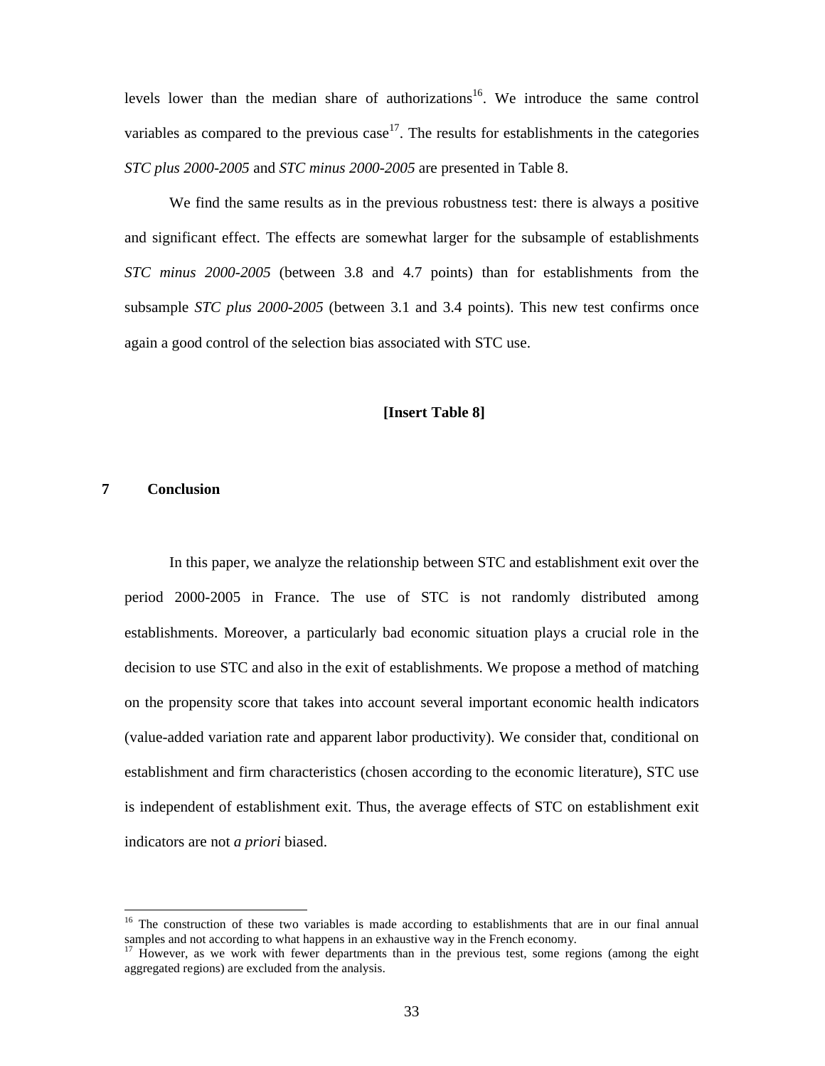levels lower than the median share of authorizations[16]. We introduce the same control variables as compared to the previous case[17]. The results for establishments in the categories *STC plus 2000-2005* and *STC minus 2000-2005* are presented in Table 8.

We find the same results as in the previous robustness test: there is always a positive and significant effect. The effects are somewhat larger for the subsample of establishments *STC minus 2000-2005* (between 3.8 and 4.7 points) than for establishments from the subsample *STC plus 2000-2005* (between 3.1 and 3.4 points). This new test confirms once again a good control of the selection bias associated with STC use.

**[Insert Table 8]**

## 7 Conclusion

In this paper, we analyze the relationship between STC and establishment exit over the period 2000-2005 in France. The use of STC is not randomly distributed among establishments. Moreover, a particularly bad economic situation plays a crucial role in the decision to use STC and also in the exit of establishments. We propose a method of matching on the propensity score that takes into account several important economic health indicators (value-added variation rate and apparent labor productivity). We consider that, conditional on establishment and firm characteristics (chosen according to the economic literature), STC use is independent of establishment exit. Thus, the average effects of STC on establishment exit indicators are not *a priori* biased.

---

[16] The construction of these two variables is made according to establishments that are in our final annual samples and not according to what happens in an exhaustive way in the French economy.

[17] However, as we work with fewer departments than in the previous test, some regions (among the eight aggregated regions) are excluded from the analysis.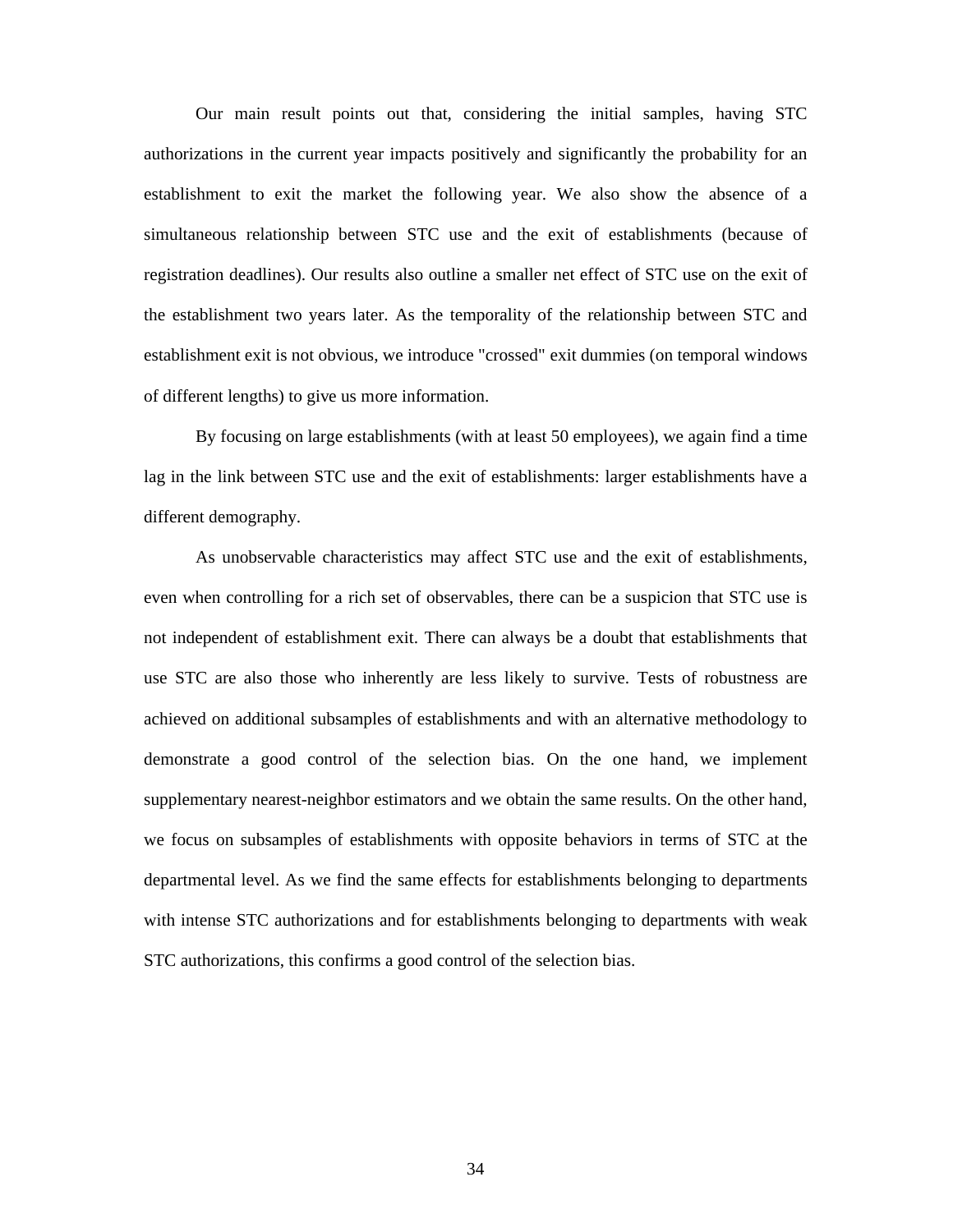Our main result points out that, considering the initial samples, having STC authorizations in the current year impacts positively and significantly the probability for an establishment to exit the market the following year. We also show the absence of a simultaneous relationship between STC use and the exit of establishments (because of registration deadlines). Our results also outline a smaller net effect of STC use on the exit of the establishment two years later. As the temporality of the relationship between STC and establishment exit is not obvious, we introduce "crossed" exit dummies (on temporal windows of different lengths) to give us more information.

By focusing on large establishments (with at least 50 employees), we again find a time lag in the link between STC use and the exit of establishments: larger establishments have a different demography.

As unobservable characteristics may affect STC use and the exit of establishments, even when controlling for a rich set of observables, there can be a suspicion that STC use is not independent of establishment exit. There can always be a doubt that establishments that use STC are also those who inherently are less likely to survive. Tests of robustness are achieved on additional subsamples of establishments and with an alternative methodology to demonstrate a good control of the selection bias. On the one hand, we implement supplementary nearest-neighbor estimators and we obtain the same results. On the other hand, we focus on subsamples of establishments with opposite behaviors in terms of STC at the departmental level. As we find the same effects for establishments belonging to departments with intense STC authorizations and for establishments belonging to departments with weak STC authorizations, this confirms a good control of the selection bias.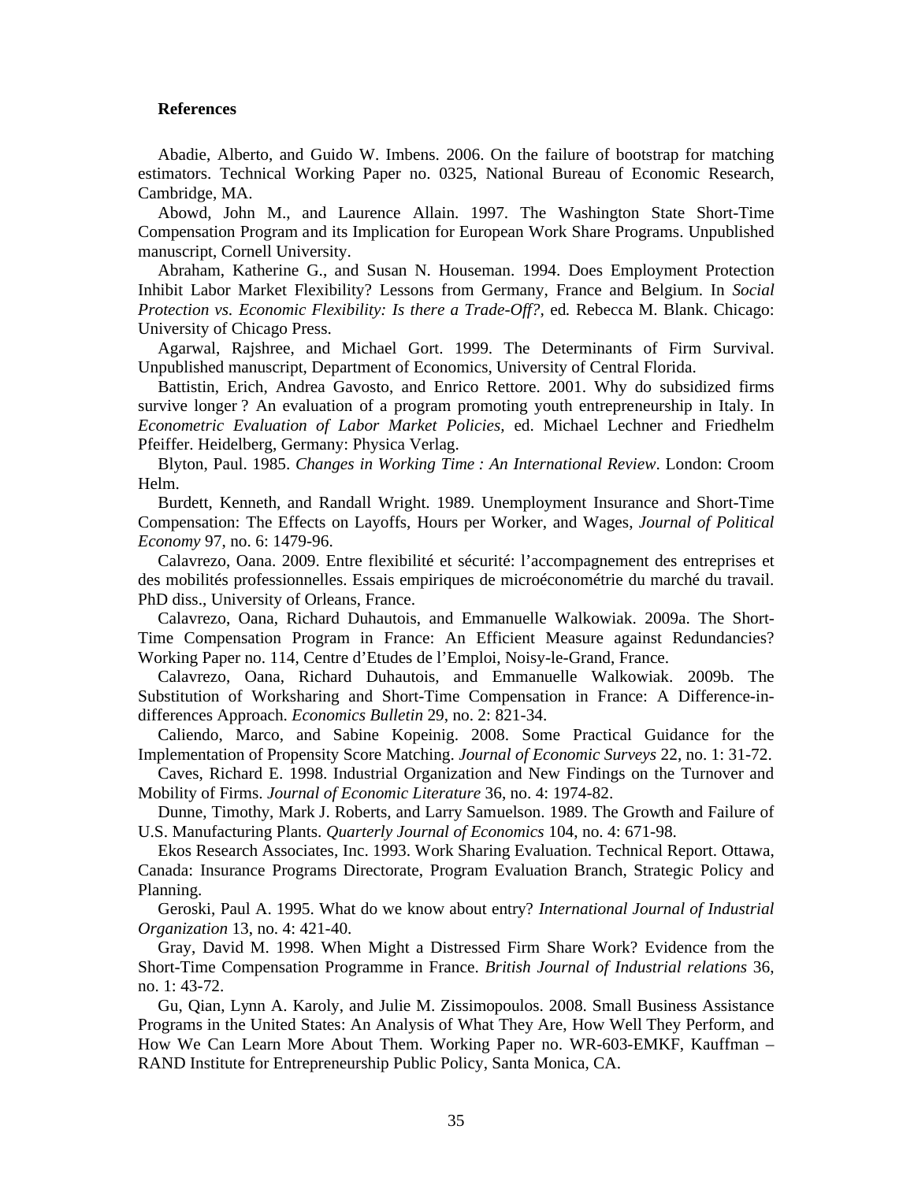**References**

Abadie, Alberto, and Guido W. Imbens. 2006. On the failure of bootstrap for matching estimators. Technical Working Paper no. 0325, National Bureau of Economic Research, Cambridge, MA.

Abowd, John M., and Laurence Allain. 1997. The Washington State Short-Time Compensation Program and its Implication for European Work Share Programs. Unpublished manuscript, Cornell University.

Abraham, Katherine G., and Susan N. Houseman. 1994. Does Employment Protection Inhibit Labor Market Flexibility? Lessons from Germany, France and Belgium. In *Social Protection vs. Economic Flexibility: Is there a Trade-Off?*, ed. Rebecca M. Blank. Chicago: University of Chicago Press.

Agarwal, Rajshree, and Michael Gort. 1999. The Determinants of Firm Survival. Unpublished manuscript, Department of Economics, University of Central Florida.

Battistin, Erich, Andrea Gavosto, and Enrico Rettore. 2001. Why do subsidized firms survive longer ? An evaluation of a program promoting youth entrepreneurship in Italy. In *Econometric Evaluation of Labor Market Policies*, ed. Michael Lechner and Friedhelm Pfeiffer. Heidelberg, Germany: Physica Verlag.

Blyton, Paul. 1985. *Changes in Working Time : An International Review*. London: Croom Helm.

Burdett, Kenneth, and Randall Wright. 1989. Unemployment Insurance and Short-Time Compensation: The Effects on Layoffs, Hours per Worker, and Wages, *Journal of Political Economy* 97, no. 6: 1479-96.

Calavrezo, Oana. 2009. Entre flexibilité et sécurité: l'accompagnement des entreprises et des mobilités professionnelles. Essais empiriques de microéconométrie du marché du travail. PhD diss., University of Orleans, France.

Calavrezo, Oana, Richard Duhautois, and Emmanuelle Walkowiak. 2009a. The Short-Time Compensation Program in France: An Efficient Measure against Redundancies? Working Paper no. 114, Centre d'Etudes de l'Emploi, Noisy-le-Grand, France.

Calavrezo, Oana, Richard Duhautois, and Emmanuelle Walkowiak. 2009b. The Substitution of Worksharing and Short-Time Compensation in France: A Difference-in-differences Approach. *Economics Bulletin* 29, no. 2: 821-34.

Caliendo, Marco, and Sabine Kopeinig. 2008. Some Practical Guidance for the Implementation of Propensity Score Matching. *Journal of Economic Surveys* 22, no. 1: 31-72.

Caves, Richard E. 1998. Industrial Organization and New Findings on the Turnover and Mobility of Firms. *Journal of Economic Literature* 36, no. 4: 1974-82.

Dunne, Timothy, Mark J. Roberts, and Larry Samuelson. 1989. The Growth and Failure of U.S. Manufacturing Plants. *Quarterly Journal of Economics* 104, no. 4: 671-98.

Ekos Research Associates, Inc. 1993. Work Sharing Evaluation. Technical Report. Ottawa, Canada: Insurance Programs Directorate, Program Evaluation Branch, Strategic Policy and Planning.

Geroski, Paul A. 1995. What do we know about entry? *International Journal of Industrial Organization* 13, no. 4: 421-40.

Gray, David M. 1998. When Might a Distressed Firm Share Work? Evidence from the Short-Time Compensation Programme in France. *British Journal of Industrial relations* 36, no. 1: 43-72.

Gu, Qian, Lynn A. Karoly, and Julie M. Zissimopoulos. 2008. Small Business Assistance Programs in the United States: An Analysis of What They Are, How Well They Perform, and How We Can Learn More About Them. Working Paper no. WR-603-EMKF, Kauffman – RAND Institute for Entrepreneurship Public Policy, Santa Monica, CA.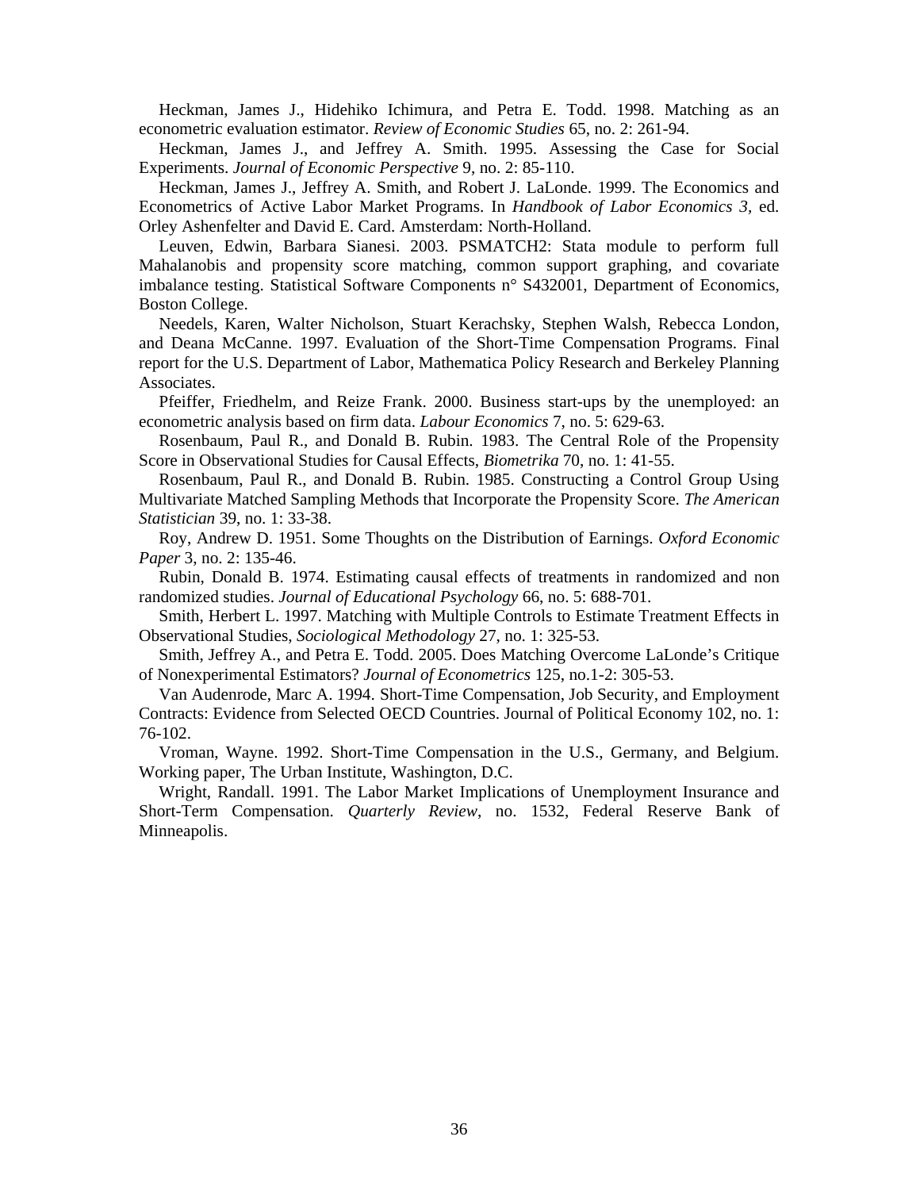Heckman, James J., Hidehiko Ichimura, and Petra E. Todd. 1998. Matching as an econometric evaluation estimator. *Review of Economic Studies* 65, no. 2: 261-94.

Heckman, James J., and Jeffrey A. Smith. 1995. Assessing the Case for Social Experiments. *Journal of Economic Perspective* 9, no. 2: 85-110.

Heckman, James J., Jeffrey A. Smith, and Robert J. LaLonde. 1999. The Economics and Econometrics of Active Labor Market Programs. In *Handbook of Labor Economics 3,* ed. Orley Ashenfelter and David E. Card. Amsterdam: North-Holland.

Leuven, Edwin, Barbara Sianesi. 2003. PSMATCH2: Stata module to perform full Mahalanobis and propensity score matching, common support graphing, and covariate imbalance testing. Statistical Software Components n° S432001, Department of Economics, Boston College.

Needels, Karen, Walter Nicholson, Stuart Kerachsky, Stephen Walsh, Rebecca London, and Deana McCanne. 1997. Evaluation of the Short-Time Compensation Programs. Final report for the U.S. Department of Labor, Mathematica Policy Research and Berkeley Planning Associates.

Pfeiffer, Friedhelm, and Reize Frank. 2000. Business start-ups by the unemployed: an econometric analysis based on firm data. *Labour Economics* 7, no. 5: 629-63.

Rosenbaum, Paul R., and Donald B. Rubin. 1983. The Central Role of the Propensity Score in Observational Studies for Causal Effects, *Biometrika* 70, no. 1: 41-55.

Rosenbaum, Paul R., and Donald B. Rubin. 1985. Constructing a Control Group Using Multivariate Matched Sampling Methods that Incorporate the Propensity Score. *The American Statistician* 39, no. 1: 33-38.

Roy, Andrew D. 1951. Some Thoughts on the Distribution of Earnings. *Oxford Economic Paper* 3, no. 2: 135-46.

Rubin, Donald B. 1974. Estimating causal effects of treatments in randomized and non randomized studies. *Journal of Educational Psychology* 66, no. 5: 688-701.

Smith, Herbert L. 1997. Matching with Multiple Controls to Estimate Treatment Effects in Observational Studies, *Sociological Methodology* 27, no. 1: 325-53.

Smith, Jeffrey A., and Petra E. Todd. 2005. Does Matching Overcome LaLonde's Critique of Nonexperimental Estimators? *Journal of Econometrics* 125, no.1-2: 305-53.

Van Audenrode, Marc A. 1994. Short-Time Compensation, Job Security, and Employment Contracts: Evidence from Selected OECD Countries. Journal of Political Economy 102, no. 1: 76-102.

Vroman, Wayne. 1992. Short-Time Compensation in the U.S., Germany, and Belgium. Working paper, The Urban Institute, Washington, D.C.

Wright, Randall. 1991. The Labor Market Implications of Unemployment Insurance and Short-Term Compensation. *Quarterly Review*, no. 1532, Federal Reserve Bank of Minneapolis.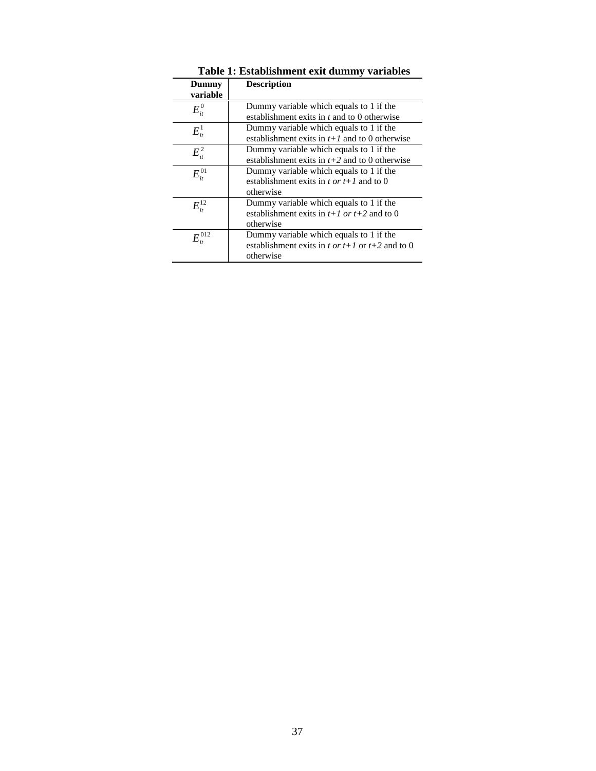**Table 1: Establishment exit dummy variables**

| Dummy variable | Description |
|---|---|
| $E_{it}^{0}$ | Dummy variable which equals to 1 if the establishment exits in *t* and to 0 otherwise |
| $E_{it}^{1}$ | Dummy variable which equals to 1 if the establishment exits in *t+1* and to 0 otherwise |
| $E_{it}^{2}$ | Dummy variable which equals to 1 if the establishment exits in *t+2* and to 0 otherwise |
| $E_{it}^{01}$ | Dummy variable which equals to 1 if the establishment exits in *t or t+1* and to 0 otherwise |
| $E_{it}^{12}$ | Dummy variable which equals to 1 if the establishment exits in *t+1 or t+2* and to 0 otherwise |
| $E_{it}^{012}$ | Dummy variable which equals to 1 if the establishment exits in *t or t+1* or *t+2* and to 0 otherwise |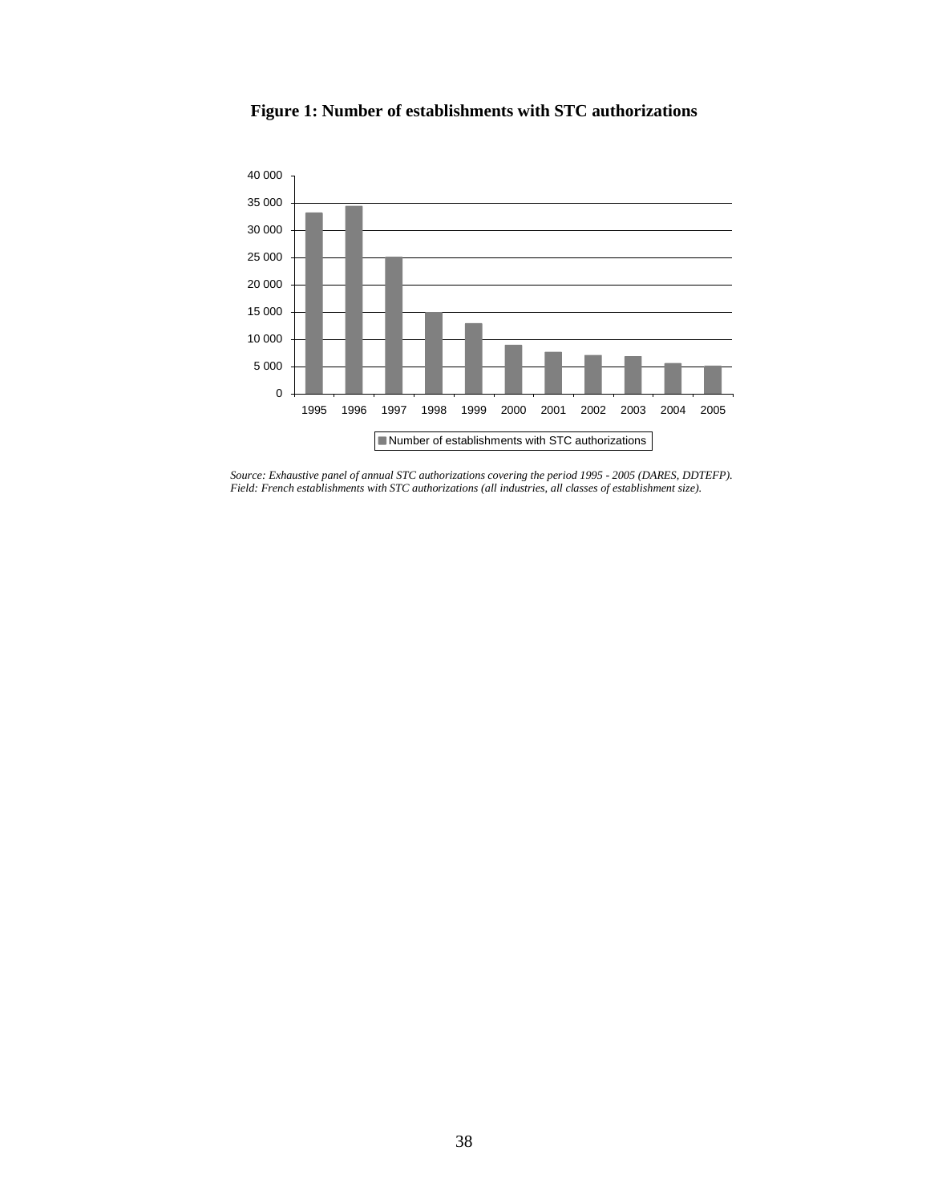**Figure 1: Number of establishments with STC authorizations**

*Source: Exhaustive panel of annual STC authorizations covering the period 1995 - 2005 (DARES, DDTEFP).*
*Field: French establishments with STC authorizations (all industries, all classes of establishment size).*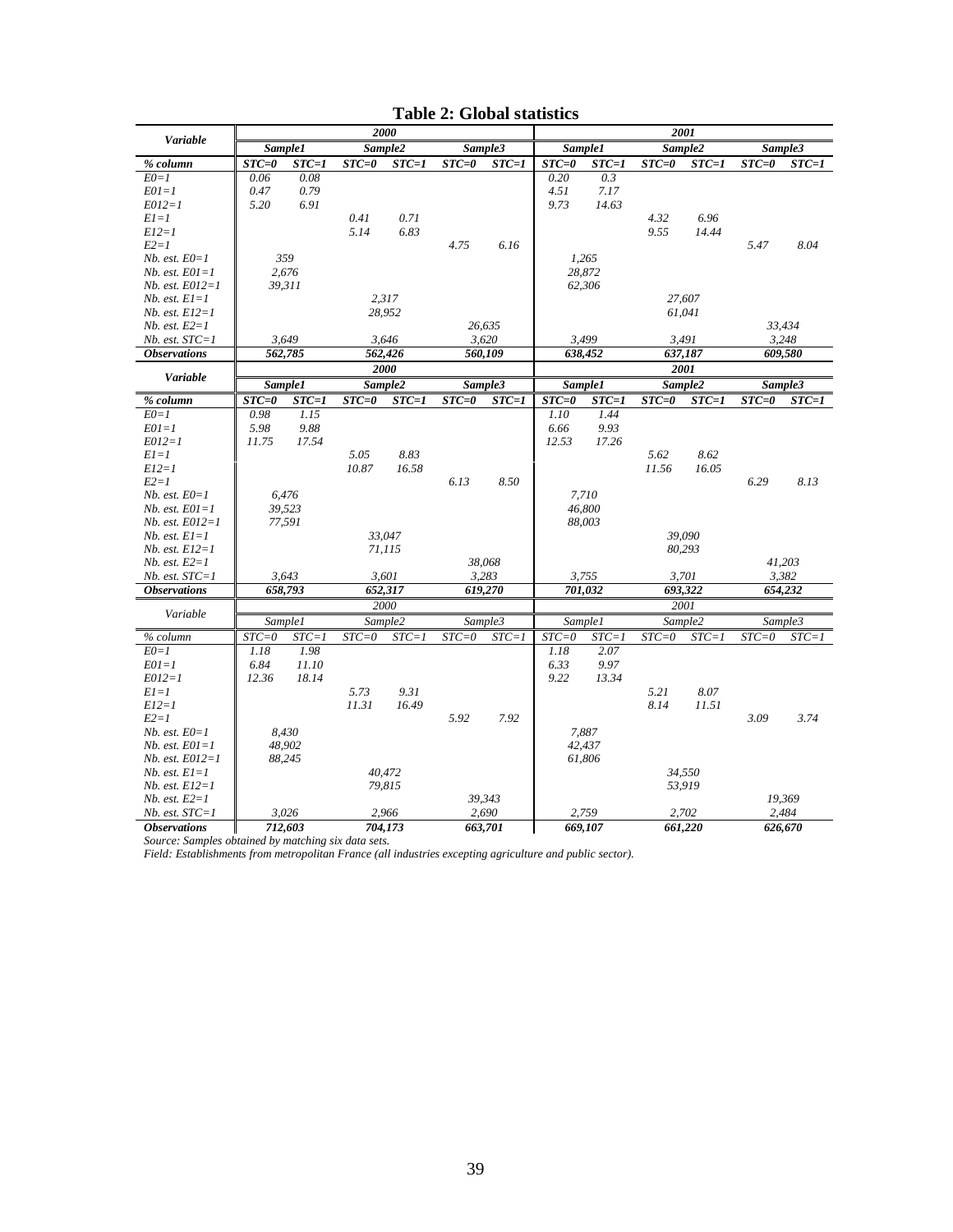# Table 2: Global statistics

| Variable | 2000 | | | | | | 2001 | | | | | |
|---|---|---|---|---|---|---|---|---|---|---|---|---|
| | Sample1 | | Sample2 | | Sample3 | | Sample1 | | Sample2 | | Sample3 | |
| % column | STC=0 | STC=1 | STC=0 | STC=1 | STC=0 | STC=1 | STC=0 | STC=1 | STC=0 | STC=1 | STC=0 | STC=1 |
| E0=1 | 0.06 | 0.08 | | | | | 0.20 | 0.3 | | | | |
| E01=1 | 0.47 | 0.79 | | | | | 4.51 | 7.17 | | | | |
| E012=1 | 5.20 | 6.91 | | | | | 9.73 | 14.63 | | | | |
| E1=1 | | | 0.41 | 0.71 | | | | | 4.32 | 6.96 | | |
| E12=1 | | | 5.14 | 6.83 | | | | | 9.55 | 14.44 | | |
| E2=1 | | | | | 4.75 | 6.16 | | | | | 5.47 | 8.04 |
| Nb. est. E0=1 | 359 | | | | | | 1,265 | | | | | |
| Nb. est. E01=1 | 2,676 | | | | | | 28,872 | | | | | |
| Nb. est. E012=1 | 39,311 | | | | | | 62,306 | | | | | |
| Nb. est. E1=1 | | | 2,317 | | | | | | 27,607 | | | |
| Nb. est. E12=1 | | | 28,952 | | | | | | 61,041 | | | |
| Nb. est. E2=1 | | | | | 26,635 | | | | | | 33,434 | |
| Nb. est. STC=1 | 3,649 | | 3,646 | | 3,620 | | 3,499 | | 3,491 | | 3,248 | |
| **Observations** | **562,785** | | **562,426** | | **560,109** | | **638,452** | | **637,187** | | **609,580** | |

| Variable | 2000 | | | | | | 2001 | | | | | |
|---|---|---|---|---|---|---|---|---|---|---|---|---|
| | Sample1 | | Sample2 | | Sample3 | | Sample1 | | Sample2 | | Sample3 | |
| % column | STC=0 | STC=1 | STC=0 | STC=1 | STC=0 | STC=1 | STC=0 | STC=1 | STC=0 | STC=1 | STC=0 | STC=1 |
| E0=1 | 0.98 | 1.15 | | | | | 1.10 | 1.44 | | | | |
| E01=1 | 5.98 | 9.88 | | | | | 6.66 | 9.93 | | | | |
| E012=1 | 11.75 | 17.54 | | | | | 12.53 | 17.26 | | | | |
| E1=1 | | | 5.05 | 8.83 | | | | | 5.62 | 8.62 | | |
| E12=1 | | | 10.87 | 16.58 | | | | | 11.56 | 16.05 | | |
| E2=1 | | | | | 6.13 | 8.50 | | | | | 6.29 | 8.13 |
| Nb. est. E0=1 | 6,476 | | | | | | 7,710 | | | | | |
| Nb. est. E01=1 | 39,523 | | | | | | 46,800 | | | | | |
| Nb. est. E012=1 | 77,591 | | | | | | 88,003 | | | | | |
| Nb. est. E1=1 | | | 33,047 | | | | | | 39,090 | | | |
| Nb. est. E12=1 | | | 71,115 | | | | | | 80,293 | | | |
| Nb. est. E2=1 | | | | | 38,068 | | | | | | 41,203 | |
| Nb. est. STC=1 | 3,643 | | 3,601 | | 3,283 | | 3,755 | | 3,701 | | 3,382 | |
| **Observations** | **658,793** | | **652,317** | | **619,270** | | **701,032** | | **693,322** | | **654,232** | |

| Variable | 2000 | | | | | | 2001 | | | | | |
|---|---|---|---|---|---|---|---|---|---|---|---|---|
| | Sample1 | | Sample2 | | Sample3 | | Sample1 | | Sample2 | | Sample3 | |
| % column | STC=0 | STC=1 | STC=0 | STC=1 | STC=0 | STC=1 | STC=0 | STC=1 | STC=0 | STC=1 | STC=0 | STC=1 |
| E0=1 | 1.18 | 1.98 | | | | | 1.18 | 2.07 | | | | |
| E01=1 | 6.84 | 11.10 | | | | | 6.33 | 9.97 | | | | |
| E012=1 | 12.36 | 18.14 | | | | | 9.22 | 13.34 | | | | |
| E1=1 | | | 5.73 | 9.31 | | | | | 5.21 | 8.07 | | |
| E12=1 | | | 11.31 | 16.49 | | | | | 8.14 | 11.51 | | |
| E2=1 | | | | | 5.92 | 7.92 | | | | | 3.09 | 3.74 |
| Nb. est. E0=1 | 8,430 | | | | | | 7,887 | | | | | |
| Nb. est. E01=1 | 48,902 | | | | | | 42,437 | | | | | |
| Nb. est. E012=1 | 88,245 | | | | | | 61,806 | | | | | |
| Nb. est. E1=1 | | | 40,472 | | | | | | 34,550 | | | |
| Nb. est. E12=1 | | | 79,815 | | | | | | 53,919 | | | |
| Nb. est. E2=1 | | | | | 39,343 | | | | | | 19,369 | |
| Nb. est. STC=1 | 3,026 | | 2,966 | | 2,690 | | 2,759 | | 2,702 | | 2,484 | |
| **Observations** | **712,603** | | **704,173** | | **663,701** | | **669,107** | | **661,220** | | **626,670** | |

*Source: Samples obtained by matching six data sets.*
*Field: Establishments from metropolitan France (all industries excepting agriculture and public sector).*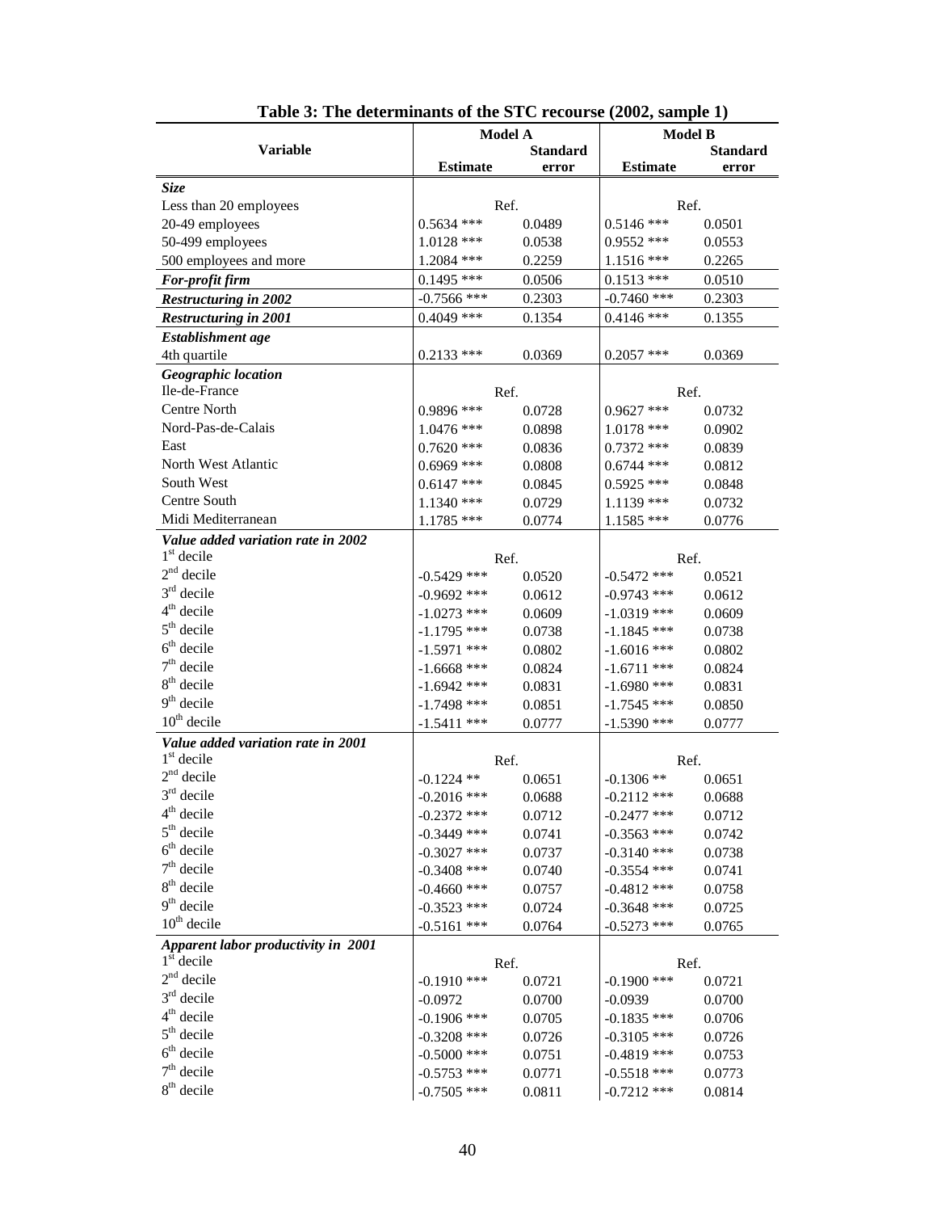**Table 3: The determinants of the STC recourse (2002, sample 1)**

| Variable | Model A | | Model B | |
|---|---|---|---|---|
| | Estimate | Standard error | Estimate | Standard error |
| ***Size*** | | | | |
| Less than 20 employees | Ref. | | Ref. | |
| 20-49 employees | 0.5634 *** | 0.0489 | 0.5146 *** | 0.0501 |
| 50-499 employees | 1.0128 *** | 0.0538 | 0.9552 *** | 0.0553 |
| 500 employees and more | 1.2084 *** | 0.2259 | 1.1516 *** | 0.2265 |
| ***For-profit firm*** | 0.1495 *** | 0.0506 | 0.1513 *** | 0.0510 |
| ***Restructuring in 2002*** | -0.7566 *** | 0.2303 | -0.7460 *** | 0.2303 |
| ***Restructuring in 2001*** | 0.4049 *** | 0.1354 | 0.4146 *** | 0.1355 |
| ***Establishment age*** | | | | |
| 4th quartile | 0.2133 *** | 0.0369 | 0.2057 *** | 0.0369 |
| ***Geographic location*** | | | | |
| Ile-de-France | Ref. | | Ref. | |
| Centre North | 0.9896 *** | 0.0728 | 0.9627 *** | 0.0732 |
| Nord-Pas-de-Calais | 1.0476 *** | 0.0898 | 1.0178 *** | 0.0902 |
| East | 0.7620 *** | 0.0836 | 0.7372 *** | 0.0839 |
| North West Atlantic | 0.6969 *** | 0.0808 | 0.6744 *** | 0.0812 |
| South West | 0.6147 *** | 0.0845 | 0.5925 *** | 0.0848 |
| Centre South | 1.1340 *** | 0.0729 | 1.1139 *** | 0.0732 |
| Midi Mediterranean | 1.1785 *** | 0.0774 | 1.1585 *** | 0.0776 |
| ***Value added variation rate in 2002*** | | | | |
| 1st decile | Ref. | | Ref. | |
| 2nd decile | -0.5429 *** | 0.0520 | -0.5472 *** | 0.0521 |
| 3rd decile | -0.9692 *** | 0.0612 | -0.9743 *** | 0.0612 |
| 4th decile | -1.0273 *** | 0.0609 | -1.0319 *** | 0.0609 |
| 5th decile | -1.1795 *** | 0.0738 | -1.1845 *** | 0.0738 |
| 6th decile | -1.5971 *** | 0.0802 | -1.6016 *** | 0.0802 |
| 7th decile | -1.6668 *** | 0.0824 | -1.6711 *** | 0.0824 |
| 8th decile | -1.6942 *** | 0.0831 | -1.6980 *** | 0.0831 |
| 9th decile | -1.7498 *** | 0.0851 | -1.7545 *** | 0.0850 |
| 10th decile | -1.5411 *** | 0.0777 | -1.5390 *** | 0.0777 |
| ***Value added variation rate in 2001*** | | | | |
| 1st decile | Ref. | | Ref. | |
| 2nd decile | -0.1224 ** | 0.0651 | -0.1306 ** | 0.0651 |
| 3rd decile | -0.2016 *** | 0.0688 | -0.2112 *** | 0.0688 |
| 4th decile | -0.2372 *** | 0.0712 | -0.2477 *** | 0.0712 |
| 5th decile | -0.3449 *** | 0.0741 | -0.3563 *** | 0.0742 |
| 6th decile | -0.3027 *** | 0.0737 | -0.3140 *** | 0.0738 |
| 7th decile | -0.3408 *** | 0.0740 | -0.3554 *** | 0.0741 |
| 8th decile | -0.4660 *** | 0.0757 | -0.4812 *** | 0.0758 |
| 9th decile | -0.3523 *** | 0.0724 | -0.3648 *** | 0.0725 |
| 10th decile | -0.5161 *** | 0.0764 | -0.5273 *** | 0.0765 |
| ***Apparent labor productivity in 2001*** | | | | |
| 1st decile | Ref. | | Ref. | |
| 2nd decile | -0.1910 *** | 0.0721 | -0.1900 *** | 0.0721 |
| 3rd decile | -0.0972 | 0.0700 | -0.0939 | 0.0700 |
| 4th decile | -0.1906 *** | 0.0705 | -0.1835 *** | 0.0706 |
| 5th decile | -0.3208 *** | 0.0726 | -0.3105 *** | 0.0726 |
| 6th decile | -0.5000 *** | 0.0751 | -0.4819 *** | 0.0753 |
| 7th decile | -0.5753 *** | 0.0771 | -0.5518 *** | 0.0773 |
| 8th decile | -0.7505 *** | 0.0811 | -0.7212 *** | 0.0814 |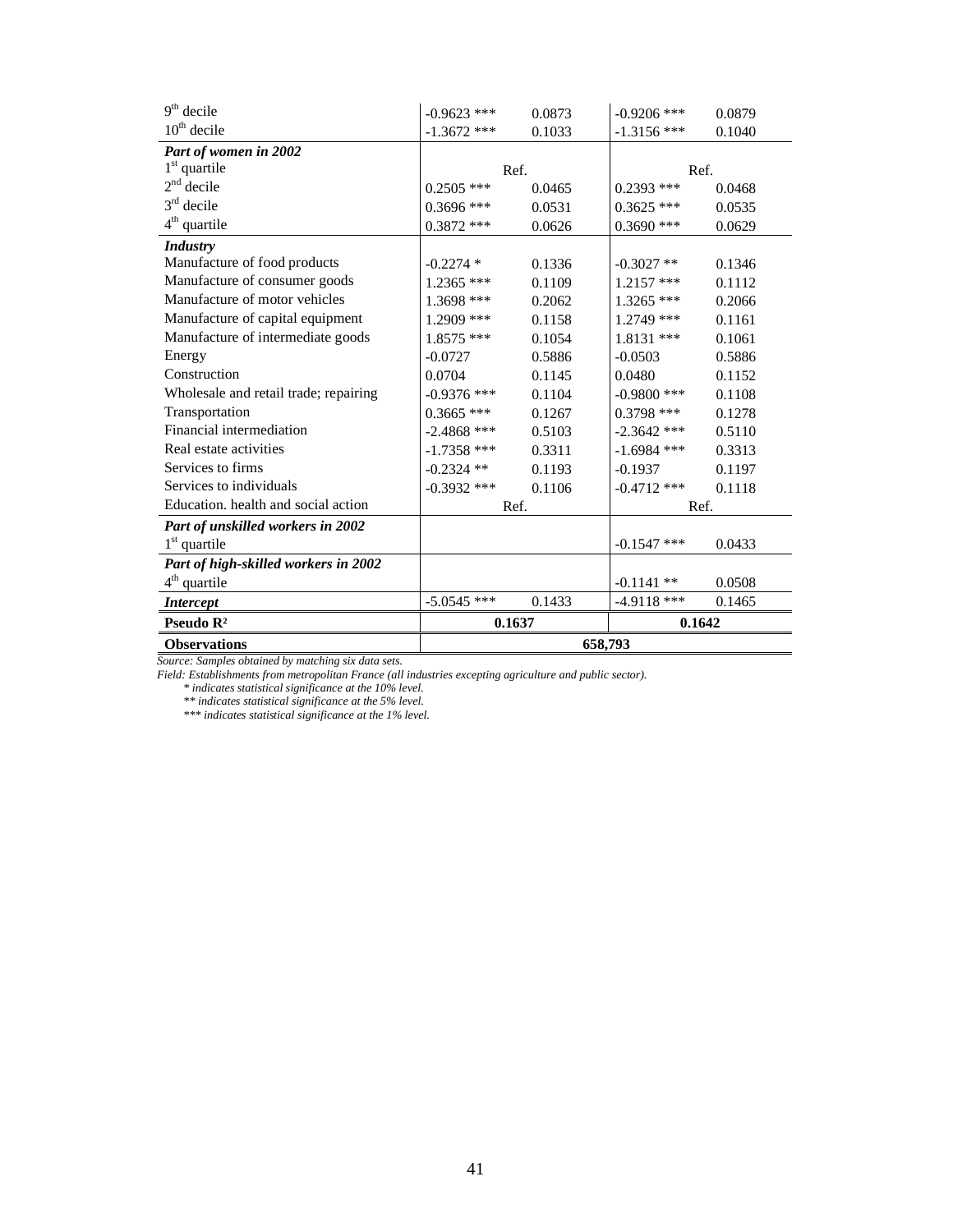| | | | | |
|---|---|---|---|---|
| $9^{th}$ decile | -0.9623 *** | 0.0873 | -0.9206 *** | 0.0879 |
| $10^{th}$ decile | -1.3672 *** | 0.1033 | -1.3156 *** | 0.1040 |
| ***Part of women in 2002*** | | | | |
| $1^{st}$ quartile | Ref. | | Ref. | |
| $2^{nd}$ decile | 0.2505 *** | 0.0465 | 0.2393 *** | 0.0468 |
| $3^{rd}$ decile | 0.3696 *** | 0.0531 | 0.3625 *** | 0.0535 |
| $4^{th}$ quartile | 0.3872 *** | 0.0626 | 0.3690 *** | 0.0629 |
| ***Industry*** | | | | |
| Manufacture of food products | -0.2274 * | 0.1336 | -0.3027 ** | 0.1346 |
| Manufacture of consumer goods | 1.2365 *** | 0.1109 | 1.2157 *** | 0.1112 |
| Manufacture of motor vehicles | 1.3698 *** | 0.2062 | 1.3265 *** | 0.2066 |
| Manufacture of capital equipment | 1.2909 *** | 0.1158 | 1.2749 *** | 0.1161 |
| Manufacture of intermediate goods | 1.8575 *** | 0.1054 | 1.8131 *** | 0.1061 |
| Energy | -0.0727 | 0.5886 | -0.0503 | 0.5886 |
| Construction | 0.0704 | 0.1145 | 0.0480 | 0.1152 |
| Wholesale and retail trade; repairing | -0.9376 *** | 0.1104 | -0.9800 *** | 0.1108 |
| Transportation | 0.3665 *** | 0.1267 | 0.3798 *** | 0.1278 |
| Financial intermediation | -2.4868 *** | 0.5103 | -2.3642 *** | 0.5110 |
| Real estate activities | -1.7358 *** | 0.3311 | -1.6984 *** | 0.3313 |
| Services to firms | -0.2324 ** | 0.1193 | -0.1937 | 0.1197 |
| Services to individuals | -0.3932 *** | 0.1106 | -0.4712 *** | 0.1118 |
| Education. health and social action | Ref. | | Ref. | |
| ***Part of unskilled workers in 2002*** | | | | |
| $1^{st}$ quartile | | | -0.1547 *** | 0.0433 |
| ***Part of high-skilled workers in 2002*** | | | | |
| $4^{th}$ quartile | | | -0.1141 ** | 0.0508 |
| ***Intercept*** | -5.0545 *** | 0.1433 | -4.9118 *** | 0.1465 |
| **Pseudo $R^2$** | **0.1637** | | **0.1642** | |
| **Observations** | **658,793** | | | |

*Source: Samples obtained by matching six data sets.*

*Field: Establishments from metropolitan France (all industries excepting agriculture and public sector).*

*\* indicates statistical significance at the 10% level.*

*\*\* indicates statistical significance at the 5% level.*

*\*\*\* indicates statistical significance at the 1% level.*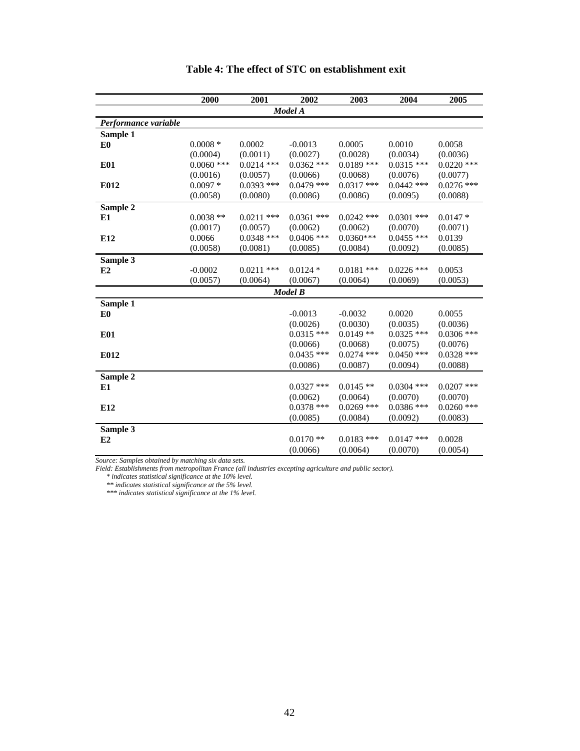**Table 4: The effect of STC on establishment exit**

| | 2000 | 2001 | 2002 | 2003 | 2004 | 2005 |
|---|---|---|---|---|---|---|
| | | | ***Model A*** | | | |
| ***Performance variable*** | | | | | | |
| **Sample 1** | | | | | | |
| **E0** | 0.0008 * | 0.0002 | -0.0013 | 0.0005 | 0.0010 | 0.0058 |
| | (0.0004) | (0.0011) | (0.0027) | (0.0028) | (0.0034) | (0.0036) |
| **E01** | 0.0060 *** | 0.0214 *** | 0.0362 *** | 0.0189 *** | 0.0315 *** | 0.0220 *** |
| | (0.0016) | (0.0057) | (0.0066) | (0.0068) | (0.0076) | (0.0077) |
| **E012** | 0.0097 * | 0.0393 *** | 0.0479 *** | 0.0317 *** | 0.0442 *** | 0.0276 *** |
| | (0.0058) | (0.0080) | (0.0086) | (0.0086) | (0.0095) | (0.0088) |
| **Sample 2** | | | | | | |
| **E1** | 0.0038 ** | 0.0211 *** | 0.0361 *** | 0.0242 *** | 0.0301 *** | 0.0147 * |
| | (0.0017) | (0.0057) | (0.0062) | (0.0062) | (0.0070) | (0.0071) |
| **E12** | 0.0066 | 0.0348 *** | 0.0406 *** | 0.0360*** | 0.0455 *** | 0.0139 |
| | (0.0058) | (0.0081) | (0.0085) | (0.0084) | (0.0092) | (0.0085) |
| **Sample 3** | | | | | | |
| **E2** | -0.0002 | 0.0211 *** | 0.0124 * | 0.0181 *** | 0.0226 *** | 0.0053 |
| | (0.0057) | (0.0064) | (0.0067) | (0.0064) | (0.0069) | (0.0053) |
| | | | ***Model B*** | | | |
| **Sample 1** | | | | | | |
| **E0** | | | -0.0013 | -0.0032 | 0.0020 | 0.0055 |
| | | | (0.0026) | (0.0030) | (0.0035) | (0.0036) |
| **E01** | | | 0.0315 *** | 0.0149 ** | 0.0325 *** | 0.0306 *** |
| | | | (0.0066) | (0.0068) | (0.0075) | (0.0076) |
| **E012** | | | 0.0435 *** | 0.0274 *** | 0.0450 *** | 0.0328 *** |
| | | | (0.0086) | (0.0087) | (0.0094) | (0.0088) |
| **Sample 2** | | | | | | |
| **E1** | | | 0.0327 *** | 0.0145 ** | 0.0304 *** | 0.0207 *** |
| | | | (0.0062) | (0.0064) | (0.0070) | (0.0070) |
| **E12** | | | 0.0378 *** | 0.0269 *** | 0.0386 *** | 0.0260 *** |
| | | | (0.0085) | (0.0084) | (0.0092) | (0.0083) |
| **Sample 3** | | | | | | |
| **E2** | | | 0.0170 ** | 0.0183 *** | 0.0147 *** | 0.0028 |
| | | | (0.0066) | (0.0064) | (0.0070) | (0.0054) |

*Source: Samples obtained by matching six data sets.*
*Field: Establishments from metropolitan France (all industries excepting agriculture and public sector).*
*\* indicates statistical significance at the 10% level.*
*\*\* indicates statistical significance at the 5% level.*
*\*\*\* indicates statistical significance at the 1% level.*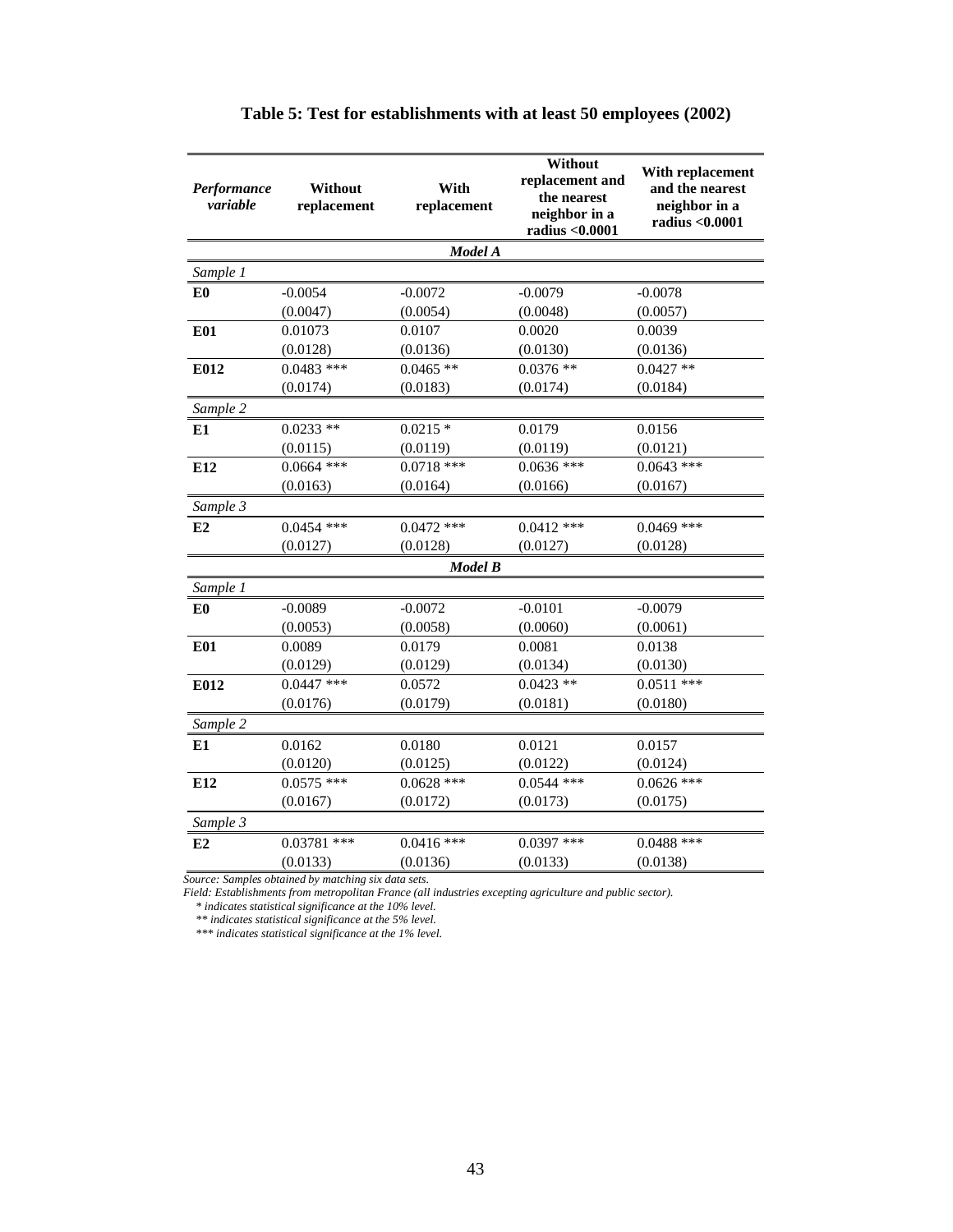# Table 5: Test for establishments with at least 50 employees (2002)

| *Performance variable* | Without replacement | With replacement | Without replacement and the nearest neighbor in a radius <0.0001 | With replacement and the nearest neighbor in a radius <0.0001 |
|---|---|---|---|---|
| | | ***Model A*** | | |
| *Sample 1* | | | | |
| **E0** | -0.0054 | -0.0072 | -0.0079 | -0.0078 |
| | (0.0047) | (0.0054) | (0.0048) | (0.0057) |
| **E01** | 0.01073 | 0.0107 | 0.0020 | 0.0039 |
| | (0.0128) | (0.0136) | (0.0130) | (0.0136) |
| **E012** | 0.0483 *** | 0.0465 ** | 0.0376 ** | 0.0427 ** |
| | (0.0174) | (0.0183) | (0.0174) | (0.0184) |
| *Sample 2* | | | | |
| **E1** | 0.0233 ** | 0.0215 * | 0.0179 | 0.0156 |
| | (0.0115) | (0.0119) | (0.0119) | (0.0121) |
| **E12** | 0.0664 *** | 0.0718 *** | 0.0636 *** | 0.0643 *** |
| | (0.0163) | (0.0164) | (0.0166) | (0.0167) |
| *Sample 3* | | | | |
| **E2** | 0.0454 *** | 0.0472 *** | 0.0412 *** | 0.0469 *** |
| | (0.0127) | (0.0128) | (0.0127) | (0.0128) |
| | | ***Model B*** | | |
| *Sample 1* | | | | |
| **E0** | -0.0089 | -0.0072 | -0.0101 | -0.0079 |
| | (0.0053) | (0.0058) | (0.0060) | (0.0061) |
| **E01** | 0.0089 | 0.0179 | 0.0081 | 0.0138 |
| | (0.0129) | (0.0129) | (0.0134) | (0.0130) |
| **E012** | 0.0447 *** | 0.0572 | 0.0423 ** | 0.0511 *** |
| | (0.0176) | (0.0179) | (0.0181) | (0.0180) |
| *Sample 2* | | | | |
| **E1** | 0.0162 | 0.0180 | 0.0121 | 0.0157 |
| | (0.0120) | (0.0125) | (0.0122) | (0.0124) |
| **E12** | 0.0575 *** | 0.0628 *** | 0.0544 *** | 0.0626 *** |
| | (0.0167) | (0.0172) | (0.0173) | (0.0175) |
| *Sample 3* | | | | |
| **E2** | 0.03781 *** | 0.0416 *** | 0.0397 *** | 0.0488 *** |
| | (0.0133) | (0.0136) | (0.0133) | (0.0138) |

*Source: Samples obtained by matching six data sets.*
*Field: Establishments from metropolitan France (all industries excepting agriculture and public sector).*
*\* indicates statistical significance at the 10% level.*
*\*\* indicates statistical significance at the 5% level.*
*\*\*\* indicates statistical significance at the 1% level.*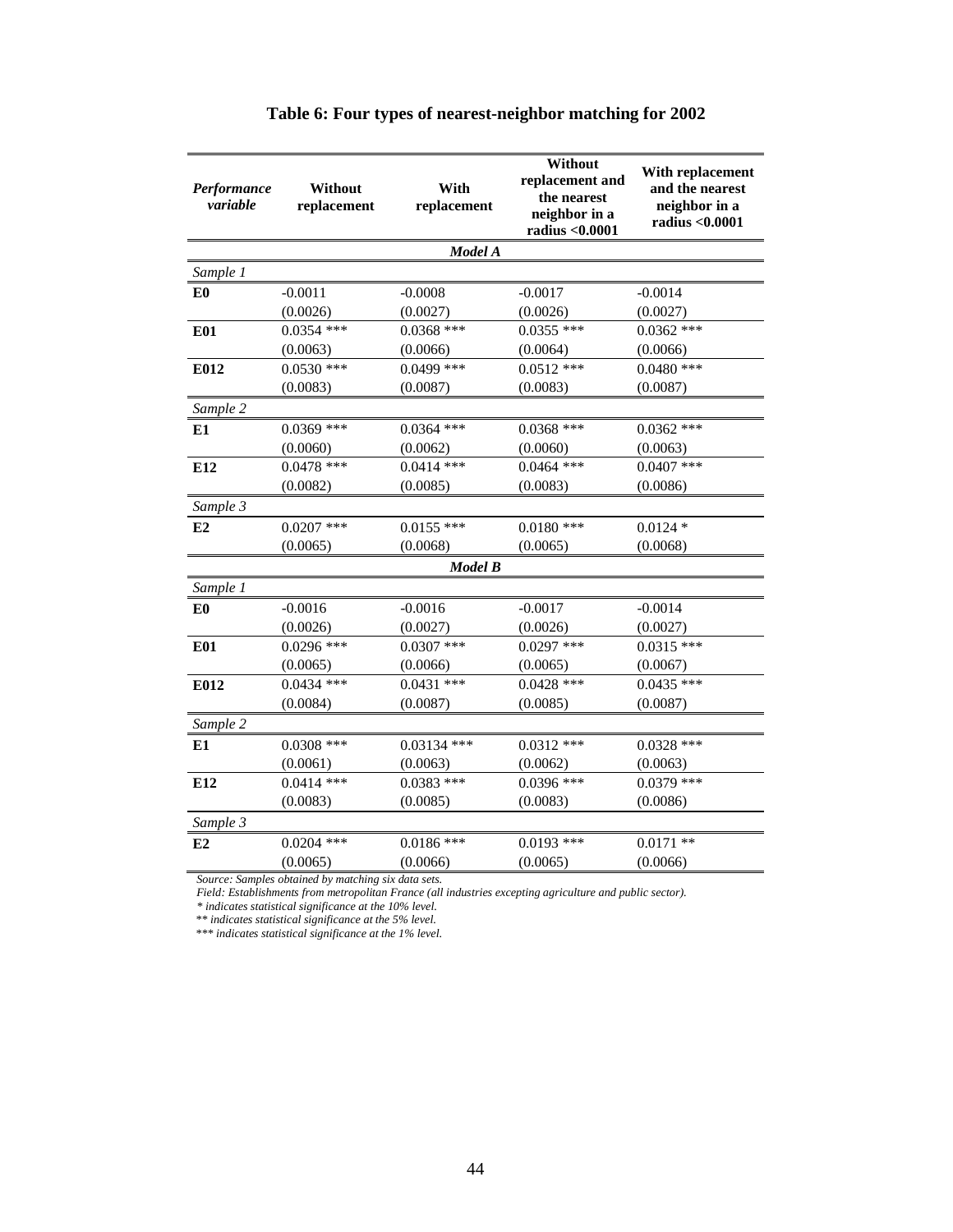**Table 6: Four types of nearest-neighbor matching for 2002**

| *Performance variable* | Without replacement | With replacement | Without replacement and the nearest neighbor in a radius <0.0001 | With replacement and the nearest neighbor in a radius <0.0001 |
|---|---|---|---|---|
| | | ***Model A*** | | |
| *Sample 1* | | | | |
| **E0** | -0.0011 | -0.0008 | -0.0017 | -0.0014 |
| | (0.0026) | (0.0027) | (0.0026) | (0.0027) |
| **E01** | 0.0354 *** | 0.0368 *** | 0.0355 *** | 0.0362 *** |
| | (0.0063) | (0.0066) | (0.0064) | (0.0066) |
| **E012** | 0.0530 *** | 0.0499 *** | 0.0512 *** | 0.0480 *** |
| | (0.0083) | (0.0087) | (0.0083) | (0.0087) |
| *Sample 2* | | | | |
| **E1** | 0.0369 *** | 0.0364 *** | 0.0368 *** | 0.0362 *** |
| | (0.0060) | (0.0062) | (0.0060) | (0.0063) |
| **E12** | 0.0478 *** | 0.0414 *** | 0.0464 *** | 0.0407 *** |
| | (0.0082) | (0.0085) | (0.0083) | (0.0086) |
| *Sample 3* | | | | |
| **E2** | 0.0207 *** | 0.0155 *** | 0.0180 *** | 0.0124 * |
| | (0.0065) | (0.0068) | (0.0065) | (0.0068) |
| | | ***Model B*** | | |
| *Sample 1* | | | | |
| **E0** | -0.0016 | -0.0016 | -0.0017 | -0.0014 |
| | (0.0026) | (0.0027) | (0.0026) | (0.0027) |
| **E01** | 0.0296 *** | 0.0307 *** | 0.0297 *** | 0.0315 *** |
| | (0.0065) | (0.0066) | (0.0065) | (0.0067) |
| **E012** | 0.0434 *** | 0.0431 *** | 0.0428 *** | 0.0435 *** |
| | (0.0084) | (0.0087) | (0.0085) | (0.0087) |
| *Sample 2* | | | | |
| **E1** | 0.0308 *** | 0.03134 *** | 0.0312 *** | 0.0328 *** |
| | (0.0061) | (0.0063) | (0.0062) | (0.0063) |
| **E12** | 0.0414 *** | 0.0383 *** | 0.0396 *** | 0.0379 *** |
| | (0.0083) | (0.0085) | (0.0083) | (0.0086) |
| *Sample 3* | | | | |
| **E2** | 0.0204 *** | 0.0186 *** | 0.0193 *** | 0.0171 ** |
| | (0.0065) | (0.0066) | (0.0065) | (0.0066) |

*Source: Samples obtained by matching six data sets.*
*Field: Establishments from metropolitan France (all industries excepting agriculture and public sector).*
*\* indicates statistical significance at the 10% level.*
*\*\* indicates statistical significance at the 5% level.*
*\*\*\* indicates statistical significance at the 1% level.*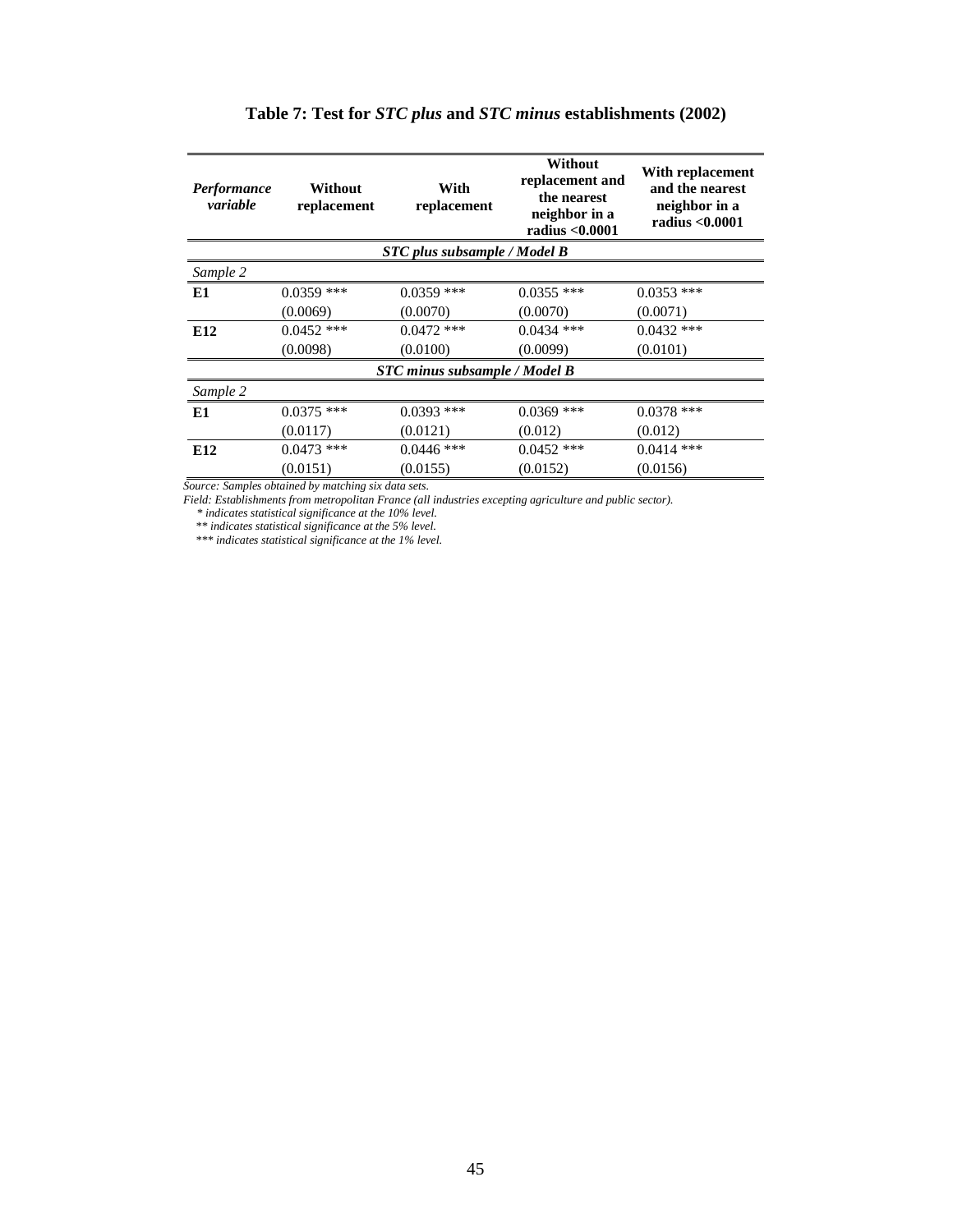**Table 7: Test for *STC plus* and *STC minus* establishments (2002)**

| *Performance variable* | Without replacement | With replacement | Without replacement and the nearest neighbor in a radius <0.0001 | With replacement and the nearest neighbor in a radius <0.0001 |
|---|---|---|---|---|
| | | ***STC plus subsample / Model B*** | | |
| *Sample 2* | | | | |
| **E1** | 0.0359 *** | 0.0359 *** | 0.0355 *** | 0.0353 *** |
| | (0.0069) | (0.0070) | (0.0070) | (0.0071) |
| **E12** | 0.0452 *** | 0.0472 *** | 0.0434 *** | 0.0432 *** |
| | (0.0098) | (0.0100) | (0.0099) | (0.0101) |
| | | ***STC minus subsample / Model B*** | | |
| *Sample 2* | | | | |
| **E1** | 0.0375 *** | 0.0393 *** | 0.0369 *** | 0.0378 *** |
| | (0.0117) | (0.0121) | (0.012) | (0.012) |
| **E12** | 0.0473 *** | 0.0446 *** | 0.0452 *** | 0.0414 *** |
| | (0.0151) | (0.0155) | (0.0152) | (0.0156) |

*Source: Samples obtained by matching six data sets.*

*Field: Establishments from metropolitan France (all industries excepting agriculture and public sector).*

*\* indicates statistical significance at the 10% level.*

*\*\* indicates statistical significance at the 5% level.*

*\*\*\* indicates statistical significance at the 1% level.*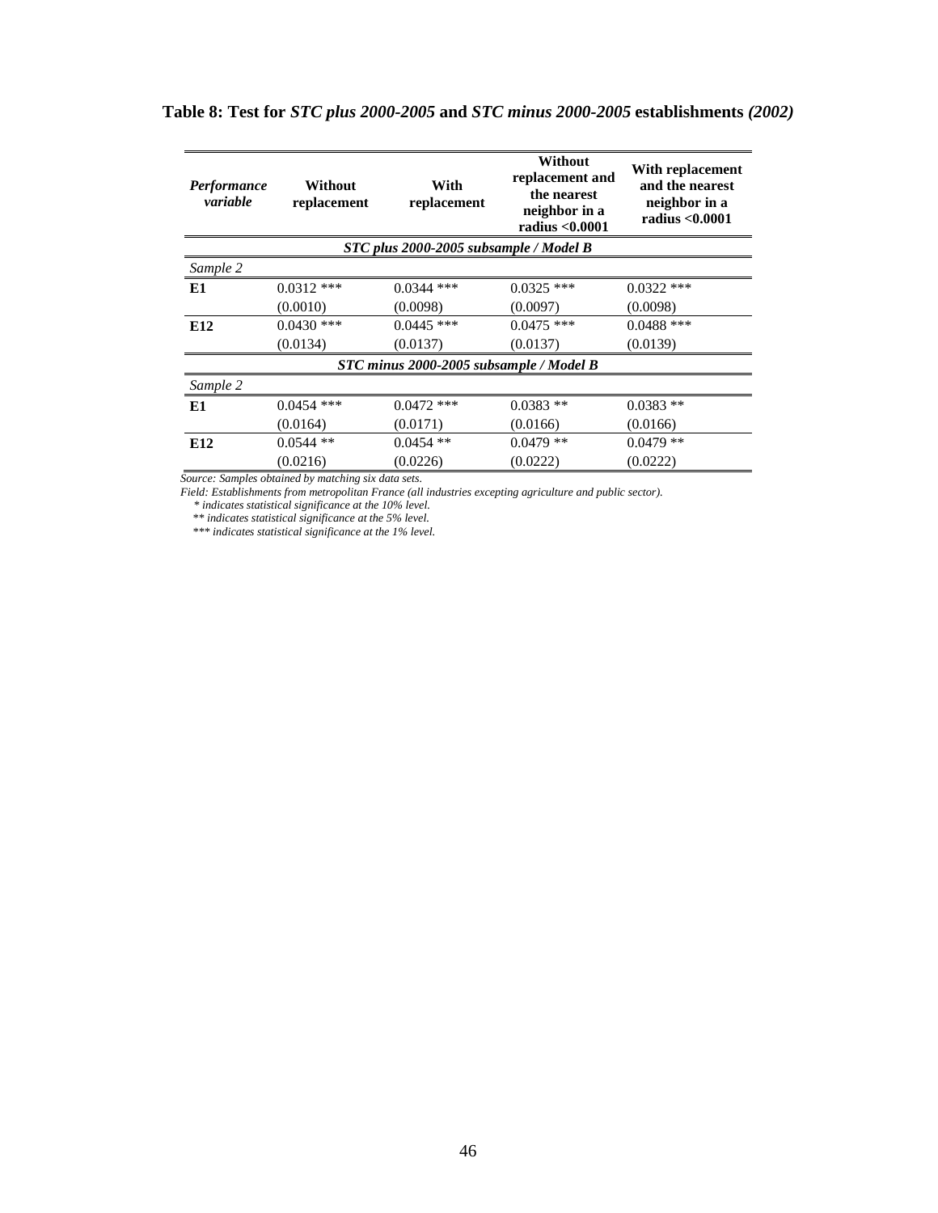**Table 8: Test for *STC plus 2000-2005* and *STC minus 2000-2005* establishments *(2002)***

| *Performance variable* | **Without replacement** | **With replacement** | **Without replacement and the nearest neighbor in a radius <0.0001** | **With replacement and the nearest neighbor in a radius <0.0001** |
|---|---|---|---|---|
| | ***STC plus 2000-2005 subsample / Model B*** | | | |
| *Sample 2* | | | | |
| **E1** | 0.0312 *** | 0.0344 *** | 0.0325 *** | 0.0322 *** |
| | (0.0010) | (0.0098) | (0.0097) | (0.0098) |
| **E12** | 0.0430 *** | 0.0445 *** | 0.0475 *** | 0.0488 *** |
| | (0.0134) | (0.0137) | (0.0137) | (0.0139) |
| | ***STC minus 2000-2005 subsample / Model B*** | | | |
| *Sample 2* | | | | |
| **E1** | 0.0454 *** | 0.0472 *** | 0.0383 ** | 0.0383 ** |
| | (0.0164) | (0.0171) | (0.0166) | (0.0166) |
| **E12** | 0.0544 ** | 0.0454 ** | 0.0479 ** | 0.0479 ** |
| | (0.0216) | (0.0226) | (0.0222) | (0.0222) |

*Source: Samples obtained by matching six data sets.*
*Field: Establishments from metropolitan France (all industries excepting agriculture and public sector).*
*\* indicates statistical significance at the 10% level.*
*\*\* indicates statistical significance at the 5% level.*
*\*\*\* indicates statistical significance at the 1% level.*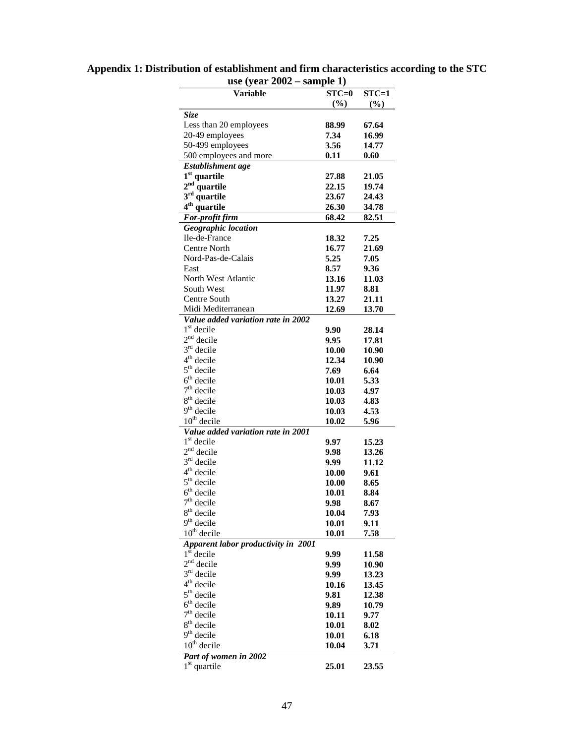**Appendix 1: Distribution of establishment and firm characteristics according to the STC use (year 2002 – sample 1)**

| Variable | STC=0 (%) | STC=1 (%) |
|---|---|---|
| ***Size*** | | |
| Less than 20 employees | **88.99** | **67.64** |
| 20-49 employees | **7.34** | **16.99** |
| 50-499 employees | **3.56** | **14.77** |
| 500 employees and more | **0.11** | **0.60** |
| ***Establishment age*** | | |
| **1st quartile** | **27.88** | **21.05** |
| **2nd quartile** | **22.15** | **19.74** |
| **3rd quartile** | **23.67** | **24.43** |
| **4th quartile** | **26.30** | **34.78** |
| ***For-profit firm*** | **68.42** | **82.51** |
| ***Geographic location*** | | |
| Ile-de-France | **18.32** | **7.25** |
| Centre North | **16.77** | **21.69** |
| Nord-Pas-de-Calais | **5.25** | **7.05** |
| East | **8.57** | **9.36** |
| North West Atlantic | **13.16** | **11.03** |
| South West | **11.97** | **8.81** |
| Centre South | **13.27** | **21.11** |
| Midi Mediterranean | **12.69** | **13.70** |
| ***Value added variation rate in 2002*** | | |
| 1st decile | **9.90** | **28.14** |
| 2nd decile | **9.95** | **17.81** |
| 3rd decile | **10.00** | **10.90** |
| 4th decile | **12.34** | **10.90** |
| 5th decile | **7.69** | **6.64** |
| 6th decile | **10.01** | **5.33** |
| 7th decile | **10.03** | **4.97** |
| 8th decile | **10.03** | **4.83** |
| 9th decile | **10.03** | **4.53** |
| 10th decile | **10.02** | **5.96** |
| ***Value added variation rate in 2001*** | | |
| 1st decile | **9.97** | **15.23** |
| 2nd decile | **9.98** | **13.26** |
| 3rd decile | **9.99** | **11.12** |
| 4th decile | **10.00** | **9.61** |
| 5th decile | **10.00** | **8.65** |
| 6th decile | **10.01** | **8.84** |
| 7th decile | **9.98** | **8.67** |
| 8th decile | **10.04** | **7.93** |
| 9th decile | **10.01** | **9.11** |
| 10th decile | **10.01** | **7.58** |
| ***Apparent labor productivity in 2001*** | | |
| 1st decile | **9.99** | **11.58** |
| 2nd decile | **9.99** | **10.90** |
| 3rd decile | **9.99** | **13.23** |
| 4th decile | **10.16** | **13.45** |
| 5th decile | **9.81** | **12.38** |
| 6th decile | **9.89** | **10.79** |
| 7th decile | **10.11** | **9.77** |
| 8th decile | **10.01** | **8.02** |
| 9th decile | **10.01** | **6.18** |
| 10th decile | **10.04** | **3.71** |
| ***Part of women in 2002*** | | |
| 1st quartile | **25.01** | **23.55** |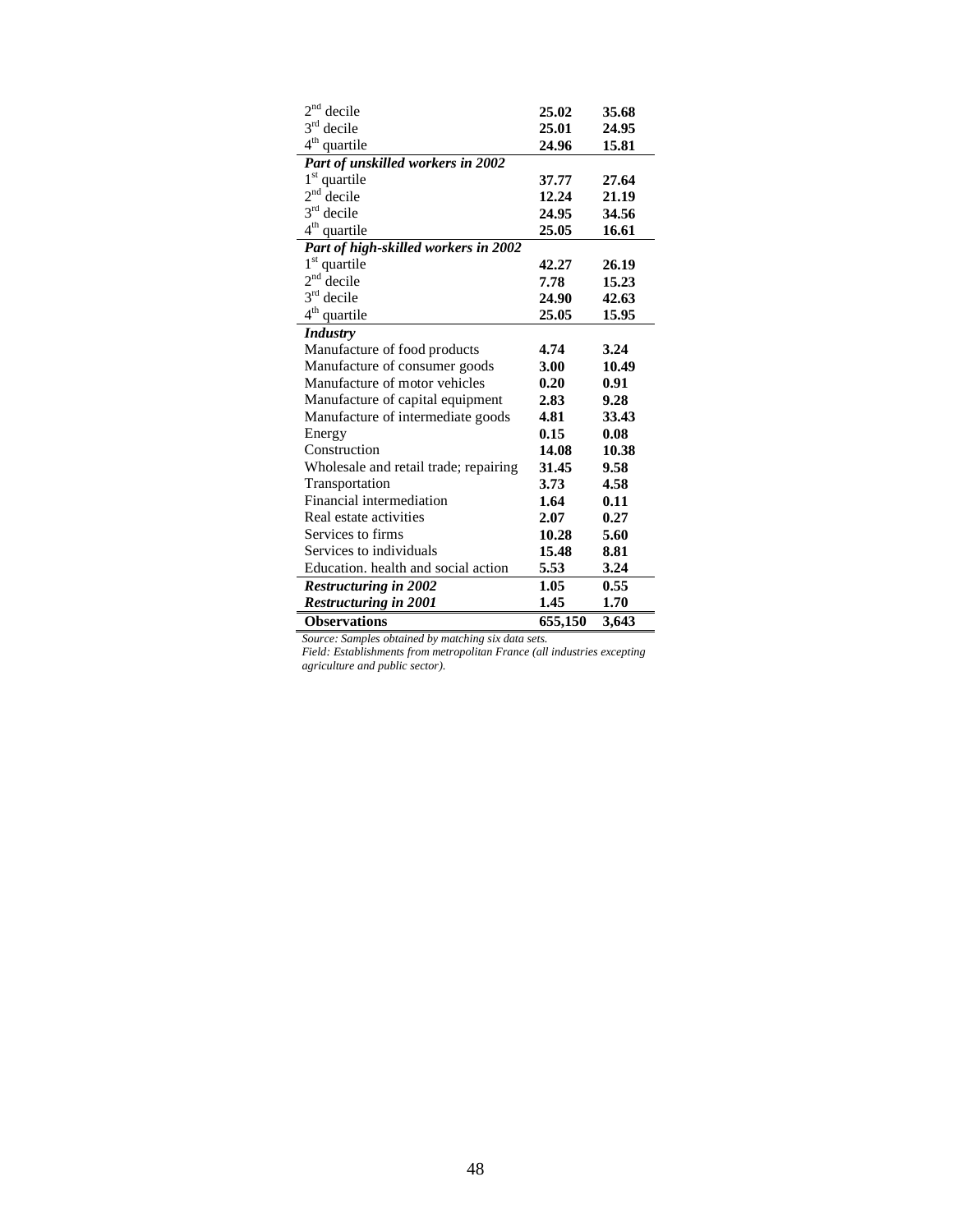| | | |
|---|---|---|
| 2nd decile | **25.02** | **35.68** |
| 3rd decile | **25.01** | **24.95** |
| 4th quartile | **24.96** | **15.81** |
| ***Part of unskilled workers in 2002*** | | |
| 1st quartile | **37.77** | **27.64** |
| 2nd decile | **12.24** | **21.19** |
| 3rd decile | **24.95** | **34.56** |
| 4th quartile | **25.05** | **16.61** |
| ***Part of high-skilled workers in 2002*** | | |
| 1st quartile | **42.27** | **26.19** |
| 2nd decile | **7.78** | **15.23** |
| 3rd decile | **24.90** | **42.63** |
| 4th quartile | **25.05** | **15.95** |
| ***Industry*** | | |
| Manufacture of food products | **4.74** | **3.24** |
| Manufacture of consumer goods | **3.00** | **10.49** |
| Manufacture of motor vehicles | **0.20** | **0.91** |
| Manufacture of capital equipment | **2.83** | **9.28** |
| Manufacture of intermediate goods | **4.81** | **33.43** |
| Energy | **0.15** | **0.08** |
| Construction | **14.08** | **10.38** |
| Wholesale and retail trade; repairing | **31.45** | **9.58** |
| Transportation | **3.73** | **4.58** |
| Financial intermediation | **1.64** | **0.11** |
| Real estate activities | **2.07** | **0.27** |
| Services to firms | **10.28** | **5.60** |
| Services to individuals | **15.48** | **8.81** |
| Education. health and social action | **5.53** | **3.24** |
| ***Restructuring in 2002*** | **1.05** | **0.55** |
| ***Restructuring in 2001*** | **1.45** | **1.70** |
| **Observations** | **655,150** | **3,643** |

*Source: Samples obtained by matching six data sets.*
*Field: Establishments from metropolitan France (all industries excepting agriculture and public sector).*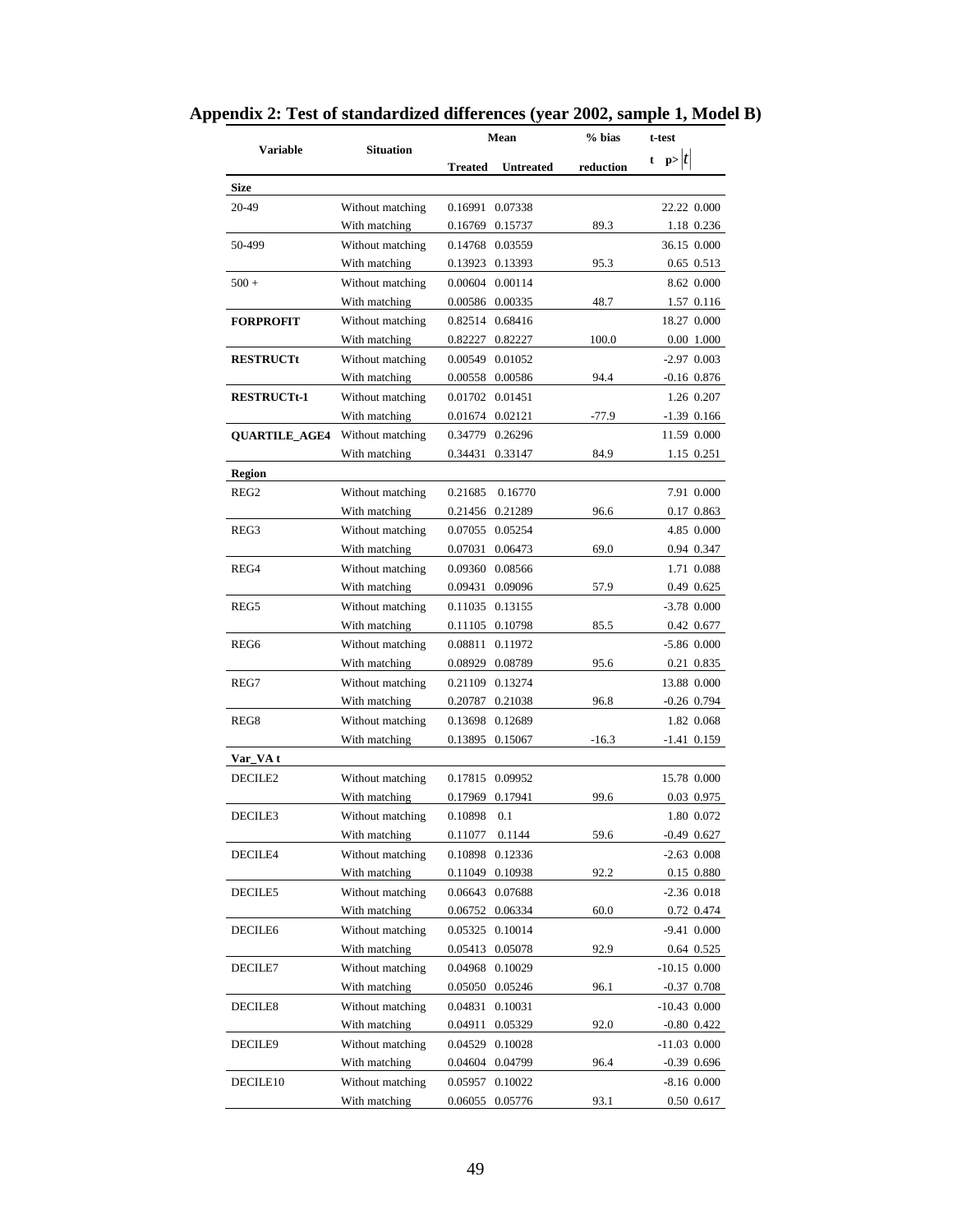## Appendix 2: Test of standardized differences (year 2002, sample 1, Model B)

| Variable | Situation | Mean | | % bias | t-test | |
|---|---|---|---|---|---|---|
| | | Treated | Untreated | reduction | t | p>\|t\| |
| **Size** | | | | | | |
| 20-49 | Without matching | 0.16991 | 0.07338 | | 22.22 | 0.000 |
| | With matching | 0.16769 | 0.15737 | 89.3 | 1.18 | 0.236 |
| 50-499 | Without matching | 0.14768 | 0.03559 | | 36.15 | 0.000 |
| | With matching | 0.13923 | 0.13393 | 95.3 | 0.65 | 0.513 |
| 500 + | Without matching | 0.00604 | 0.00114 | | 8.62 | 0.000 |
| | With matching | 0.00586 | 0.00335 | 48.7 | 1.57 | 0.116 |
| **FORPROFIT** | Without matching | 0.82514 | 0.68416 | | 18.27 | 0.000 |
| | With matching | 0.82227 | 0.82227 | 100.0 | 0.00 | 1.000 |
| **RESTRUCTt** | Without matching | 0.00549 | 0.01052 | | -2.97 | 0.003 |
| | With matching | 0.00558 | 0.00586 | 94.4 | -0.16 | 0.876 |
| **RESTRUCTt-1** | Without matching | 0.01702 | 0.01451 | | 1.26 | 0.207 |
| | With matching | 0.01674 | 0.02121 | -77.9 | -1.39 | 0.166 |
| **QUARTILE_AGE4** | Without matching | 0.34779 | 0.26296 | | 11.59 | 0.000 |
| | With matching | 0.34431 | 0.33147 | 84.9 | 1.15 | 0.251 |
| **Region** | | | | | | |
| REG2 | Without matching | 0.21685 | 0.16770 | | 7.91 | 0.000 |
| | With matching | 0.21456 | 0.21289 | 96.6 | 0.17 | 0.863 |
| REG3 | Without matching | 0.07055 | 0.05254 | | 4.85 | 0.000 |
| | With matching | 0.07031 | 0.06473 | 69.0 | 0.94 | 0.347 |
| REG4 | Without matching | 0.09360 | 0.08566 | | 1.71 | 0.088 |
| | With matching | 0.09431 | 0.09096 | 57.9 | 0.49 | 0.625 |
| REG5 | Without matching | 0.11035 | 0.13155 | | -3.78 | 0.000 |
| | With matching | 0.11105 | 0.10798 | 85.5 | 0.42 | 0.677 |
| REG6 | Without matching | 0.08811 | 0.11972 | | -5.86 | 0.000 |
| | With matching | 0.08929 | 0.08789 | 95.6 | 0.21 | 0.835 |
| REG7 | Without matching | 0.21109 | 0.13274 | | 13.88 | 0.000 |
| | With matching | 0.20787 | 0.21038 | 96.8 | -0.26 | 0.794 |
| REG8 | Without matching | 0.13698 | 0.12689 | | 1.82 | 0.068 |
| | With matching | 0.13895 | 0.15067 | -16.3 | -1.41 | 0.159 |
| **Var_VA t** | | | | | | |
| DECILE2 | Without matching | 0.17815 | 0.09952 | | 15.78 | 0.000 |
| | With matching | 0.17969 | 0.17941 | 99.6 | 0.03 | 0.975 |
| DECILE3 | Without matching | 0.10898 | 0.1 | | 1.80 | 0.072 |
| | With matching | 0.11077 | 0.1144 | 59.6 | -0.49 | 0.627 |
| DECILE4 | Without matching | 0.10898 | 0.12336 | | -2.63 | 0.008 |
| | With matching | 0.11049 | 0.10938 | 92.2 | 0.15 | 0.880 |
| DECILE5 | Without matching | 0.06643 | 0.07688 | | -2.36 | 0.018 |
| | With matching | 0.06752 | 0.06334 | 60.0 | 0.72 | 0.474 |
| DECILE6 | Without matching | 0.05325 | 0.10014 | | -9.41 | 0.000 |
| | With matching | 0.05413 | 0.05078 | 92.9 | 0.64 | 0.525 |
| DECILE7 | Without matching | 0.04968 | 0.10029 | | -10.15 | 0.000 |
| | With matching | 0.05050 | 0.05246 | 96.1 | -0.37 | 0.708 |
| DECILE8 | Without matching | 0.04831 | 0.10031 | | -10.43 | 0.000 |
| | With matching | 0.04911 | 0.05329 | 92.0 | -0.80 | 0.422 |
| DECILE9 | Without matching | 0.04529 | 0.10028 | | -11.03 | 0.000 |
| | With matching | 0.04604 | 0.04799 | 96.4 | -0.39 | 0.696 |
| DECILE10 | Without matching | 0.05957 | 0.10022 | | -8.16 | 0.000 |
| | With matching | 0.06055 | 0.05776 | 93.1 | 0.50 | 0.617 |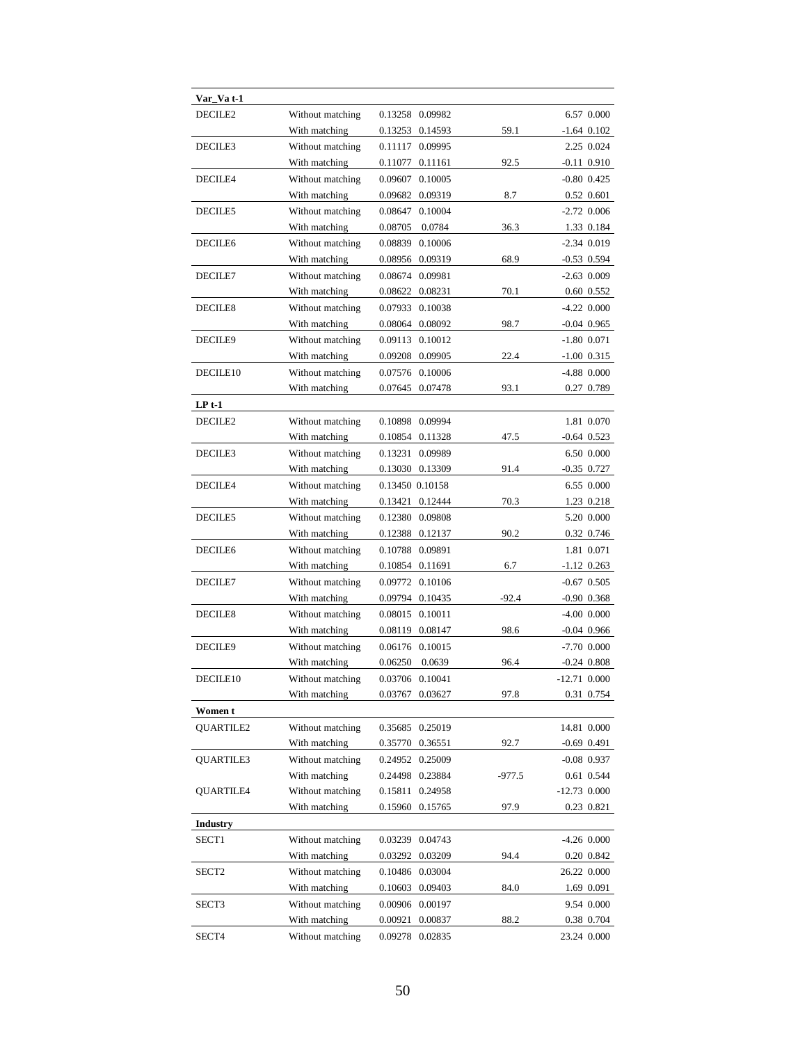| | | | | | | |
|---|---|---|---|---|---|---|
| **Var_Va t-1** | | | | | | |
| DECILE2 | Without matching | 0.13258 | 0.09982 | | 6.57 | 0.000 |
| | With matching | 0.13253 | 0.14593 | 59.1 | -1.64 | 0.102 |
| DECILE3 | Without matching | 0.11117 | 0.09995 | | 2.25 | 0.024 |
| | With matching | 0.11077 | 0.11161 | 92.5 | -0.11 | 0.910 |
| DECILE4 | Without matching | 0.09607 | 0.10005 | | -0.80 | 0.425 |
| | With matching | 0.09682 | 0.09319 | 8.7 | 0.52 | 0.601 |
| DECILE5 | Without matching | 0.08647 | 0.10004 | | -2.72 | 0.006 |
| | With matching | 0.08705 | 0.0784 | 36.3 | 1.33 | 0.184 |
| DECILE6 | Without matching | 0.08839 | 0.10006 | | -2.34 | 0.019 |
| | With matching | 0.08956 | 0.09319 | 68.9 | -0.53 | 0.594 |
| DECILE7 | Without matching | 0.08674 | 0.09981 | | -2.63 | 0.009 |
| | With matching | 0.08622 | 0.08231 | 70.1 | 0.60 | 0.552 |
| DECILE8 | Without matching | 0.07933 | 0.10038 | | -4.22 | 0.000 |
| | With matching | 0.08064 | 0.08092 | 98.7 | -0.04 | 0.965 |
| DECILE9 | Without matching | 0.09113 | 0.10012 | | -1.80 | 0.071 |
| | With matching | 0.09208 | 0.09905 | 22.4 | -1.00 | 0.315 |
| DECILE10 | Without matching | 0.07576 | 0.10006 | | -4.88 | 0.000 |
| | With matching | 0.07645 | 0.07478 | 93.1 | 0.27 | 0.789 |
| **LP t-1** | | | | | | |
| DECILE2 | Without matching | 0.10898 | 0.09994 | | 1.81 | 0.070 |
| | With matching | 0.10854 | 0.11328 | 47.5 | -0.64 | 0.523 |
| DECILE3 | Without matching | 0.13231 | 0.09989 | | 6.50 | 0.000 |
| | With matching | 0.13030 | 0.13309 | 91.4 | -0.35 | 0.727 |
| DECILE4 | Without matching | 0.13450 | 0.10158 | | 6.55 | 0.000 |
| | With matching | 0.13421 | 0.12444 | 70.3 | 1.23 | 0.218 |
| DECILE5 | Without matching | 0.12380 | 0.09808 | | 5.20 | 0.000 |
| | With matching | 0.12388 | 0.12137 | 90.2 | 0.32 | 0.746 |
| DECILE6 | Without matching | 0.10788 | 0.09891 | | 1.81 | 0.071 |
| | With matching | 0.10854 | 0.11691 | 6.7 | -1.12 | 0.263 |
| DECILE7 | Without matching | 0.09772 | 0.10106 | | -0.67 | 0.505 |
| | With matching | 0.09794 | 0.10435 | -92.4 | -0.90 | 0.368 |
| DECILE8 | Without matching | 0.08015 | 0.10011 | | -4.00 | 0.000 |
| | With matching | 0.08119 | 0.08147 | 98.6 | -0.04 | 0.966 |
| DECILE9 | Without matching | 0.06176 | 0.10015 | | -7.70 | 0.000 |
| | With matching | 0.06250 | 0.0639 | 96.4 | -0.24 | 0.808 |
| DECILE10 | Without matching | 0.03706 | 0.10041 | | -12.71 | 0.000 |
| | With matching | 0.03767 | 0.03627 | 97.8 | 0.31 | 0.754 |
| **Women t** | | | | | | |
| QUARTILE2 | Without matching | 0.35685 | 0.25019 | | 14.81 | 0.000 |
| | With matching | 0.35770 | 0.36551 | 92.7 | -0.69 | 0.491 |
| QUARTILE3 | Without matching | 0.24952 | 0.25009 | | -0.08 | 0.937 |
| | With matching | 0.24498 | 0.23884 | -977.5 | 0.61 | 0.544 |
| QUARTILE4 | Without matching | 0.15811 | 0.24958 | | -12.73 | 0.000 |
| | With matching | 0.15960 | 0.15765 | 97.9 | 0.23 | 0.821 |
| **Industry** | | | | | | |
| SECT1 | Without matching | 0.03239 | 0.04743 | | -4.26 | 0.000 |
| | With matching | 0.03292 | 0.03209 | 94.4 | 0.20 | 0.842 |
| SECT2 | Without matching | 0.10486 | 0.03004 | | 26.22 | 0.000 |
| | With matching | 0.10603 | 0.09403 | 84.0 | 1.69 | 0.091 |
| SECT3 | Without matching | 0.00906 | 0.00197 | | 9.54 | 0.000 |
| | With matching | 0.00921 | 0.00837 | 88.2 | 0.38 | 0.704 |
| SECT4 | Without matching | 0.09278 | 0.02835 | | 23.24 | 0.000 |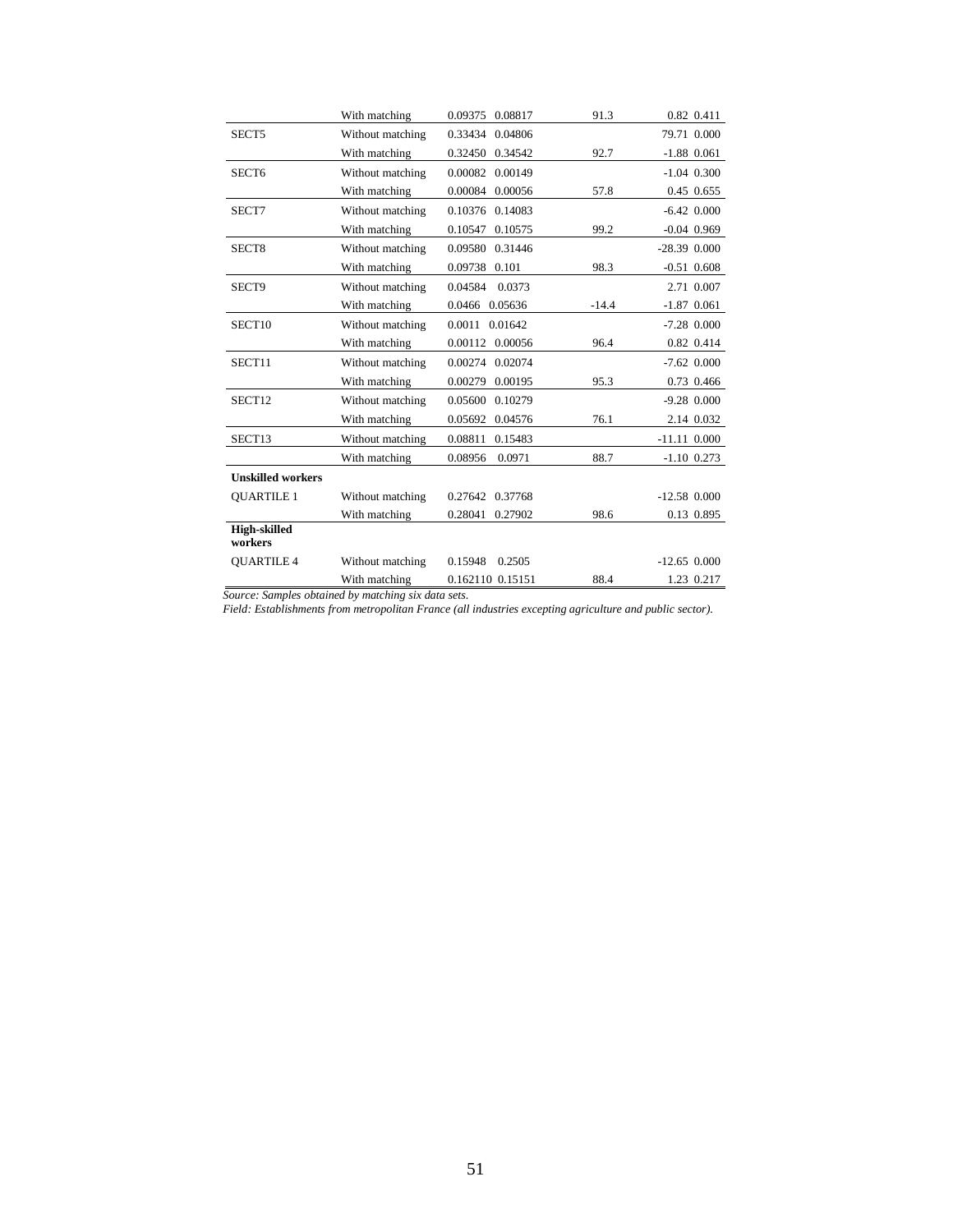| | | | | | | |
|---|---|---|---|---|---|---|
| | With matching | 0.09375 | 0.08817 | 91.3 | 0.82 | 0.411 |
| SECT5 | Without matching | 0.33434 | 0.04806 | | 79.71 | 0.000 |
| | With matching | 0.32450 | 0.34542 | 92.7 | -1.88 | 0.061 |
| SECT6 | Without matching | 0.00082 | 0.00149 | | -1.04 | 0.300 |
| | With matching | 0.00084 | 0.00056 | 57.8 | 0.45 | 0.655 |
| SECT7 | Without matching | 0.10376 | 0.14083 | | -6.42 | 0.000 |
| | With matching | 0.10547 | 0.10575 | 99.2 | -0.04 | 0.969 |
| SECT8 | Without matching | 0.09580 | 0.31446 | | -28.39 | 0.000 |
| | With matching | 0.09738 | 0.101 | 98.3 | -0.51 | 0.608 |
| SECT9 | Without matching | 0.04584 | 0.0373 | | 2.71 | 0.007 |
| | With matching | 0.0466 | 0.05636 | -14.4 | -1.87 | 0.061 |
| SECT10 | Without matching | 0.0011 | 0.01642 | | -7.28 | 0.000 |
| | With matching | 0.00112 | 0.00056 | 96.4 | 0.82 | 0.414 |
| SECT11 | Without matching | 0.00274 | 0.02074 | | -7.62 | 0.000 |
| | With matching | 0.00279 | 0.00195 | 95.3 | 0.73 | 0.466 |
| SECT12 | Without matching | 0.05600 | 0.10279 | | -9.28 | 0.000 |
| | With matching | 0.05692 | 0.04576 | 76.1 | 2.14 | 0.032 |
| SECT13 | Without matching | 0.08811 | 0.15483 | | -11.11 | 0.000 |
| | With matching | 0.08956 | 0.0971 | 88.7 | -1.10 | 0.273 |
| **Unskilled workers** | | | | | | |
| QUARTILE 1 | Without matching | 0.27642 | 0.37768 | | -12.58 | 0.000 |
| | With matching | 0.28041 | 0.27902 | 98.6 | 0.13 | 0.895 |
| **High-skilled workers** | | | | | | |
| QUARTILE 4 | Without matching | 0.15948 | 0.2505 | | -12.65 | 0.000 |
| | With matching | 0.162110 | 0.15151 | 88.4 | 1.23 | 0.217 |

*Source: Samples obtained by matching six data sets.*

*Field: Establishments from metropolitan France (all industries excepting agriculture and public sector).*